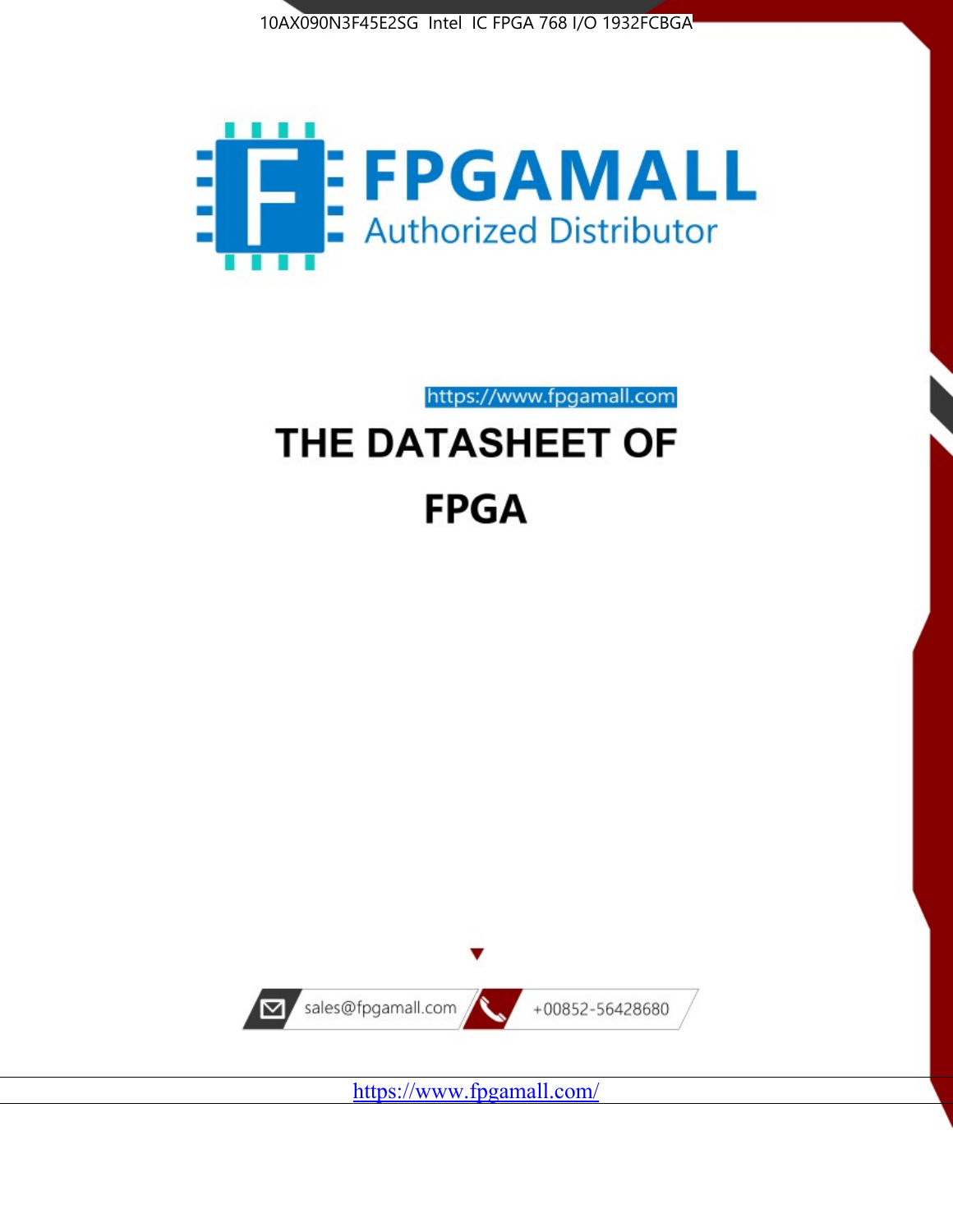10AX090N3F45E2SG Intel IC FPGA 768 I/O 1932FCBGA

# FPGAMALL

Authorized Distributor

https://www.fpgamall.com

# THE DATASHEET OF

# FPGA

sales@fpgamall.com

+00852-56428680

https://www.fpgamall.com/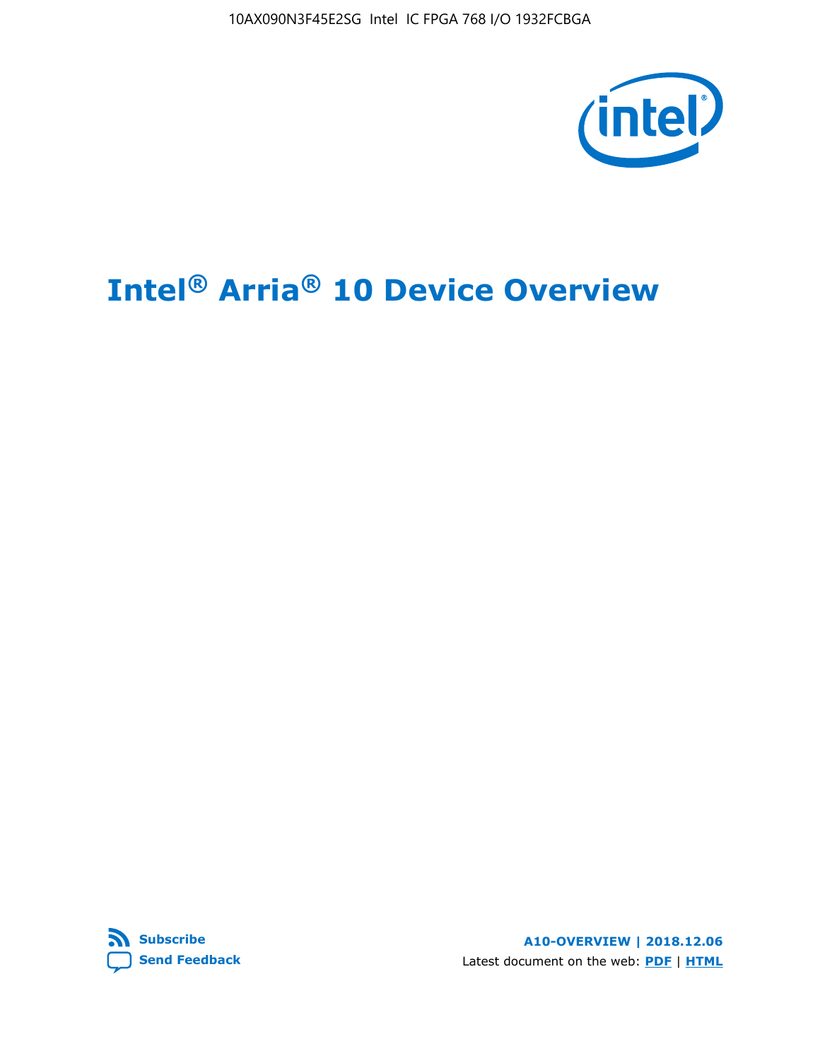# Intel® Arria® 10 Device Overview

**Subscribe**

**Send Feedback**

**A10-OVERVIEW | 2018.12.06**

Latest document on the web: **PDF** | **HTML**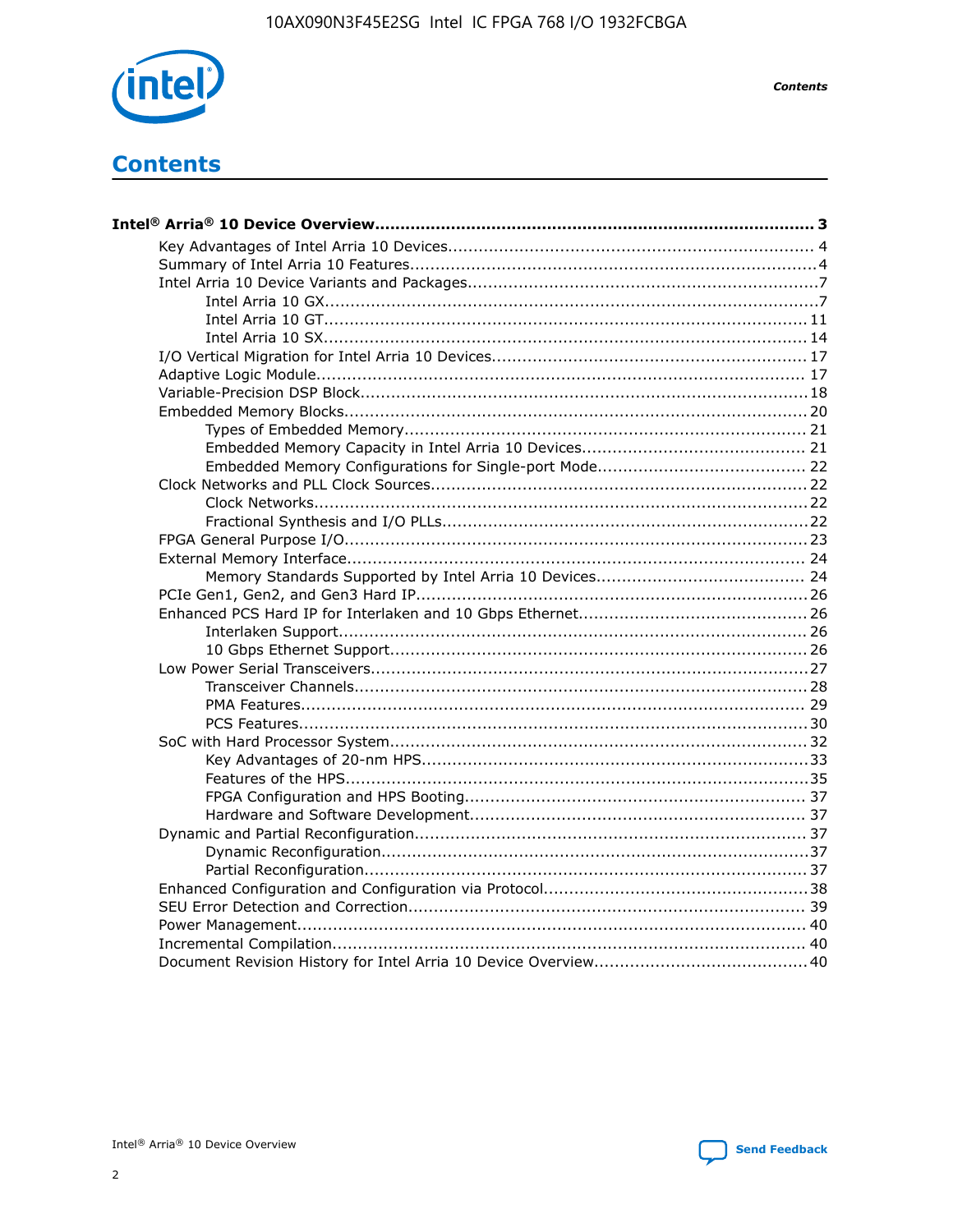# Contents

**Intel® Arria® 10 Device Overview...................................................................................... 3**

- Key Advantages of Intel Arria 10 Devices........................................................................ 4
- Summary of Intel Arria 10 Features................................................................................4
- Intel Arria 10 Device Variants and Packages.....................................................................7
  - Intel Arria 10 GX.................................................................................................7
  - Intel Arria 10 GT............................................................................................... 11
  - Intel Arria 10 SX............................................................................................... 14
- I/O Vertical Migration for Intel Arria 10 Devices.............................................................. 17
- Adaptive Logic Module................................................................................................ 17
- Variable-Precision DSP Block........................................................................................18
- Embedded Memory Blocks...........................................................................................20
  - Types of Embedded Memory............................................................................... 21
  - Embedded Memory Capacity in Intel Arria 10 Devices............................................ 21
  - Embedded Memory Configurations for Single-port Mode......................................... 22
- Clock Networks and PLL Clock Sources.........................................................................22
  - Clock Networks.................................................................................................22
  - Fractional Synthesis and I/O PLLs........................................................................22
- FPGA General Purpose I/O..........................................................................................23
- External Memory Interface.......................................................................................... 24
  - Memory Standards Supported by Intel Arria 10 Devices......................................... 24
- PCIe Gen1, Gen2, and Gen3 Hard IP.............................................................................26
- Enhanced PCS Hard IP for Interlaken and 10 Gbps Ethernet.............................................26
  - Interlaken Support............................................................................................ 26
  - 10 Gbps Ethernet Support.................................................................................. 26
- Low Power Serial Transceivers.....................................................................................27
  - Transceiver Channels.........................................................................................28
  - PMA Features................................................................................................... 29
  - PCS Features....................................................................................................30
- SoC with Hard Processor System..................................................................................32
  - Key Advantages of 20-nm HPS............................................................................33
  - Features of the HPS...........................................................................................35
  - FPGA Configuration and HPS Booting................................................................... 37
  - Hardware and Software Development.................................................................. 37
- Dynamic and Partial Reconfiguration.............................................................................37
  - Dynamic Reconfiguration....................................................................................37
  - Partial Reconfiguration.......................................................................................37
- Enhanced Configuration and Configuration via Protocol....................................................38
- SEU Error Detection and Correction.............................................................................. 39
- Power Management................................................................................................... 40
- Incremental Compilation............................................................................................. 40
- Document Revision History for Intel Arria 10 Device Overview.......................................... 40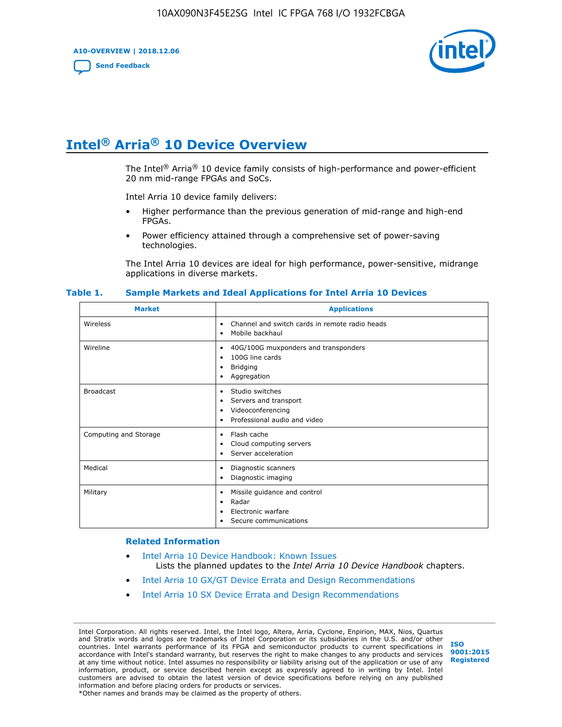# Intel® Arria® 10 Device Overview

The Intel® Arria® 10 device family consists of high-performance and power-efficient 20 nm mid-range FPGAs and SoCs.

Intel Arria 10 device family delivers:

- Higher performance than the previous generation of mid-range and high-end FPGAs.
- Power efficiency attained through a comprehensive set of power-saving technologies.

The Intel Arria 10 devices are ideal for high performance, power-sensitive, midrange applications in diverse markets.

**Table 1. Sample Markets and Ideal Applications for Intel Arria 10 Devices**

| Market | Applications |
|---|---|
| Wireless | • Channel and switch cards in remote radio heads<br>• Mobile backhaul |
| Wireline | • 40G/100G muxponders and transponders<br>• 100G line cards<br>• Bridging<br>• Aggregation |
| Broadcast | • Studio switches<br>• Servers and transport<br>• Videoconferencing<br>• Professional audio and video |
| Computing and Storage | • Flash cache<br>• Cloud computing servers<br>• Server acceleration |
| Medical | • Diagnostic scanners<br>• Diagnostic imaging |
| Military | • Missile guidance and control<br>• Radar<br>• Electronic warfare<br>• Secure communications |

## Related Information

- Intel Arria 10 Device Handbook: Known Issues
  Lists the planned updates to the *Intel Arria 10 Device Handbook* chapters.
- Intel Arria 10 GX/GT Device Errata and Design Recommendations
- Intel Arria 10 SX Device Errata and Design Recommendations

Intel Corporation. All rights reserved. Intel, the Intel logo, Altera, Arria, Cyclone, Enpirion, MAX, Nios, Quartus and Stratix words and logos are trademarks of Intel Corporation or its subsidiaries in the U.S. and/or other countries. Intel warrants performance of its FPGA and semiconductor products to current specifications in accordance with Intel's standard warranty, but reserves the right to make changes to any products and services at any time without notice. Intel assumes no responsibility or liability arising out of the application or use of any information, product, or service described herein except as expressly agreed to in writing by Intel. Intel customers are advised to obtain the latest version of device specifications before relying on any published information and before placing orders for products or services.
*Other names and brands may be claimed as the property of others.

ISO 9001:2015 Registered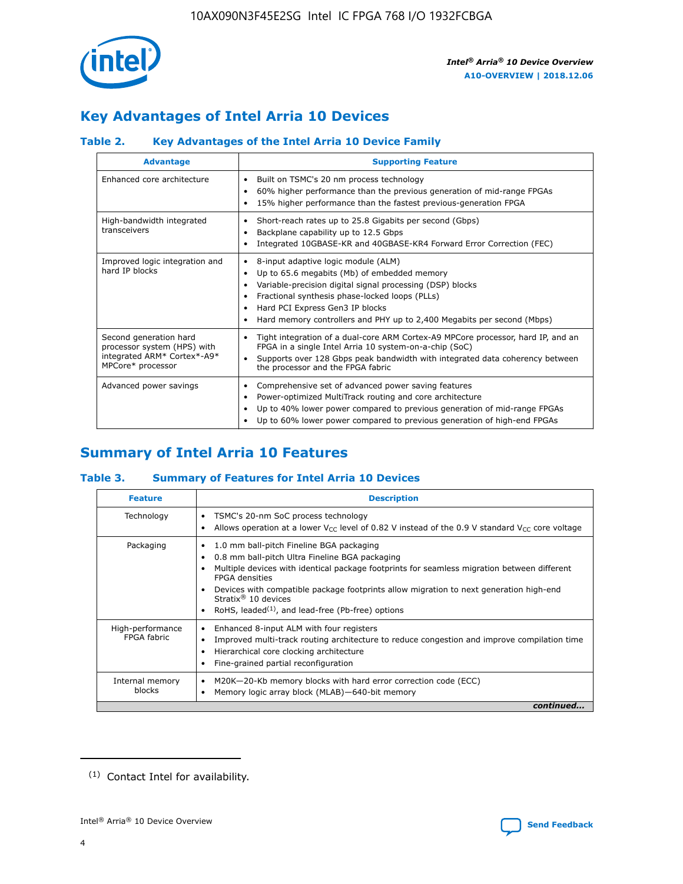## Key Advantages of Intel Arria 10 Devices

### Table 2. Key Advantages of the Intel Arria 10 Device Family

| Advantage | Supporting Feature |
|---|---|
| Enhanced core architecture | • Built on TSMC's 20 nm process technology<br>• 60% higher performance than the previous generation of mid-range FPGAs<br>• 15% higher performance than the fastest previous-generation FPGA |
| High-bandwidth integrated transceivers | • Short-reach rates up to 25.8 Gigabits per second (Gbps)<br>• Backplane capability up to 12.5 Gbps<br>• Integrated 10GBASE-KR and 40GBASE-KR4 Forward Error Correction (FEC) |
| Improved logic integration and hard IP blocks | • 8-input adaptive logic module (ALM)<br>• Up to 65.6 megabits (Mb) of embedded memory<br>• Variable-precision digital signal processing (DSP) blocks<br>• Fractional synthesis phase-locked loops (PLLs)<br>• Hard PCI Express Gen3 IP blocks<br>• Hard memory controllers and PHY up to 2,400 Megabits per second (Mbps) |
| Second generation hard processor system (HPS) with integrated ARM* Cortex*-A9* MPCore* processor | • Tight integration of a dual-core ARM Cortex-A9 MPCore processor, hard IP, and an FPGA in a single Intel Arria 10 system-on-a-chip (SoC)<br>• Supports over 128 Gbps peak bandwidth with integrated data coherency between the processor and the FPGA fabric |
| Advanced power savings | • Comprehensive set of advanced power saving features<br>• Power-optimized MultiTrack routing and core architecture<br>• Up to 40% lower power compared to previous generation of mid-range FPGAs<br>• Up to 60% lower power compared to previous generation of high-end FPGAs |

## Summary of Intel Arria 10 Features

### Table 3. Summary of Features for Intel Arria 10 Devices

| Feature | Description |
|---|---|
| Technology | • TSMC's 20-nm SoC process technology<br>• Allows operation at a lower $V_{CC}$ level of 0.82 V instead of the 0.9 V standard $V_{CC}$ core voltage |
| Packaging | • 1.0 mm ball-pitch Fineline BGA packaging<br>• 0.8 mm ball-pitch Ultra Fineline BGA packaging<br>• Multiple devices with identical package footprints for seamless migration between different FPGA densities<br>• Devices with compatible package footprints allow migration to next generation high-end Stratix® 10 devices<br>• RoHS, leaded[(1)], and lead-free (Pb-free) options |
| High-performance FPGA fabric | • Enhanced 8-input ALM with four registers<br>• Improved multi-track routing architecture to reduce congestion and improve compilation time<br>• Hierarchical core clocking architecture<br>• Fine-grained partial reconfiguration |
| Internal memory blocks | • M20K—20-Kb memory blocks with hard error correction code (ECC)<br>• Memory logic array block (MLAB)—640-bit memory |

*continued...*

(1) Contact Intel for availability.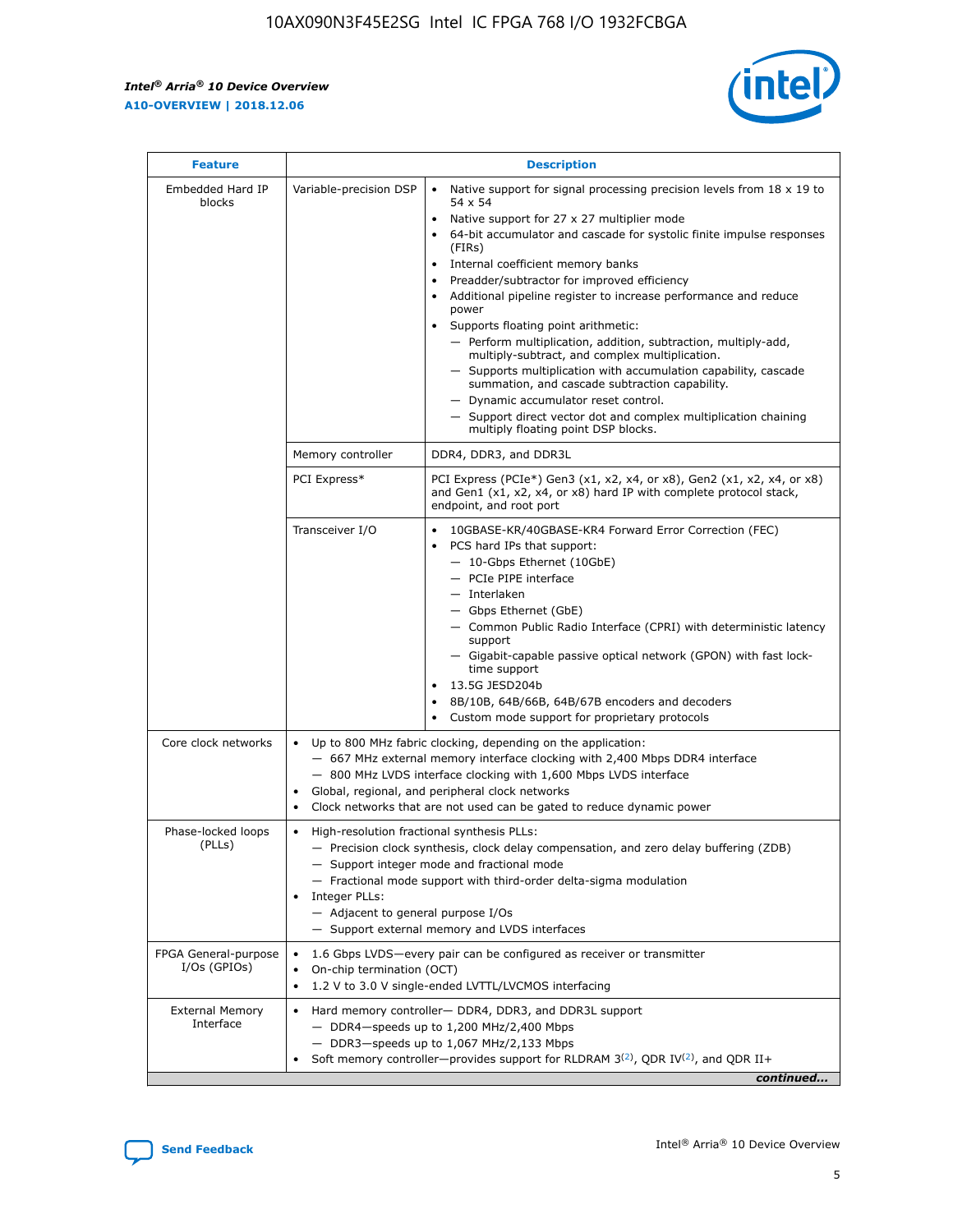| Feature | Description | |
|---|---|---|
| Embedded Hard IP blocks | Variable-precision DSP | • Native support for signal processing precision levels from 18 x 19 to 54 x 54<br>• Native support for 27 x 27 multiplier mode<br>• 64-bit accumulator and cascade for systolic finite impulse responses (FIRs)<br>• Internal coefficient memory banks<br>• Preadder/subtractor for improved efficiency<br>• Additional pipeline register to increase performance and reduce power<br>• Supports floating point arithmetic:<br>— Perform multiplication, addition, subtraction, multiply-add, multiply-subtract, and complex multiplication.<br>— Supports multiplication with accumulation capability, cascade summation, and cascade subtraction capability.<br>— Dynamic accumulator reset control.<br>— Support direct vector dot and complex multiplication chaining multiply floating point DSP blocks. |
| | Memory controller | DDR4, DDR3, and DDR3L |
| | PCI Express* | PCI Express (PCIe*) Gen3 (x1, x2, x4, or x8), Gen2 (x1, x2, x4, or x8) and Gen1 (x1, x2, x4, or x8) hard IP with complete protocol stack, endpoint, and root port |
| | Transceiver I/O | • 10GBASE-KR/40GBASE-KR4 Forward Error Correction (FEC)<br>• PCS hard IPs that support:<br>— 10-Gbps Ethernet (10GbE)<br>— PCIe PIPE interface<br>— Interlaken<br>— Gbps Ethernet (GbE)<br>— Common Public Radio Interface (CPRI) with deterministic latency support<br>— Gigabit-capable passive optical network (GPON) with fast lock-time support<br>• 13.5G JESD204b<br>• 8B/10B, 64B/66B, 64B/67B encoders and decoders<br>• Custom mode support for proprietary protocols |
| Core clock networks | • Up to 800 MHz fabric clocking, depending on the application:<br>— 667 MHz external memory interface clocking with 2,400 Mbps DDR4 interface<br>— 800 MHz LVDS interface clocking with 1,600 Mbps LVDS interface<br>• Global, regional, and peripheral clock networks<br>• Clock networks that are not used can be gated to reduce dynamic power | |
| Phase-locked loops (PLLs) | • High-resolution fractional synthesis PLLs:<br>— Precision clock synthesis, clock delay compensation, and zero delay buffering (ZDB)<br>— Support integer mode and fractional mode<br>— Fractional mode support with third-order delta-sigma modulation<br>• Integer PLLs:<br>— Adjacent to general purpose I/Os<br>— Support external memory and LVDS interfaces | |
| FPGA General-purpose I/Os (GPIOs) | • 1.6 Gbps LVDS—every pair can be configured as receiver or transmitter<br>• On-chip termination (OCT)<br>• 1.2 V to 3.0 V single-ended LVTTL/LVCMOS interfacing | |
| External Memory Interface | • Hard memory controller— DDR4, DDR3, and DDR3L support<br>— DDR4—speeds up to 1,200 MHz/2,400 Mbps<br>— DDR3—speeds up to 1,067 MHz/2,133 Mbps<br>• Soft memory controller—provides support for RLDRAM 3[(2)], QDR IV[(2)], and QDR II+ | |

*continued...*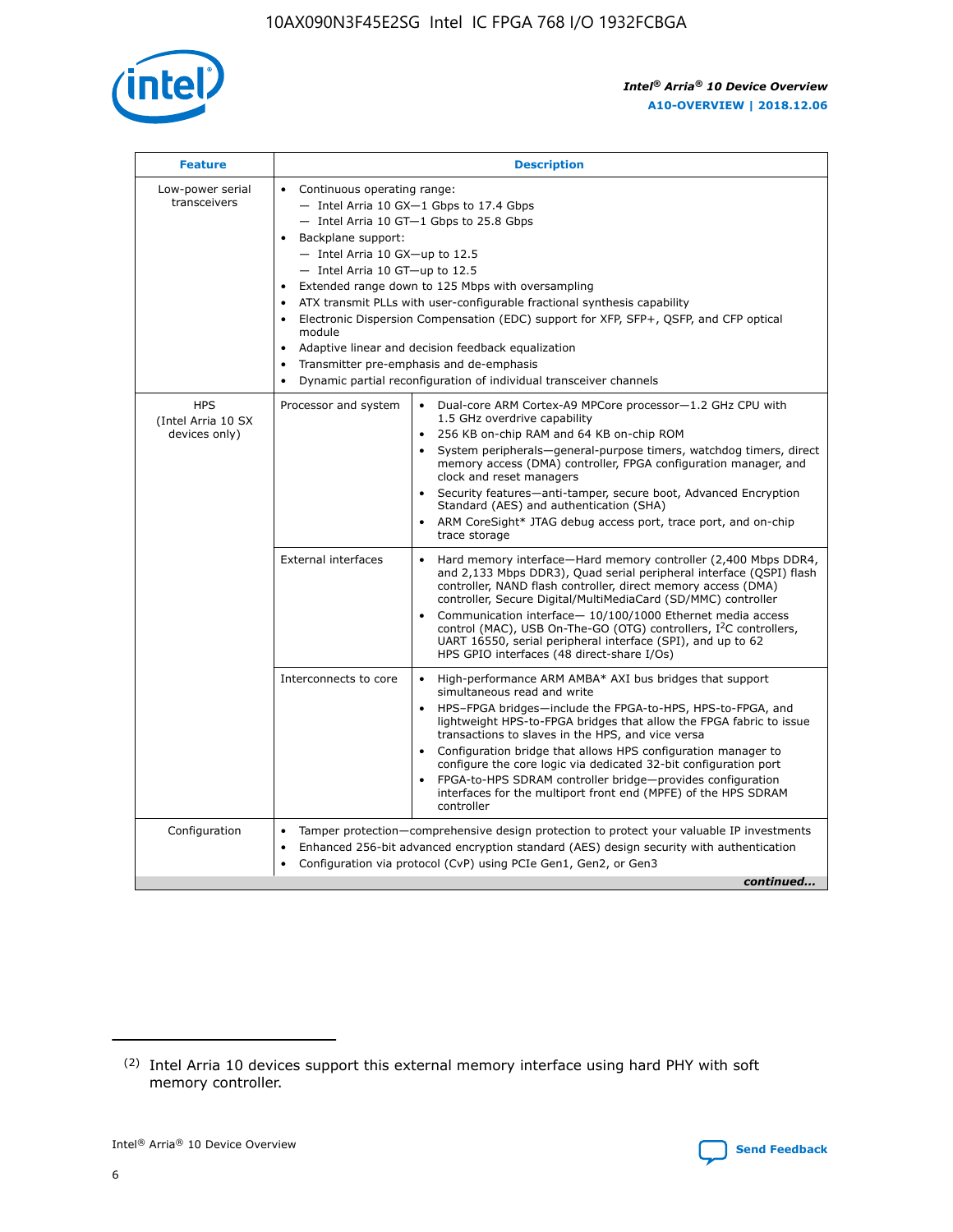| Feature | Description | |
|---|---|---|
| Low-power serial transceivers | • Continuous operating range:<br>— Intel Arria 10 GX—1 Gbps to 17.4 Gbps<br>— Intel Arria 10 GT—1 Gbps to 25.8 Gbps<br>• Backplane support:<br>— Intel Arria 10 GX—up to 12.5<br>— Intel Arria 10 GT—up to 12.5<br>• Extended range down to 125 Mbps with oversampling<br>• ATX transmit PLLs with user-configurable fractional synthesis capability<br>• Electronic Dispersion Compensation (EDC) support for XFP, SFP+, QSFP, and CFP optical module<br>• Adaptive linear and decision feedback equalization<br>• Transmitter pre-emphasis and de-emphasis<br>• Dynamic partial reconfiguration of individual transceiver channels | |
| HPS (Intel Arria 10 SX devices only) | Processor and system | • Dual-core ARM Cortex-A9 MPCore processor—1.2 GHz CPU with 1.5 GHz overdrive capability<br>• 256 KB on-chip RAM and 64 KB on-chip ROM<br>• System peripherals—general-purpose timers, watchdog timers, direct memory access (DMA) controller, FPGA configuration manager, and clock and reset managers<br>• Security features—anti-tamper, secure boot, Advanced Encryption Standard (AES) and authentication (SHA)<br>• ARM CoreSight* JTAG debug access port, trace port, and on-chip trace storage |
| | External interfaces | • Hard memory interface—Hard memory controller (2,400 Mbps DDR4, and 2,133 Mbps DDR3), Quad serial peripheral interface (QSPI) flash controller, NAND flash controller, direct memory access (DMA) controller, Secure Digital/MultiMediaCard (SD/MMC) controller<br>• Communication interface— 10/100/1000 Ethernet media access control (MAC), USB On-The-GO (OTG) controllers, I$^2$C controllers, UART 16550, serial peripheral interface (SPI), and up to 62 HPS GPIO interfaces (48 direct-share I/Os) |
| | Interconnects to core | • High-performance ARM AMBA* AXI bus bridges that support simultaneous read and write<br>• HPS–FPGA bridges—include the FPGA-to-HPS, HPS-to-FPGA, and lightweight HPS-to-FPGA bridges that allow the FPGA fabric to issue transactions to slaves in the HPS, and vice versa<br>• Configuration bridge that allows HPS configuration manager to configure the core logic via dedicated 32-bit configuration port<br>• FPGA-to-HPS SDRAM controller bridge—provides configuration interfaces for the multiport front end (MPFE) of the HPS SDRAM controller |
| Configuration | • Tamper protection—comprehensive design protection to protect your valuable IP investments<br>• Enhanced 256-bit advanced encryption standard (AES) design security with authentication<br>• Configuration via protocol (CvP) using PCIe Gen1, Gen2, or Gen3 | |

*continued...*

(2) Intel Arria 10 devices support this external memory interface using hard PHY with soft memory controller.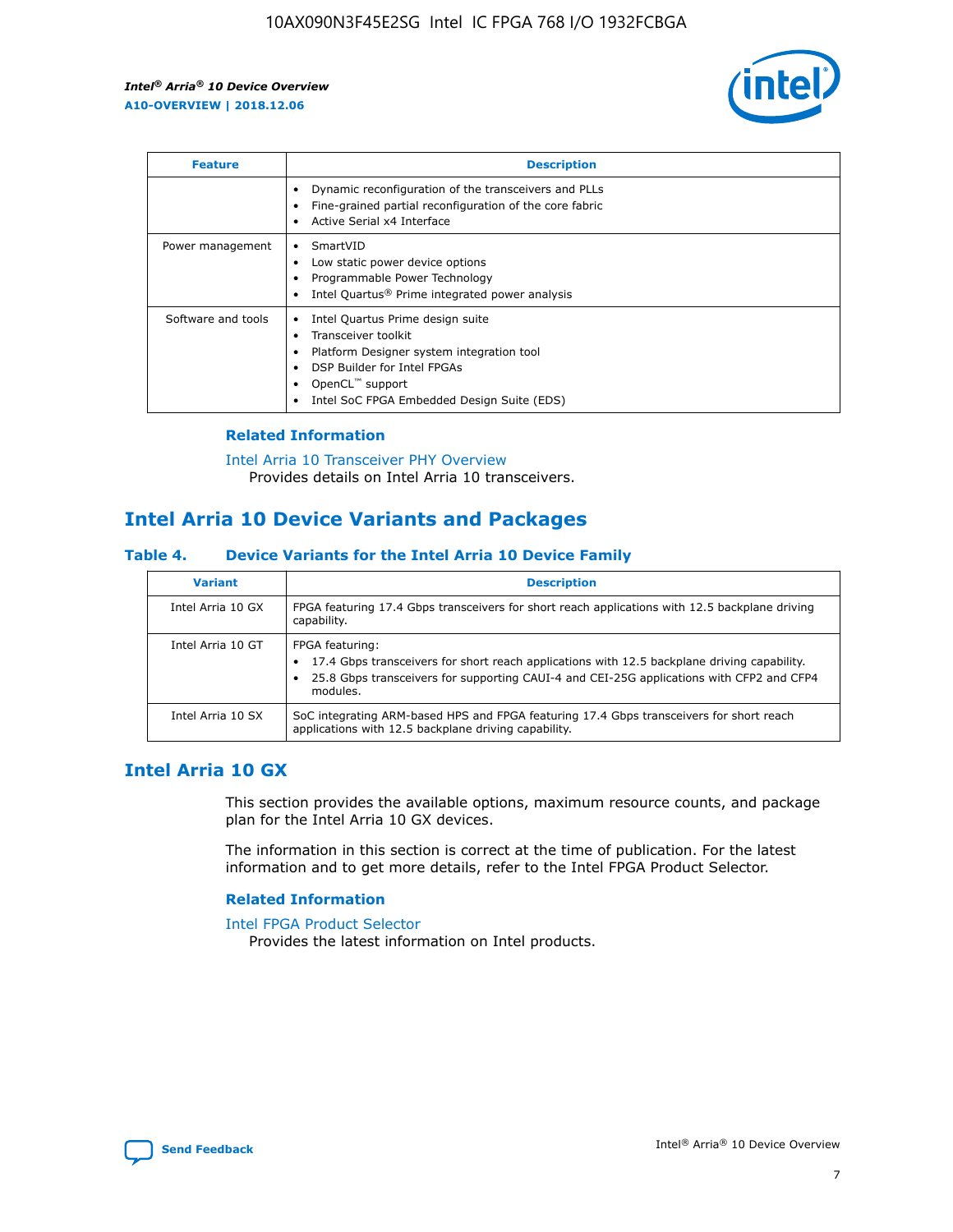| Feature | Description |
| --- | --- |
|  | • Dynamic reconfiguration of the transceivers and PLLs<br>• Fine-grained partial reconfiguration of the core fabric<br>• Active Serial x4 Interface |
| Power management | • SmartVID<br>• Low static power device options<br>• Programmable Power Technology<br>• Intel Quartus® Prime integrated power analysis |
| Software and tools | • Intel Quartus Prime design suite<br>• Transceiver toolkit<br>• Platform Designer system integration tool<br>• DSP Builder for Intel FPGAs<br>• OpenCL™ support<br>• Intel SoC FPGA Embedded Design Suite (EDS) |

### Related Information

Intel Arria 10 Transceiver PHY Overview
Provides details on Intel Arria 10 transceivers.

## Intel Arria 10 Device Variants and Packages

### Table 4. Device Variants for the Intel Arria 10 Device Family

| Variant | Description |
| --- | --- |
| Intel Arria 10 GX | FPGA featuring 17.4 Gbps transceivers for short reach applications with 12.5 backplane driving capability. |
| Intel Arria 10 GT | FPGA featuring:<br>• 17.4 Gbps transceivers for short reach applications with 12.5 backplane driving capability.<br>• 25.8 Gbps transceivers for supporting CAUI-4 and CEI-25G applications with CFP2 and CFP4 modules. |
| Intel Arria 10 SX | SoC integrating ARM-based HPS and FPGA featuring 17.4 Gbps transceivers for short reach applications with 12.5 backplane driving capability. |

## Intel Arria 10 GX

This section provides the available options, maximum resource counts, and package plan for the Intel Arria 10 GX devices.

The information in this section is correct at the time of publication. For the latest information and to get more details, refer to the Intel FPGA Product Selector.

### Related Information

Intel FPGA Product Selector
Provides the latest information on Intel products.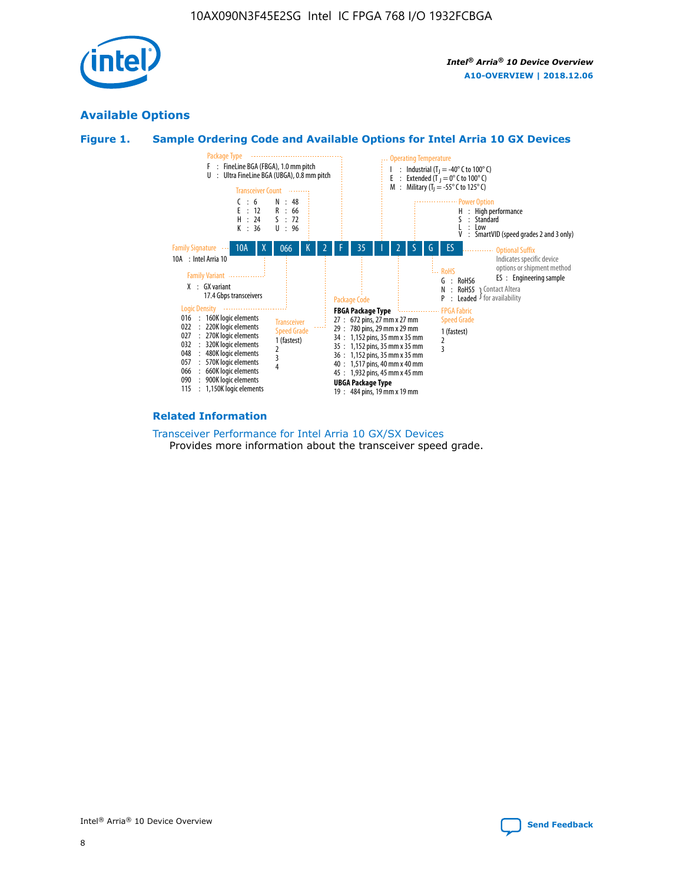## Available Options

**Figure 1. Sample Ordering Code and Available Options for Intel Arria 10 GX Devices**

Sample ordering code: 10A X 066 K 2 F 35 I 2 S G ES

**Family Signature**
- 10A : Intel Arria 10

**Family Variant**
- X : GX variant 17.4 Gbps transceivers

**Logic Density**
- 016 : 160K logic elements
- 022 : 220K logic elements
- 027 : 270K logic elements
- 032 : 320K logic elements
- 048 : 480K logic elements
- 057 : 570K logic elements
- 066 : 660K logic elements
- 090 : 900K logic elements
- 115 : 1,150K logic elements

**Transceiver Count**
- C : 6
- E : 12
- H : 24
- K : 36
- N : 48
- R : 66
- S : 72
- U : 96

**Transceiver Speed Grade**
- 1 (fastest)
- 2
- 3
- 4

**Package Type**
- F : FineLine BGA (FBGA), 1.0 mm pitch
- U : Ultra FineLine BGA (UBGA), 0.8 mm pitch

**Package Code**

FBGA Package Type
- 27 : 672 pins, 27 mm x 27 mm
- 29 : 780 pins, 29 mm x 29 mm
- 34 : 1,152 pins, 35 mm x 35 mm
- 35 : 1,152 pins, 35 mm x 35 mm
- 36 : 1,152 pins, 35 mm x 35 mm
- 40 : 1,517 pins, 40 mm x 40 mm
- 45 : 1,932 pins, 45 mm x 45 mm

UBGA Package Type
- 19 : 484 pins, 19 mm x 19 mm

**Operating Temperature**
- I : Industrial ($T_J$ = -40° C to 100° C)
- E : Extended ($T_J$ = 0° C to 100° C)
- M : Military ($T_J$ = -55° C to 125° C)

**FPGA Fabric Speed Grade**
- 1 (fastest)
- 2
- 3

**Power Option**
- H : High performance
- S : Standard
- L : Low
- V : SmartVID (speed grades 2 and 3 only)

**RoHS**
- G : RoHS6
- N : RoHS5 (Contact Altera for availability)
- P : Leaded (Contact Altera for availability)

**Optional Suffix**

Indicates specific device options or shipment method
- ES : Engineering sample

### Related Information

Transceiver Performance for Intel Arria 10 GX/SX Devices

Provides more information about the transceiver speed grade.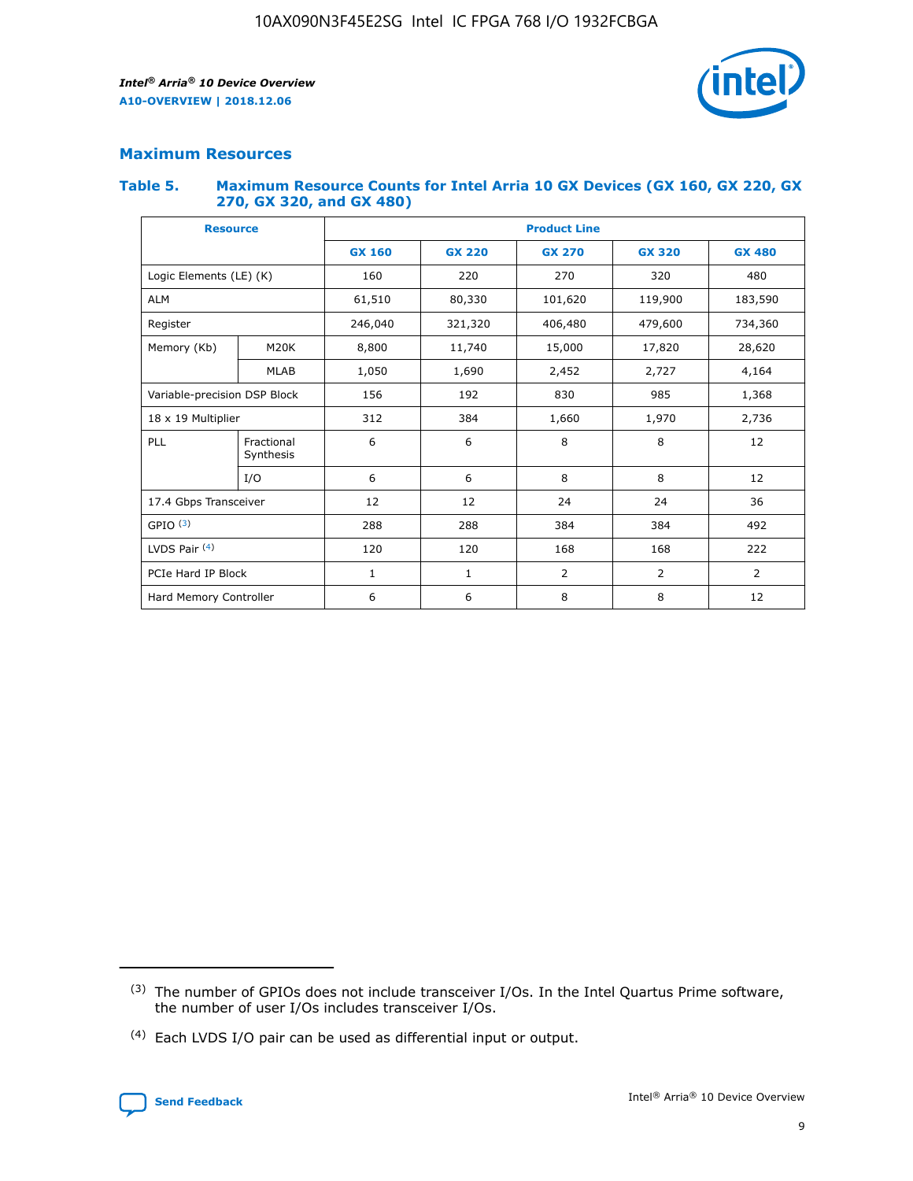## Maximum Resources

### Table 5. Maximum Resource Counts for Intel Arria 10 GX Devices (GX 160, GX 220, GX 270, GX 320, and GX 480)

| Resource | | Product Line | | | | |
|---|---|---|---|---|---|---|
| | | GX 160 | GX 220 | GX 270 | GX 320 | GX 480 |
| Logic Elements (LE) (K) | | 160 | 220 | 270 | 320 | 480 |
| ALM | | 61,510 | 80,330 | 101,620 | 119,900 | 183,590 |
| Register | | 246,040 | 321,320 | 406,480 | 479,600 | 734,360 |
| Memory (Kb) | M20K | 8,800 | 11,740 | 15,000 | 17,820 | 28,620 |
| | MLAB | 1,050 | 1,690 | 2,452 | 2,727 | 4,164 |
| Variable-precision DSP Block | | 156 | 192 | 830 | 985 | 1,368 |
| 18 x 19 Multiplier | | 312 | 384 | 1,660 | 1,970 | 2,736 |
| PLL | Fractional Synthesis | 6 | 6 | 8 | 8 | 12 |
| | I/O | 6 | 6 | 8 | 8 | 12 |
| 17.4 Gbps Transceiver | | 12 | 12 | 24 | 24 | 36 |
| GPIO [(3)] | | 288 | 288 | 384 | 384 | 492 |
| LVDS Pair [(4)] | | 120 | 120 | 168 | 168 | 222 |
| PCIe Hard IP Block | | 1 | 1 | 2 | 2 | 2 |
| Hard Memory Controller | | 6 | 6 | 8 | 8 | 12 |

(3) The number of GPIOs does not include transceiver I/Os. In the Intel Quartus Prime software, the number of user I/Os includes transceiver I/Os.

(4) Each LVDS I/O pair can be used as differential input or output.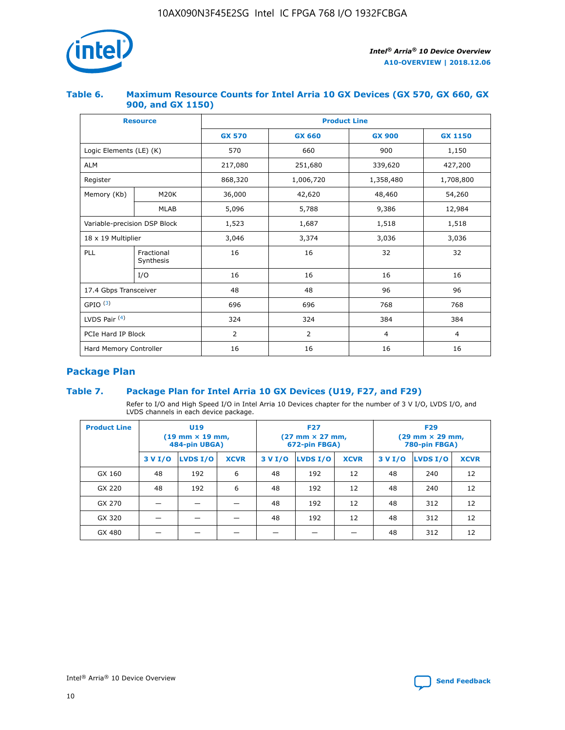## Table 6. Maximum Resource Counts for Intel Arria 10 GX Devices (GX 570, GX 660, GX 900, and GX 1150)

| Resource | | Product Line | | | |
|---|---|---|---|---|---|
| | | GX 570 | GX 660 | GX 900 | GX 1150 |
| Logic Elements (LE) (K) | | 570 | 660 | 900 | 1,150 |
| ALM | | 217,080 | 251,680 | 339,620 | 427,200 |
| Register | | 868,320 | 1,006,720 | 1,358,480 | 1,708,800 |
| Memory (Kb) | M20K | 36,000 | 42,620 | 48,460 | 54,260 |
| | MLAB | 5,096 | 5,788 | 9,386 | 12,984 |
| Variable-precision DSP Block | | 1,523 | 1,687 | 1,518 | 1,518 |
| 18 x 19 Multiplier | | 3,046 | 3,374 | 3,036 | 3,036 |
| PLL | Fractional Synthesis | 16 | 16 | 32 | 32 |
| | I/O | 16 | 16 | 16 | 16 |
| 17.4 Gbps Transceiver | | 48 | 48 | 96 | 96 |
| GPIO [(3)] | | 696 | 696 | 768 | 768 |
| LVDS Pair [(4)] | | 324 | 324 | 384 | 384 |
| PCIe Hard IP Block | | 2 | 2 | 4 | 4 |
| Hard Memory Controller | | 16 | 16 | 16 | 16 |

## Package Plan

## Table 7. Package Plan for Intel Arria 10 GX Devices (U19, F27, and F29)

Refer to I/O and High Speed I/O in Intel Arria 10 Devices chapter for the number of 3 V I/O, LVDS I/O, and LVDS channels in each device package.

| Product Line | U19 (19 mm × 19 mm, 484-pin UBGA) | | | F27 (27 mm × 27 mm, 672-pin FBGA) | | | F29 (29 mm × 29 mm, 780-pin FBGA) | | |
|---|---|---|---|---|---|---|---|---|---|
| | 3 V I/O | LVDS I/O | XCVR | 3 V I/O | LVDS I/O | XCVR | 3 V I/O | LVDS I/O | XCVR |
| GX 160 | 48 | 192 | 6 | 48 | 192 | 12 | 48 | 240 | 12 |
| GX 220 | 48 | 192 | 6 | 48 | 192 | 12 | 48 | 240 | 12 |
| GX 270 | — | — | — | 48 | 192 | 12 | 48 | 312 | 12 |
| GX 320 | — | — | — | 48 | 192 | 12 | 48 | 312 | 12 |
| GX 480 | — | — | — | — | — | — | 48 | 312 | 12 |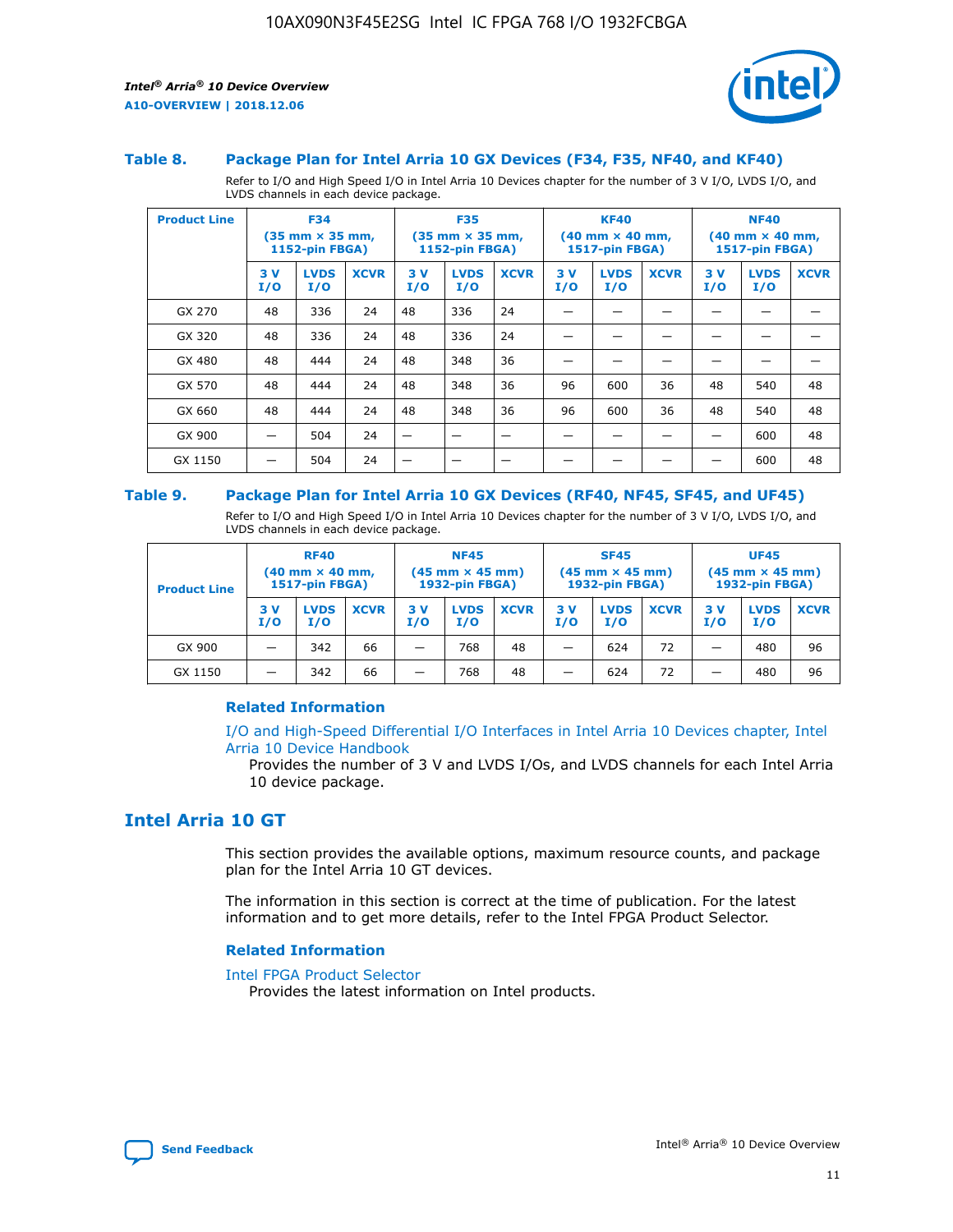### Table 8. Package Plan for Intel Arria 10 GX Devices (F34, F35, NF40, and KF40)

Refer to I/O and High Speed I/O in Intel Arria 10 Devices chapter for the number of 3 V I/O, LVDS I/O, and LVDS channels in each device package.

| Product Line | F34 (35 mm × 35 mm, 1152-pin FBGA) | | | F35 (35 mm × 35 mm, 1152-pin FBGA) | | | KF40 (40 mm × 40 mm, 1517-pin FBGA) | | | NF40 (40 mm × 40 mm, 1517-pin FBGA) | | |
|---|---|---|---|---|---|---|---|---|---|---|---|---|
| | 3 V I/O | LVDS I/O | XCVR | 3 V I/O | LVDS I/O | XCVR | 3 V I/O | LVDS I/O | XCVR | 3 V I/O | LVDS I/O | XCVR |
| GX 270 | 48 | 336 | 24 | 48 | 336 | 24 | — | — | — | — | — | — |
| GX 320 | 48 | 336 | 24 | 48 | 336 | 24 | — | — | — | — | — | — |
| GX 480 | 48 | 444 | 24 | 48 | 348 | 36 | — | — | — | — | — | — |
| GX 570 | 48 | 444 | 24 | 48 | 348 | 36 | 96 | 600 | 36 | 48 | 540 | 48 |
| GX 660 | 48 | 444 | 24 | 48 | 348 | 36 | 96 | 600 | 36 | 48 | 540 | 48 |
| GX 900 | — | 504 | 24 | — | — | — | — | — | — | — | 600 | 48 |
| GX 1150 | — | 504 | 24 | — | — | — | — | — | — | — | 600 | 48 |

### Table 9. Package Plan for Intel Arria 10 GX Devices (RF40, NF45, SF45, and UF45)

Refer to I/O and High Speed I/O in Intel Arria 10 Devices chapter for the number of 3 V I/O, LVDS I/O, and LVDS channels in each device package.

| Product Line | RF40 (40 mm × 40 mm, 1517-pin FBGA) | | | NF45 (45 mm × 45 mm) 1932-pin FBGA) | | | SF45 (45 mm × 45 mm) 1932-pin FBGA) | | | UF45 (45 mm × 45 mm) 1932-pin FBGA) | | |
|---|---|---|---|---|---|---|---|---|---|---|---|---|
| | 3 V I/O | LVDS I/O | XCVR | 3 V I/O | LVDS I/O | XCVR | 3 V I/O | LVDS I/O | XCVR | 3 V I/O | LVDS I/O | XCVR |
| GX 900 | — | 342 | 66 | — | 768 | 48 | — | 624 | 72 | — | 480 | 96 |
| GX 1150 | — | 342 | 66 | — | 768 | 48 | — | 624 | 72 | — | 480 | 96 |

#### Related Information

I/O and High-Speed Differential I/O Interfaces in Intel Arria 10 Devices chapter, Intel Arria 10 Device Handbook

Provides the number of 3 V and LVDS I/Os, and LVDS channels for each Intel Arria 10 device package.

## Intel Arria 10 GT

This section provides the available options, maximum resource counts, and package plan for the Intel Arria 10 GT devices.

The information in this section is correct at the time of publication. For the latest information and to get more details, refer to the Intel FPGA Product Selector.

#### Related Information

Intel FPGA Product Selector

Provides the latest information on Intel products.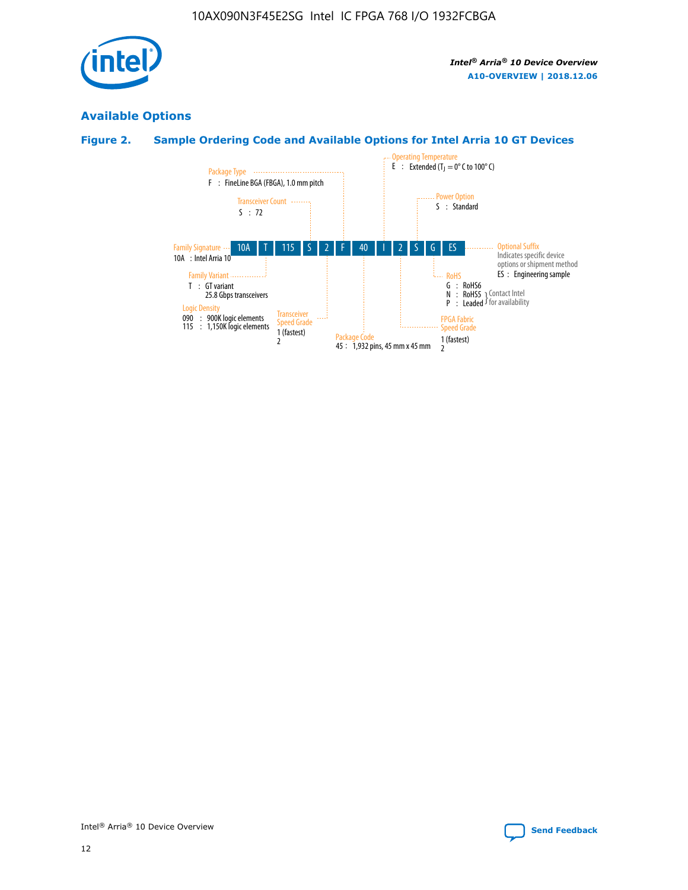## Available Options

### Figure 2. Sample Ordering Code and Available Options for Intel Arria 10 GT Devices

| 10A | T | 115 | S | 2 | F | 40 | I | 2 | S | G | ES |
|---|---|---|---|---|---|---|---|---|---|---|---|

**Family Signature**
10A : Intel Arria 10

**Family Variant**
T : GT variant
25.8 Gbps transceivers

**Logic Density**
090 : 900K logic elements
115 : 1,150K logic elements

**Transceiver Count**
S : 72

**Transceiver Speed Grade**
1 (fastest)
2

**Package Type**
F : FineLine BGA (FBGA), 1.0 mm pitch

**Package Code**
45 : 1,932 pins, 45 mm x 45 mm

**Operating Temperature**
E : Extended ($T_J$ = 0° C to 100° C)

**FPGA Fabric Speed Grade**
1 (fastest)
2

**Power Option**
S : Standard

**RoHS**
G : RoHS6
N : RoHS5 (Contact Intel for availability)
P : Leaded (Contact Intel for availability)

**Optional Suffix**
Indicates specific device options or shipment method
ES : Engineering sample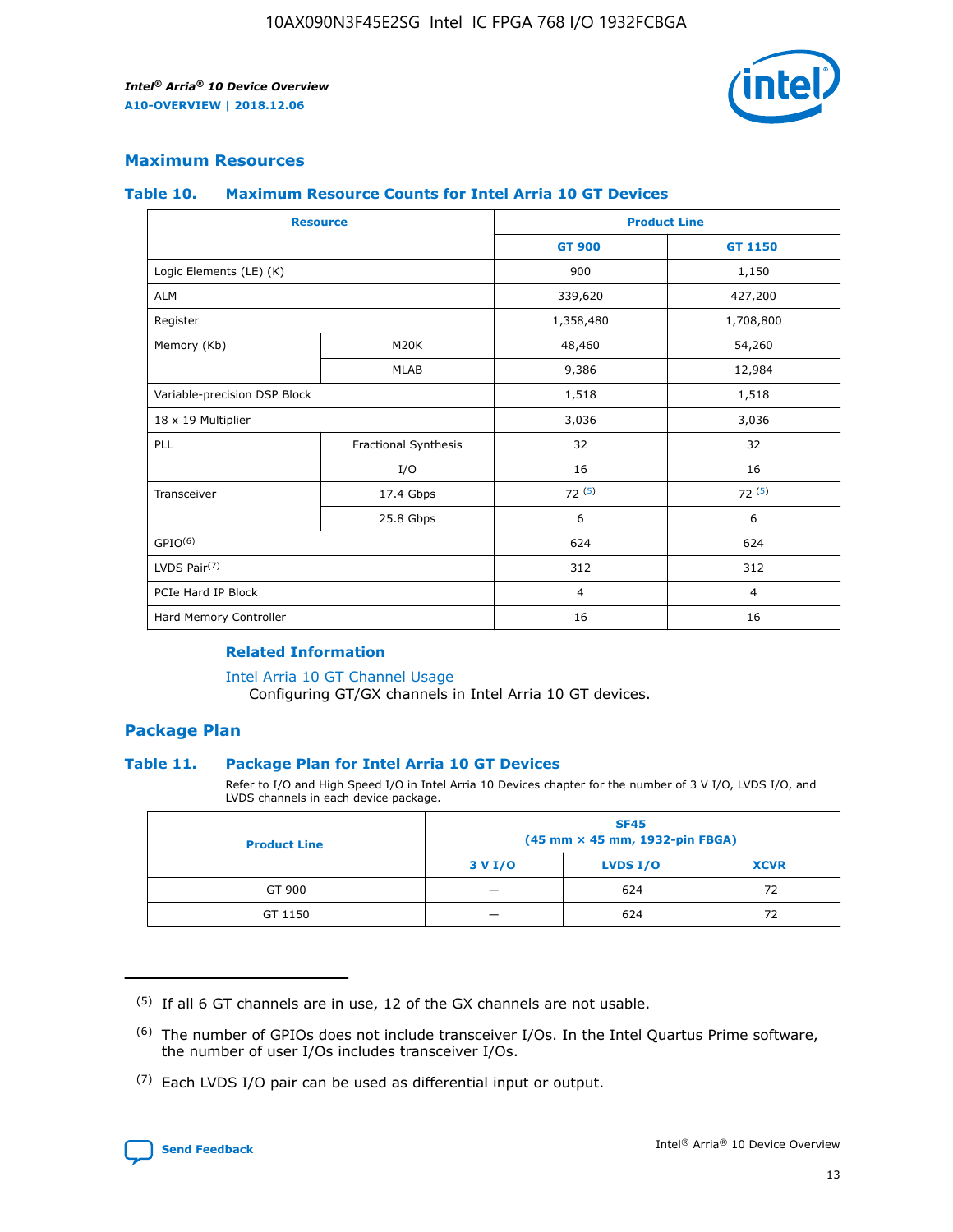## Maximum Resources

### Table 10. Maximum Resource Counts for Intel Arria 10 GT Devices

| Resource | | Product Line | |
|---|---|---|---|
| | | GT 900 | GT 1150 |
| Logic Elements (LE) (K) | | 900 | 1,150 |
| ALM | | 339,620 | 427,200 |
| Register | | 1,358,480 | 1,708,800 |
| Memory (Kb) | M20K | 48,460 | 54,260 |
| | MLAB | 9,386 | 12,984 |
| Variable-precision DSP Block | | 1,518 | 1,518 |
| 18 x 19 Multiplier | | 3,036 | 3,036 |
| PLL | Fractional Synthesis | 32 | 32 |
| | I/O | 16 | 16 |
| Transceiver | 17.4 Gbps | 72 [(5)] | 72 [(5)] |
| | 25.8 Gbps | 6 | 6 |
| GPIO[(6)] | | 624 | 624 |
| LVDS Pair[(7)] | | 312 | 312 |
| PCIe Hard IP Block | | 4 | 4 |
| Hard Memory Controller | | 16 | 16 |

#### Related Information

Intel Arria 10 GT Channel Usage
Configuring GT/GX channels in Intel Arria 10 GT devices.

## Package Plan

### Table 11. Package Plan for Intel Arria 10 GT Devices

Refer to I/O and High Speed I/O in Intel Arria 10 Devices chapter for the number of 3 V I/O, LVDS I/O, and LVDS channels in each device package.

| Product Line | SF45 (45 mm × 45 mm, 1932-pin FBGA) | | |
|---|---|---|---|
| | 3 V I/O | LVDS I/O | XCVR |
| GT 900 | — | 624 | 72 |
| GT 1150 | — | 624 | 72 |

(5) If all 6 GT channels are in use, 12 of the GX channels are not usable.

(6) The number of GPIOs does not include transceiver I/Os. In the Intel Quartus Prime software, the number of user I/Os includes transceiver I/Os.

(7) Each LVDS I/O pair can be used as differential input or output.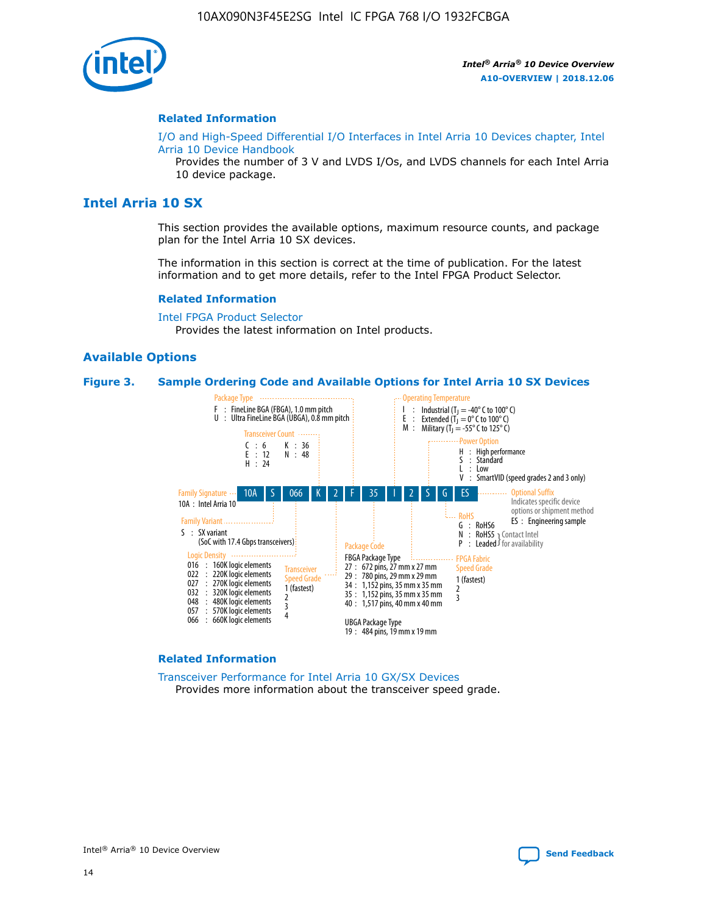## Related Information

I/O and High-Speed Differential I/O Interfaces in Intel Arria 10 Devices chapter, Intel Arria 10 Device Handbook

Provides the number of 3 V and LVDS I/Os, and LVDS channels for each Intel Arria 10 device package.

# Intel Arria 10 SX

This section provides the available options, maximum resource counts, and package plan for the Intel Arria 10 SX devices.

The information in this section is correct at the time of publication. For the latest information and to get more details, refer to the Intel FPGA Product Selector.

## Related Information

Intel FPGA Product Selector

Provides the latest information on Intel products.

## Available Options

**Figure 3. Sample Ordering Code and Available Options for Intel Arria 10 SX Devices**

Sample ordering code: 10A S 066 K 2 F 35 I 2 S G ES

- **Family Signature**
  - 10A : Intel Arria 10
- **Family Variant**
  - S : SX variant (SoC with 17.4 Gbps transceivers)
- **Logic Density**
  - 016 : 160K logic elements
  - 022 : 220K logic elements
  - 027 : 270K logic elements
  - 032 : 320K logic elements
  - 048 : 480K logic elements
  - 057 : 570K logic elements
  - 066 : 660K logic elements
- **Transceiver Count**
  - C : 6
  - E : 12
  - H : 24
  - K : 36
  - N : 48
- **Transceiver Speed Grade**
  - 1 (fastest)
  - 2
  - 3
  - 4
- **Package Type**
  - F : FineLine BGA (FBGA), 1.0 mm pitch
  - U : Ultra FineLine BGA (UBGA), 0.8 mm pitch
- **Package Code**
  - FBGA Package Type
    - 27 : 672 pins, 27 mm x 27 mm
    - 29 : 780 pins, 29 mm x 29 mm
    - 34 : 1,152 pins, 35 mm x 35 mm
    - 35 : 1,152 pins, 35 mm x 35 mm
    - 40 : 1,517 pins, 40 mm x 40 mm
  - UBGA Package Type
    - 19 : 484 pins, 19 mm x 19 mm
- **Operating Temperature**
  - I : Industrial ($T_J$ = -40° C to 100° C)
  - E : Extended ($T_J$ = 0° C to 100° C)
  - M : Military ($T_J$ = -55° C to 125° C)
- **FPGA Fabric Speed Grade**
  - 1 (fastest)
  - 2
  - 3
- **Power Option**
  - H : High performance
  - S : Standard
  - L : Low
  - V : SmartVID (speed grades 2 and 3 only)
- **RoHS**
  - G : RoHS6
  - N : RoHS5 (Contact Intel for availability)
  - P : Leaded (Contact Intel for availability)
- **Optional Suffix**
  - Indicates specific device options or shipment method
  - ES : Engineering sample

## Related Information

Transceiver Performance for Intel Arria 10 GX/SX Devices

Provides more information about the transceiver speed grade.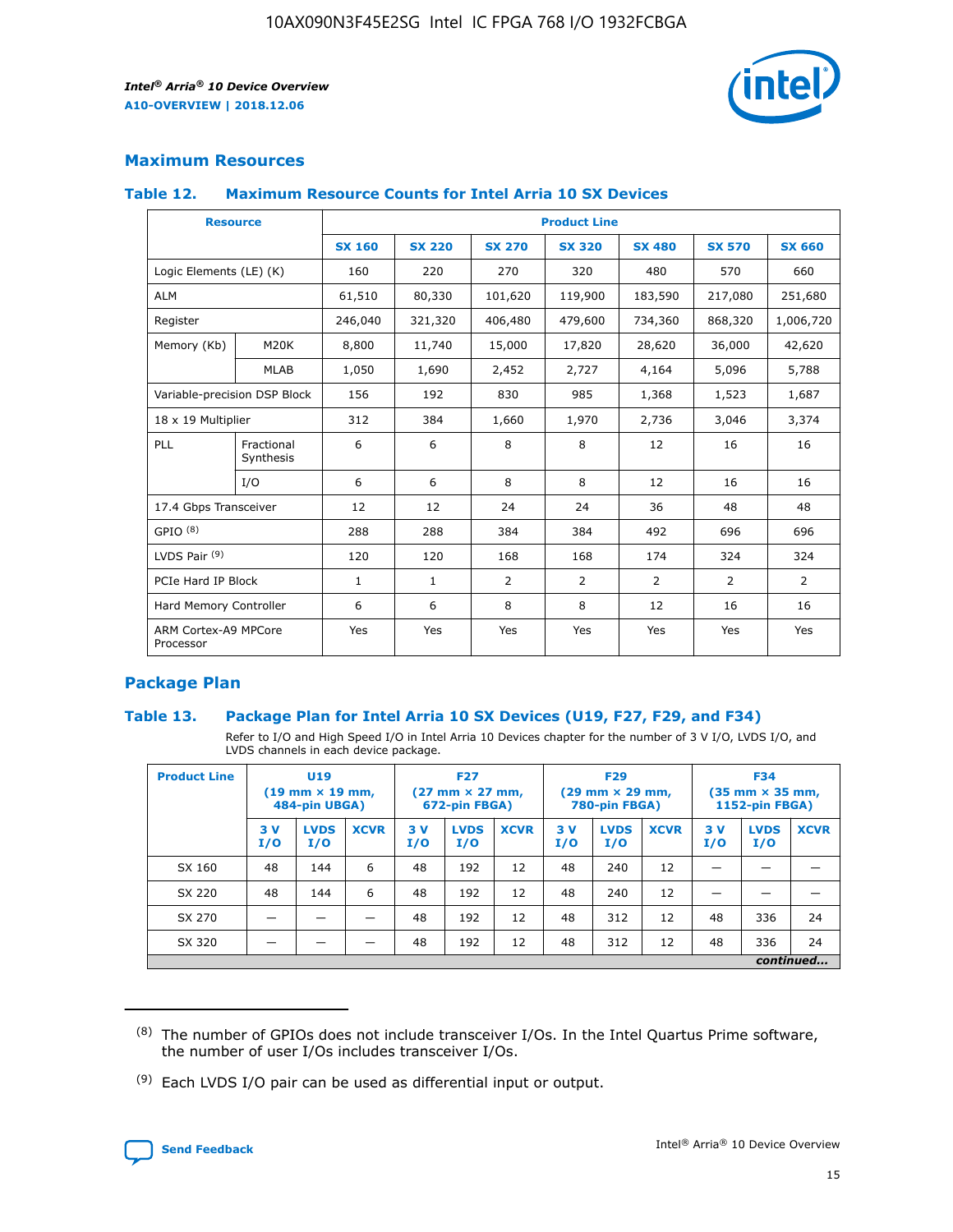## Maximum Resources

### Table 12. Maximum Resource Counts for Intel Arria 10 SX Devices

| Resource | | Product Line | | | | | | |
|---|---|---|---|---|---|---|---|---|
| | | SX 160 | SX 220 | SX 270 | SX 320 | SX 480 | SX 570 | SX 660 |
| Logic Elements (LE) (K) | | 160 | 220 | 270 | 320 | 480 | 570 | 660 |
| ALM | | 61,510 | 80,330 | 101,620 | 119,900 | 183,590 | 217,080 | 251,680 |
| Register | | 246,040 | 321,320 | 406,480 | 479,600 | 734,360 | 868,320 | 1,006,720 |
| Memory (Kb) | M20K | 8,800 | 11,740 | 15,000 | 17,820 | 28,620 | 36,000 | 42,620 |
| | MLAB | 1,050 | 1,690 | 2,452 | 2,727 | 4,164 | 5,096 | 5,788 |
| Variable-precision DSP Block | | 156 | 192 | 830 | 985 | 1,368 | 1,523 | 1,687 |
| 18 x 19 Multiplier | | 312 | 384 | 1,660 | 1,970 | 2,736 | 3,046 | 3,374 |
| PLL | Fractional Synthesis | 6 | 6 | 8 | 8 | 12 | 16 | 16 |
| | I/O | 6 | 6 | 8 | 8 | 12 | 16 | 16 |
| 17.4 Gbps Transceiver | | 12 | 12 | 24 | 24 | 36 | 48 | 48 |
| GPIO [8] | | 288 | 288 | 384 | 384 | 492 | 696 | 696 |
| LVDS Pair [9] | | 120 | 120 | 168 | 168 | 174 | 324 | 324 |
| PCIe Hard IP Block | | 1 | 1 | 2 | 2 | 2 | 2 | 2 |
| Hard Memory Controller | | 6 | 6 | 8 | 8 | 12 | 16 | 16 |
| ARM Cortex-A9 MPCore Processor | | Yes | Yes | Yes | Yes | Yes | Yes | Yes |

## Package Plan

### Table 13. Package Plan for Intel Arria 10 SX Devices (U19, F27, F29, and F34)

Refer to I/O and High Speed I/O in Intel Arria 10 Devices chapter for the number of 3 V I/O, LVDS I/O, and LVDS channels in each device package.

| Product Line | U19 (19 mm × 19 mm, 484-pin UBGA) | | | F27 (27 mm × 27 mm, 672-pin FBGA) | | | F29 (29 mm × 29 mm, 780-pin FBGA) | | | F34 (35 mm × 35 mm, 1152-pin FBGA) | | |
|---|---|---|---|---|---|---|---|---|---|---|---|---|
| | 3 V I/O | LVDS I/O | XCVR | 3 V I/O | LVDS I/O | XCVR | 3 V I/O | LVDS I/O | XCVR | 3 V I/O | LVDS I/O | XCVR |
| SX 160 | 48 | 144 | 6 | 48 | 192 | 12 | 48 | 240 | 12 | — | — | — |
| SX 220 | 48 | 144 | 6 | 48 | 192 | 12 | 48 | 240 | 12 | — | — | — |
| SX 270 | — | — | — | 48 | 192 | 12 | 48 | 312 | 12 | 48 | 336 | 24 |
| SX 320 | — | — | — | 48 | 192 | 12 | 48 | 312 | 12 | 48 | 336 | 24 |

*continued...*

(8) The number of GPIOs does not include transceiver I/Os. In the Intel Quartus Prime software, the number of user I/Os includes transceiver I/Os.

(9) Each LVDS I/O pair can be used as differential input or output.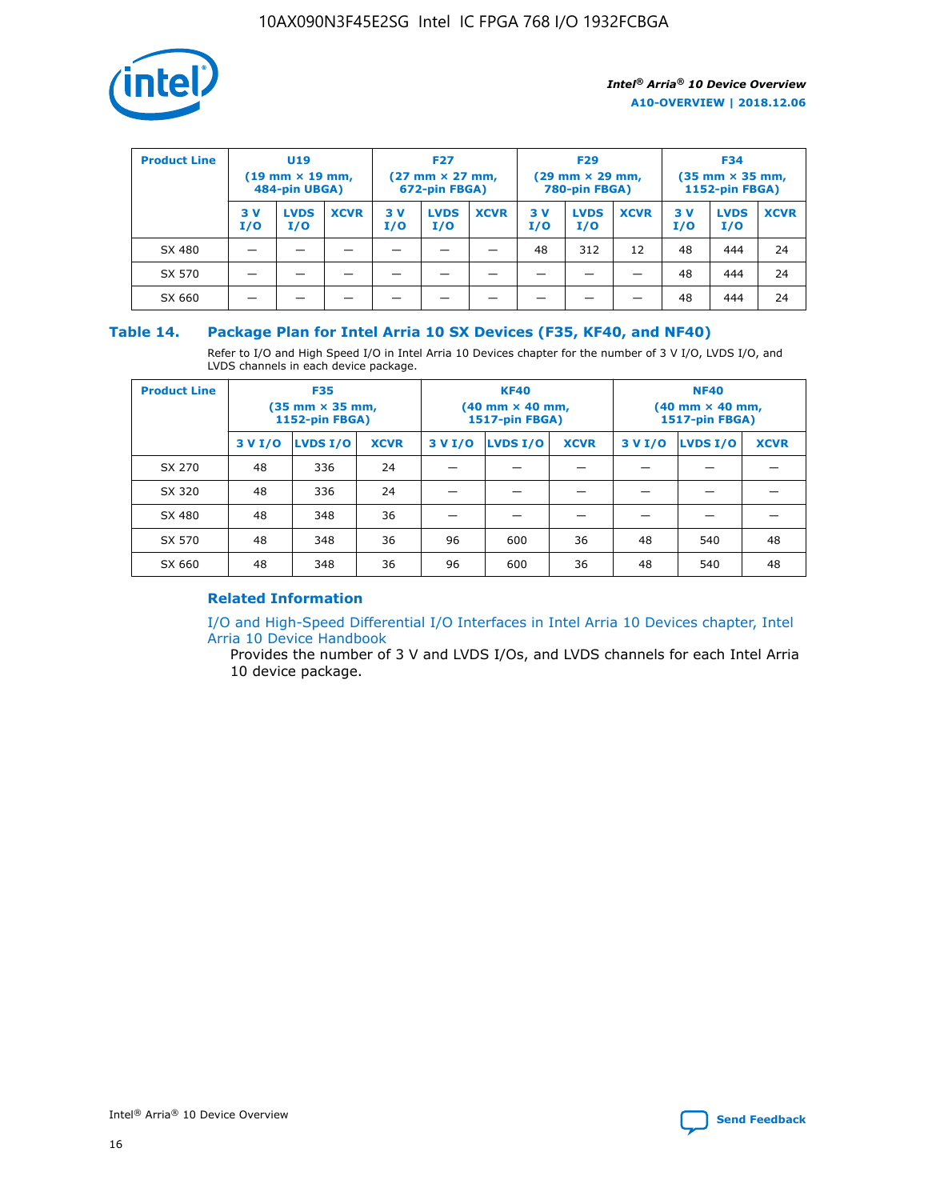| Product Line | U19 (19 mm × 19 mm, 484-pin UBGA) | | | F27 (27 mm × 27 mm, 672-pin FBGA) | | | F29 (29 mm × 29 mm, 780-pin FBGA) | | | F34 (35 mm × 35 mm, 1152-pin FBGA) | | |
|---|---|---|---|---|---|---|---|---|---|---|---|---|
| | 3 V I/O | LVDS I/O | XCVR | 3 V I/O | LVDS I/O | XCVR | 3 V I/O | LVDS I/O | XCVR | 3 V I/O | LVDS I/O | XCVR |
| SX 480 | — | — | — | — | — | — | 48 | 312 | 12 | 48 | 444 | 24 |
| SX 570 | — | — | — | — | — | — | — | — | — | 48 | 444 | 24 |
| SX 660 | — | — | — | — | — | — | — | — | — | 48 | 444 | 24 |

## Table 14. Package Plan for Intel Arria 10 SX Devices (F35, KF40, and NF40)

Refer to I/O and High Speed I/O in Intel Arria 10 Devices chapter for the number of 3 V I/O, LVDS I/O, and LVDS channels in each device package.

| Product Line | F35 (35 mm × 35 mm, 1152-pin FBGA) | | | KF40 (40 mm × 40 mm, 1517-pin FBGA) | | | NF40 (40 mm × 40 mm, 1517-pin FBGA) | | |
|---|---|---|---|---|---|---|---|---|---|
| | 3 V I/O | LVDS I/O | XCVR | 3 V I/O | LVDS I/O | XCVR | 3 V I/O | LVDS I/O | XCVR |
| SX 270 | 48 | 336 | 24 | — | — | — | — | — | — |
| SX 320 | 48 | 336 | 24 | — | — | — | — | — | — |
| SX 480 | 48 | 348 | 36 | — | — | — | — | — | — |
| SX 570 | 48 | 348 | 36 | 96 | 600 | 36 | 48 | 540 | 48 |
| SX 660 | 48 | 348 | 36 | 96 | 600 | 36 | 48 | 540 | 48 |

### Related Information

I/O and High-Speed Differential I/O Interfaces in Intel Arria 10 Devices chapter, Intel Arria 10 Device Handbook

Provides the number of 3 V and LVDS I/Os, and LVDS channels for each Intel Arria 10 device package.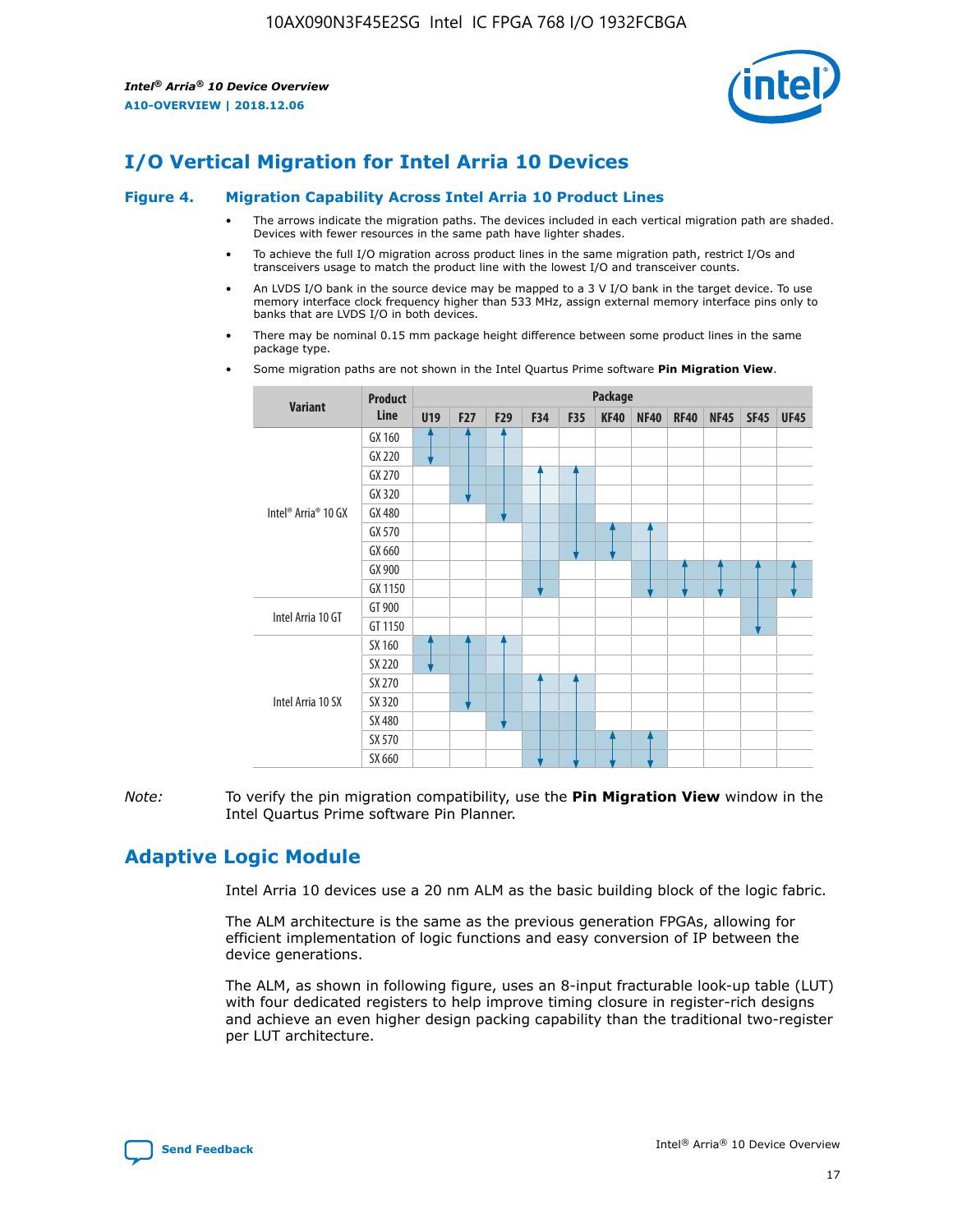# I/O Vertical Migration for Intel Arria 10 Devices

**Figure 4. Migration Capability Across Intel Arria 10 Product Lines**

- The arrows indicate the migration paths. The devices included in each vertical migration path are shaded. Devices with fewer resources in the same path have lighter shades.
- To achieve the full I/O migration across product lines in the same migration path, restrict I/Os and transceivers usage to match the product line with the lowest I/O and transceiver counts.
- An LVDS I/O bank in the source device may be mapped to a 3 V I/O bank in the target device. To use memory interface clock frequency higher than 533 MHz, assign external memory interface pins only to banks that are LVDS I/O in both devices.
- There may be nominal 0.15 mm package height difference between some product lines in the same package type.
- Some migration paths are not shown in the Intel Quartus Prime software **Pin Migration View**.

| Variant | Product Line | U19 | F27 | F29 | F34 | F35 | KF40 | NF40 | RF40 | NF45 | SF45 | UF45 |
|---|---|---|---|---|---|---|---|---|---|---|---|---|
| Intel® Arria® 10 GX | GX 160 | | | | | | | | | | | |
| | GX 220 | | | | | | | | | | | |
| | GX 270 | | | | | | | | | | | |
| | GX 320 | | | | | | | | | | | |
| | GX 480 | | | | | | | | | | | |
| | GX 570 | | | | | | | | | | | |
| | GX 660 | | | | | | | | | | | |
| | GX 900 | | | | | | | | | | | |
| | GX 1150 | | | | | | | | | | | |
| Intel Arria 10 GT | GT 900 | | | | | | | | | | | |
| | GT 1150 | | | | | | | | | | | |
| Intel Arria 10 SX | SX 160 | | | | | | | | | | | |
| | SX 220 | | | | | | | | | | | |
| | SX 270 | | | | | | | | | | | |
| | SX 320 | | | | | | | | | | | |
| | SX 480 | | | | | | | | | | | |
| | SX 570 | | | | | | | | | | | |
| | SX 660 | | | | | | | | | | | |

*Note:* To verify the pin migration compatibility, use the **Pin Migration View** window in the Intel Quartus Prime software Pin Planner.

# Adaptive Logic Module

Intel Arria 10 devices use a 20 nm ALM as the basic building block of the logic fabric.

The ALM architecture is the same as the previous generation FPGAs, allowing for efficient implementation of logic functions and easy conversion of IP between the device generations.

The ALM, as shown in following figure, uses an 8-input fracturable look-up table (LUT) with four dedicated registers to help improve timing closure in register-rich designs and achieve an even higher design packing capability than the traditional two-register per LUT architecture.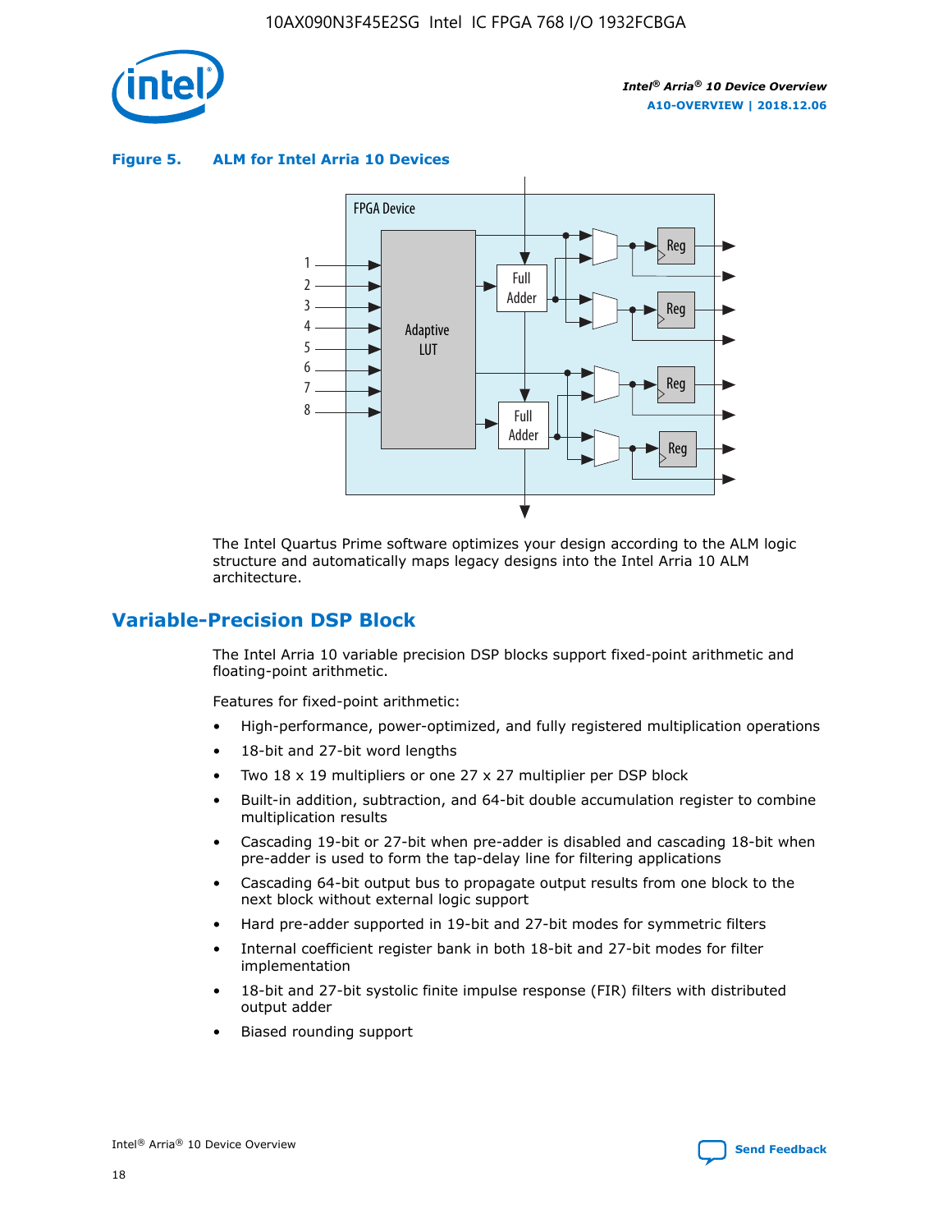**Figure 5. ALM for Intel Arria 10 Devices**

The Intel Quartus Prime software optimizes your design according to the ALM logic structure and automatically maps legacy designs into the Intel Arria 10 ALM architecture.

## Variable-Precision DSP Block

The Intel Arria 10 variable precision DSP blocks support fixed-point arithmetic and floating-point arithmetic.

Features for fixed-point arithmetic:

- High-performance, power-optimized, and fully registered multiplication operations
- 18-bit and 27-bit word lengths
- Two 18 x 19 multipliers or one 27 x 27 multiplier per DSP block
- Built-in addition, subtraction, and 64-bit double accumulation register to combine multiplication results
- Cascading 19-bit or 27-bit when pre-adder is disabled and cascading 18-bit when pre-adder is used to form the tap-delay line for filtering applications
- Cascading 64-bit output bus to propagate output results from one block to the next block without external logic support
- Hard pre-adder supported in 19-bit and 27-bit modes for symmetric filters
- Internal coefficient register bank in both 18-bit and 27-bit modes for filter implementation
- 18-bit and 27-bit systolic finite impulse response (FIR) filters with distributed output adder
- Biased rounding support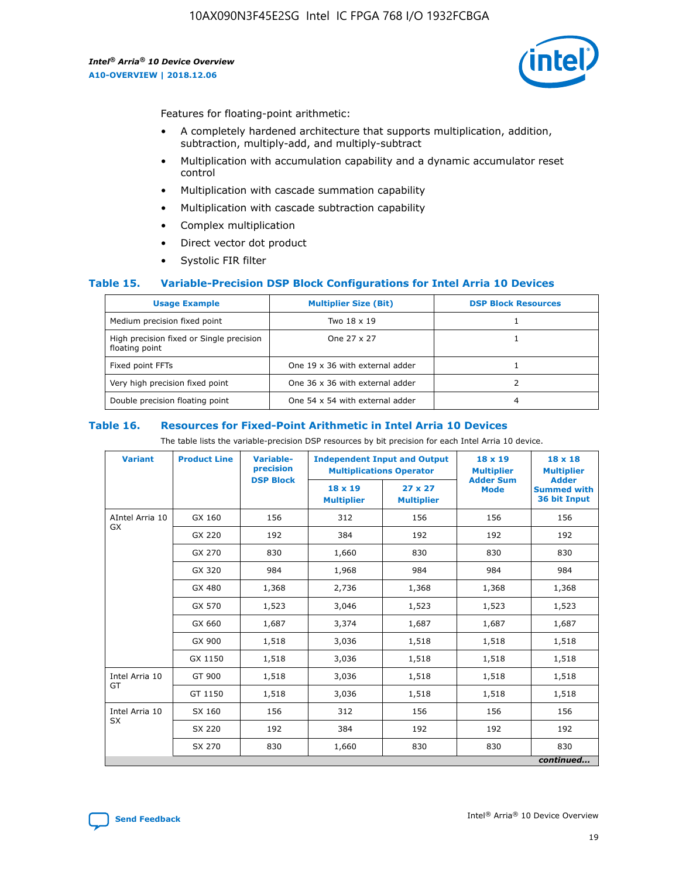Features for floating-point arithmetic:

- A completely hardened architecture that supports multiplication, addition, subtraction, multiply-add, and multiply-subtract
- Multiplication with accumulation capability and a dynamic accumulator reset control
- Multiplication with cascade summation capability
- Multiplication with cascade subtraction capability
- Complex multiplication
- Direct vector dot product
- Systolic FIR filter

### Table 15. Variable-Precision DSP Block Configurations for Intel Arria 10 Devices

| Usage Example | Multiplier Size (Bit) | DSP Block Resources |
|---|---|---|
| Medium precision fixed point | Two 18 x 19 | 1 |
| High precision fixed or Single precision floating point | One 27 x 27 | 1 |
| Fixed point FFTs | One 19 x 36 with external adder | 1 |
| Very high precision fixed point | One 36 x 36 with external adder | 2 |
| Double precision floating point | One 54 x 54 with external adder | 4 |

### Table 16. Resources for Fixed-Point Arithmetic in Intel Arria 10 Devices

The table lists the variable-precision DSP resources by bit precision for each Intel Arria 10 device.

| Variant | Product Line | Variable-precision DSP Block | Independent Input and Output Multiplications Operator | | 18 x 19 Multiplier Adder Sum Mode | 18 x 18 Multiplier Adder Summed with 36 bit Input |
|---|---|---|---|---|---|---|
| | | | 18 x 19 Multiplier | 27 x 27 Multiplier | | |
| AIntel Arria 10 GX | GX 160 | 156 | 312 | 156 | 156 | 156 |
| | GX 220 | 192 | 384 | 192 | 192 | 192 |
| | GX 270 | 830 | 1,660 | 830 | 830 | 830 |
| | GX 320 | 984 | 1,968 | 984 | 984 | 984 |
| | GX 480 | 1,368 | 2,736 | 1,368 | 1,368 | 1,368 |
| | GX 570 | 1,523 | 3,046 | 1,523 | 1,523 | 1,523 |
| | GX 660 | 1,687 | 3,374 | 1,687 | 1,687 | 1,687 |
| | GX 900 | 1,518 | 3,036 | 1,518 | 1,518 | 1,518 |
| | GX 1150 | 1,518 | 3,036 | 1,518 | 1,518 | 1,518 |
| Intel Arria 10 GT | GT 900 | 1,518 | 3,036 | 1,518 | 1,518 | 1,518 |
| | GT 1150 | 1,518 | 3,036 | 1,518 | 1,518 | 1,518 |
| Intel Arria 10 SX | SX 160 | 156 | 312 | 156 | 156 | 156 |
| | SX 220 | 192 | 384 | 192 | 192 | 192 |
| | SX 270 | 830 | 1,660 | 830 | 830 | 830 |

*continued...*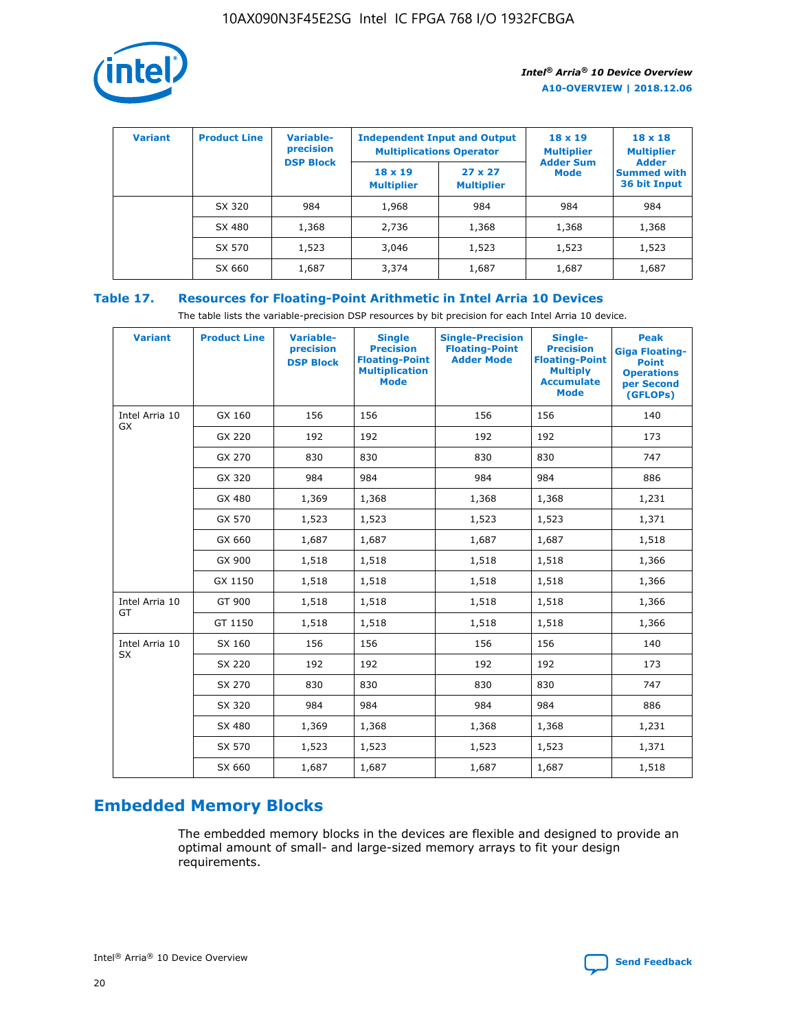| Variant | Product Line | Variable-precision DSP Block | Independent Input and Output Multiplications Operator | | 18 x 19 Multiplier Adder Sum Mode | 18 x 18 Multiplier Adder Summed with 36 bit Input |
|---|---|---|---|---|---|---|
| | | | 18 x 19 Multiplier | 27 x 27 Multiplier | | |
| | SX 320 | 984 | 1,968 | 984 | 984 | 984 |
| | SX 480 | 1,368 | 2,736 | 1,368 | 1,368 | 1,368 |
| | SX 570 | 1,523 | 3,046 | 1,523 | 1,523 | 1,523 |
| | SX 660 | 1,687 | 3,374 | 1,687 | 1,687 | 1,687 |

**Table 17. Resources for Floating-Point Arithmetic in Intel Arria 10 Devices**

The table lists the variable-precision DSP resources by bit precision for each Intel Arria 10 device.

| Variant | Product Line | Variable-precision DSP Block | Single Precision Floating-Point Multiplication Mode | Single-Precision Floating-Point Adder Mode | Single-Precision Floating-Point Multiply Accumulate Mode | Peak Giga Floating-Point Operations per Second (GFLOPs) |
|---|---|---|---|---|---|---|
| Intel Arria 10 GX | GX 160 | 156 | 156 | 156 | 156 | 140 |
| | GX 220 | 192 | 192 | 192 | 192 | 173 |
| | GX 270 | 830 | 830 | 830 | 830 | 747 |
| | GX 320 | 984 | 984 | 984 | 984 | 886 |
| | GX 480 | 1,369 | 1,368 | 1,368 | 1,368 | 1,231 |
| | GX 570 | 1,523 | 1,523 | 1,523 | 1,523 | 1,371 |
| | GX 660 | 1,687 | 1,687 | 1,687 | 1,687 | 1,518 |
| | GX 900 | 1,518 | 1,518 | 1,518 | 1,518 | 1,366 |
| | GX 1150 | 1,518 | 1,518 | 1,518 | 1,518 | 1,366 |
| Intel Arria 10 GT | GT 900 | 1,518 | 1,518 | 1,518 | 1,518 | 1,366 |
| | GT 1150 | 1,518 | 1,518 | 1,518 | 1,518 | 1,366 |
| Intel Arria 10 SX | SX 160 | 156 | 156 | 156 | 156 | 140 |
| | SX 220 | 192 | 192 | 192 | 192 | 173 |
| | SX 270 | 830 | 830 | 830 | 830 | 747 |
| | SX 320 | 984 | 984 | 984 | 984 | 886 |
| | SX 480 | 1,369 | 1,368 | 1,368 | 1,368 | 1,231 |
| | SX 570 | 1,523 | 1,523 | 1,523 | 1,523 | 1,371 |
| | SX 660 | 1,687 | 1,687 | 1,687 | 1,687 | 1,518 |

## Embedded Memory Blocks

The embedded memory blocks in the devices are flexible and designed to provide an optimal amount of small- and large-sized memory arrays to fit your design requirements.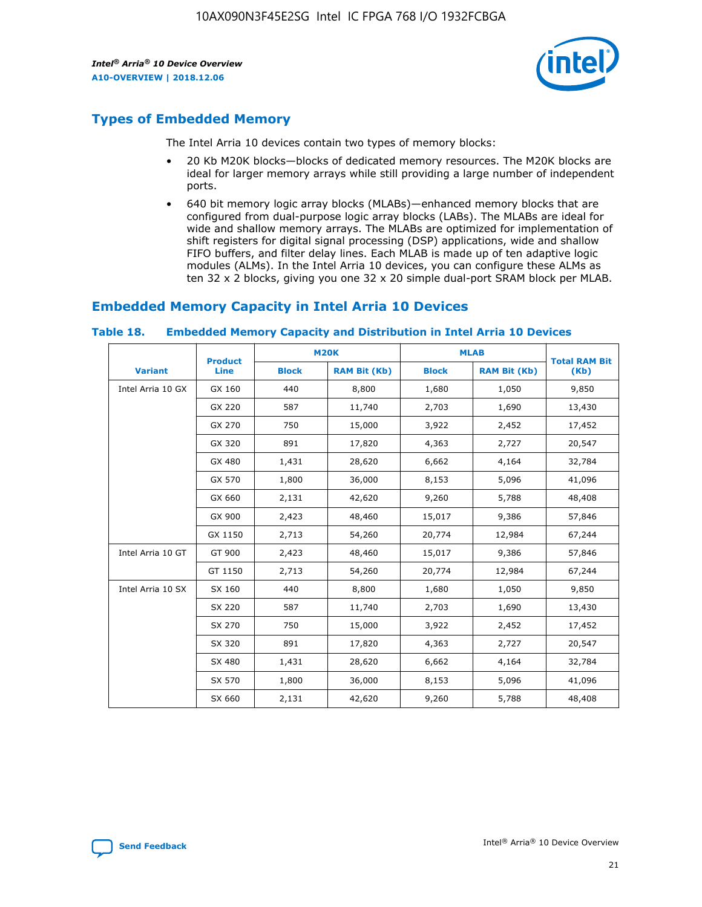## Types of Embedded Memory

The Intel Arria 10 devices contain two types of memory blocks:

- 20 Kb M20K blocks—blocks of dedicated memory resources. The M20K blocks are ideal for larger memory arrays while still providing a large number of independent ports.
- 640 bit memory logic array blocks (MLABs)—enhanced memory blocks that are configured from dual-purpose logic array blocks (LABs). The MLABs are ideal for wide and shallow memory arrays. The MLABs are optimized for implementation of shift registers for digital signal processing (DSP) applications, wide and shallow FIFO buffers, and filter delay lines. Each MLAB is made up of ten adaptive logic modules (ALMs). In the Intel Arria 10 devices, you can configure these ALMs as ten 32 x 2 blocks, giving you one 32 x 20 simple dual-port SRAM block per MLAB.

## Embedded Memory Capacity in Intel Arria 10 Devices

**Table 18. Embedded Memory Capacity and Distribution in Intel Arria 10 Devices**

| Variant | Product Line | M20K | | MLAB | | Total RAM Bit (Kb) |
|---|---|---|---|---|---|---|
| | | Block | RAM Bit (Kb) | Block | RAM Bit (Kb) | |
| Intel Arria 10 GX | GX 160 | 440 | 8,800 | 1,680 | 1,050 | 9,850 |
| | GX 220 | 587 | 11,740 | 2,703 | 1,690 | 13,430 |
| | GX 270 | 750 | 15,000 | 3,922 | 2,452 | 17,452 |
| | GX 320 | 891 | 17,820 | 4,363 | 2,727 | 20,547 |
| | GX 480 | 1,431 | 28,620 | 6,662 | 4,164 | 32,784 |
| | GX 570 | 1,800 | 36,000 | 8,153 | 5,096 | 41,096 |
| | GX 660 | 2,131 | 42,620 | 9,260 | 5,788 | 48,408 |
| | GX 900 | 2,423 | 48,460 | 15,017 | 9,386 | 57,846 |
| | GX 1150 | 2,713 | 54,260 | 20,774 | 12,984 | 67,244 |
| Intel Arria 10 GT | GT 900 | 2,423 | 48,460 | 15,017 | 9,386 | 57,846 |
| | GT 1150 | 2,713 | 54,260 | 20,774 | 12,984 | 67,244 |
| Intel Arria 10 SX | SX 160 | 440 | 8,800 | 1,680 | 1,050 | 9,850 |
| | SX 220 | 587 | 11,740 | 2,703 | 1,690 | 13,430 |
| | SX 270 | 750 | 15,000 | 3,922 | 2,452 | 17,452 |
| | SX 320 | 891 | 17,820 | 4,363 | 2,727 | 20,547 |
| | SX 480 | 1,431 | 28,620 | 6,662 | 4,164 | 32,784 |
| | SX 570 | 1,800 | 36,000 | 8,153 | 5,096 | 41,096 |
| | SX 660 | 2,131 | 42,620 | 9,260 | 5,788 | 48,408 |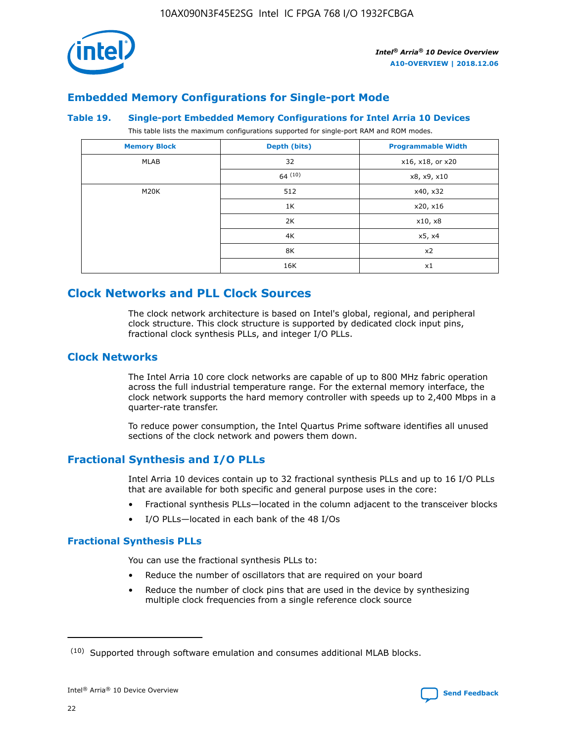## Embedded Memory Configurations for Single-port Mode

### Table 19. Single-port Embedded Memory Configurations for Intel Arria 10 Devices

This table lists the maximum configurations supported for single-port RAM and ROM modes.

| Memory Block | Depth (bits) | Programmable Width |
|---|---|---|
| MLAB | 32 | x16, x18, or x20 |
| | 64 [10] | x8, x9, x10 |
| M20K | 512 | x40, x32 |
| | 1K | x20, x16 |
| | 2K | x10, x8 |
| | 4K | x5, x4 |
| | 8K | x2 |
| | 16K | x1 |

## Clock Networks and PLL Clock Sources

The clock network architecture is based on Intel's global, regional, and peripheral clock structure. This clock structure is supported by dedicated clock input pins, fractional clock synthesis PLLs, and integer I/O PLLs.

## Clock Networks

The Intel Arria 10 core clock networks are capable of up to 800 MHz fabric operation across the full industrial temperature range. For the external memory interface, the clock network supports the hard memory controller with speeds up to 2,400 Mbps in a quarter-rate transfer.

To reduce power consumption, the Intel Quartus Prime software identifies all unused sections of the clock network and powers them down.

## Fractional Synthesis and I/O PLLs

Intel Arria 10 devices contain up to 32 fractional synthesis PLLs and up to 16 I/O PLLs that are available for both specific and general purpose uses in the core:

- Fractional synthesis PLLs—located in the column adjacent to the transceiver blocks
- I/O PLLs—located in each bank of the 48 I/Os

### Fractional Synthesis PLLs

You can use the fractional synthesis PLLs to:

- Reduce the number of oscillators that are required on your board
- Reduce the number of clock pins that are used in the device by synthesizing multiple clock frequencies from a single reference clock source

(10) Supported through software emulation and consumes additional MLAB blocks.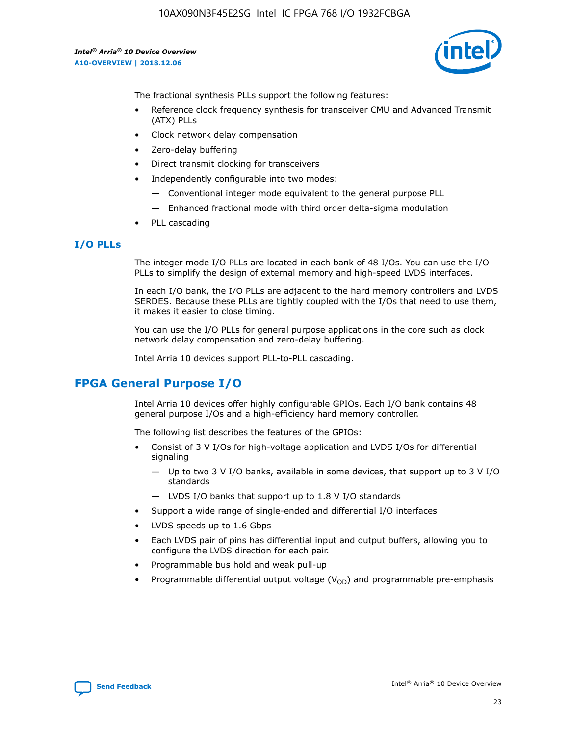The fractional synthesis PLLs support the following features:

- Reference clock frequency synthesis for transceiver CMU and Advanced Transmit (ATX) PLLs
- Clock network delay compensation
- Zero-delay buffering
- Direct transmit clocking for transceivers
- Independently configurable into two modes:
  - Conventional integer mode equivalent to the general purpose PLL
  - Enhanced fractional mode with third order delta-sigma modulation
- PLL cascading

### I/O PLLs

The integer mode I/O PLLs are located in each bank of 48 I/Os. You can use the I/O PLLs to simplify the design of external memory and high-speed LVDS interfaces.

In each I/O bank, the I/O PLLs are adjacent to the hard memory controllers and LVDS SERDES. Because these PLLs are tightly coupled with the I/Os that need to use them, it makes it easier to close timing.

You can use the I/O PLLs for general purpose applications in the core such as clock network delay compensation and zero-delay buffering.

Intel Arria 10 devices support PLL-to-PLL cascading.

## FPGA General Purpose I/O

Intel Arria 10 devices offer highly configurable GPIOs. Each I/O bank contains 48 general purpose I/Os and a high-efficiency hard memory controller.

The following list describes the features of the GPIOs:

- Consist of 3 V I/Os for high-voltage application and LVDS I/Os for differential signaling
  - Up to two 3 V I/O banks, available in some devices, that support up to 3 V I/O standards
  - LVDS I/O banks that support up to 1.8 V I/O standards
- Support a wide range of single-ended and differential I/O interfaces
- LVDS speeds up to 1.6 Gbps
- Each LVDS pair of pins has differential input and output buffers, allowing you to configure the LVDS direction for each pair.
- Programmable bus hold and weak pull-up
- Programmable differential output voltage ($V_{OD}$) and programmable pre-emphasis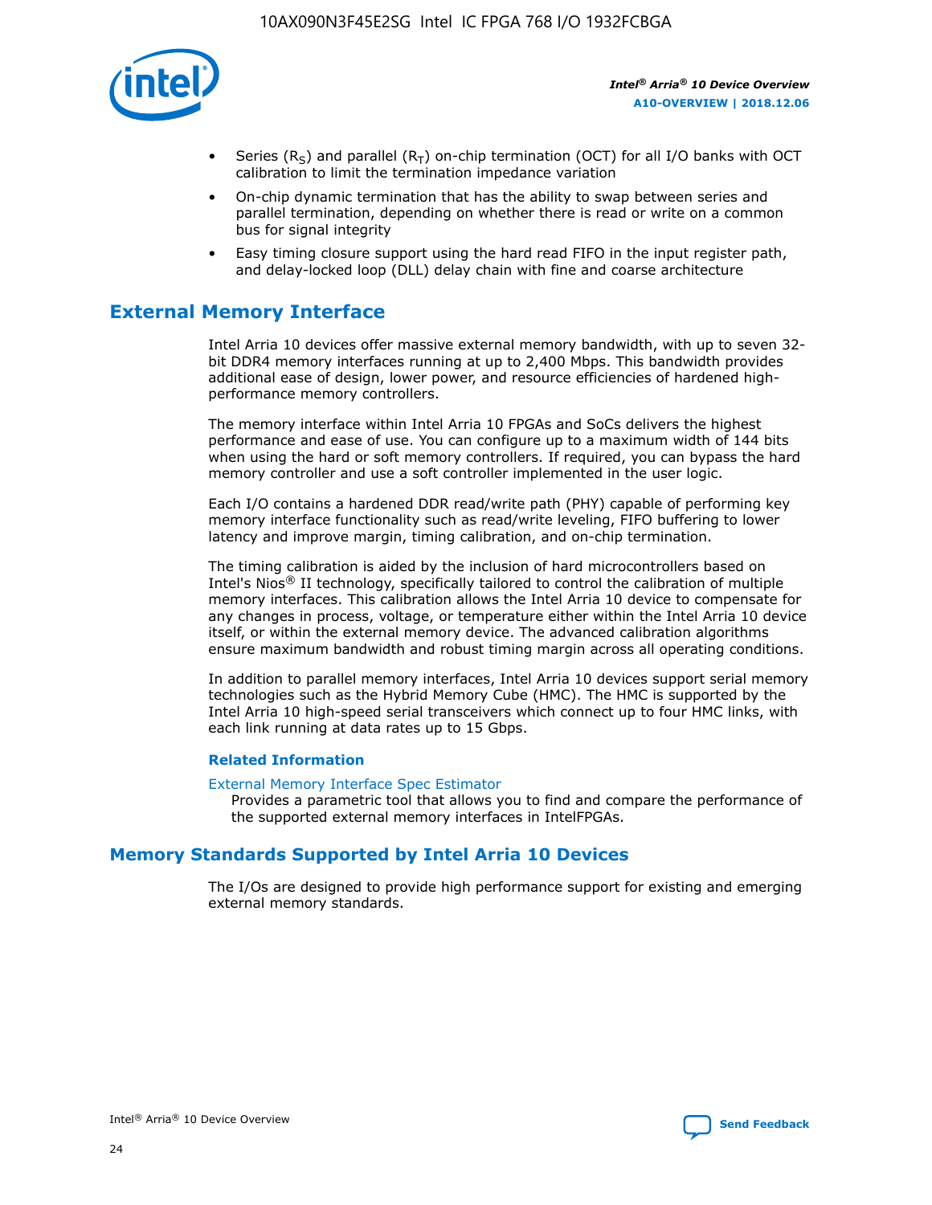- Series ($R_S$) and parallel ($R_T$) on-chip termination (OCT) for all I/O banks with OCT calibration to limit the termination impedance variation
- On-chip dynamic termination that has the ability to swap between series and parallel termination, depending on whether there is read or write on a common bus for signal integrity
- Easy timing closure support using the hard read FIFO in the input register path, and delay-locked loop (DLL) delay chain with fine and coarse architecture

## External Memory Interface

Intel Arria 10 devices offer massive external memory bandwidth, with up to seven 32-bit DDR4 memory interfaces running at up to 2,400 Mbps. This bandwidth provides additional ease of design, lower power, and resource efficiencies of hardened high-performance memory controllers.

The memory interface within Intel Arria 10 FPGAs and SoCs delivers the highest performance and ease of use. You can configure up to a maximum width of 144 bits when using the hard or soft memory controllers. If required, you can bypass the hard memory controller and use a soft controller implemented in the user logic.

Each I/O contains a hardened DDR read/write path (PHY) capable of performing key memory interface functionality such as read/write leveling, FIFO buffering to lower latency and improve margin, timing calibration, and on-chip termination.

The timing calibration is aided by the inclusion of hard microcontrollers based on Intel's Nios® II technology, specifically tailored to control the calibration of multiple memory interfaces. This calibration allows the Intel Arria 10 device to compensate for any changes in process, voltage, or temperature either within the Intel Arria 10 device itself, or within the external memory device. The advanced calibration algorithms ensure maximum bandwidth and robust timing margin across all operating conditions.

In addition to parallel memory interfaces, Intel Arria 10 devices support serial memory technologies such as the Hybrid Memory Cube (HMC). The HMC is supported by the Intel Arria 10 high-speed serial transceivers which connect up to four HMC links, with each link running at data rates up to 15 Gbps.

### Related Information

External Memory Interface Spec Estimator
Provides a parametric tool that allows you to find and compare the performance of the supported external memory interfaces in IntelFPGAs.

## Memory Standards Supported by Intel Arria 10 Devices

The I/Os are designed to provide high performance support for existing and emerging external memory standards.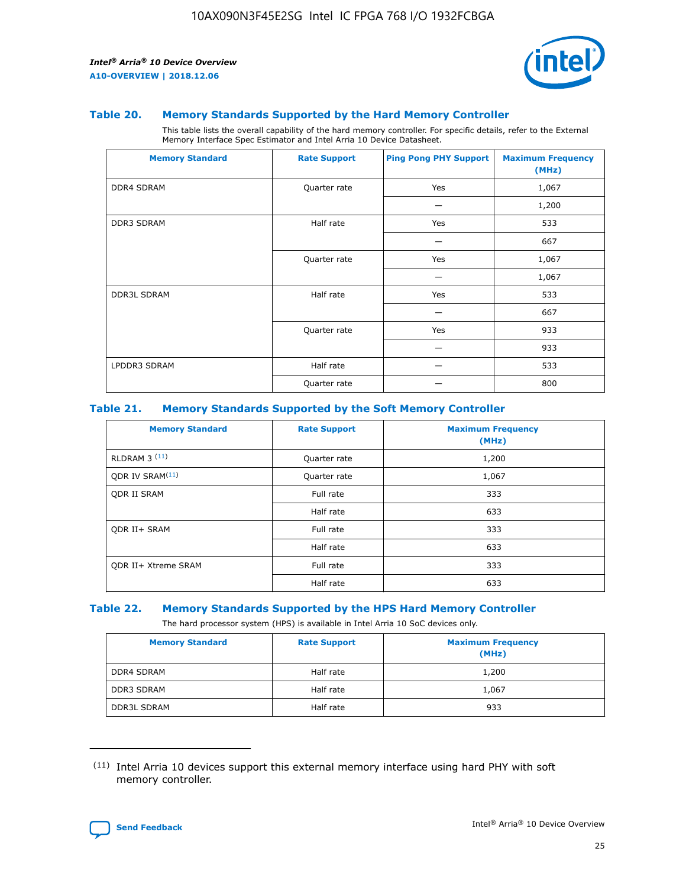### Table 20. Memory Standards Supported by the Hard Memory Controller

This table lists the overall capability of the hard memory controller. For specific details, refer to the External Memory Interface Spec Estimator and Intel Arria 10 Device Datasheet.

| Memory Standard | Rate Support | Ping Pong PHY Support | Maximum Frequency (MHz) |
|---|---|---|---|
| DDR4 SDRAM | Quarter rate | Yes | 1,067 |
| | | — | 1,200 |
| DDR3 SDRAM | Half rate | Yes | 533 |
| | | — | 667 |
| | Quarter rate | Yes | 1,067 |
| | | — | 1,067 |
| DDR3L SDRAM | Half rate | Yes | 533 |
| | | — | 667 |
| | Quarter rate | Yes | 933 |
| | | — | 933 |
| LPDDR3 SDRAM | Half rate | — | 533 |
| | Quarter rate | — | 800 |

### Table 21. Memory Standards Supported by the Soft Memory Controller

| Memory Standard | Rate Support | Maximum Frequency (MHz) |
|---|---|---|
| RLDRAM 3 (11) | Quarter rate | 1,200 |
| QDR IV SRAM(11) | Quarter rate | 1,067 |
| QDR II SRAM | Full rate | 333 |
| | Half rate | 633 |
| QDR II+ SRAM | Full rate | 333 |
| | Half rate | 633 |
| QDR II+ Xtreme SRAM | Full rate | 333 |
| | Half rate | 633 |

### Table 22. Memory Standards Supported by the HPS Hard Memory Controller

The hard processor system (HPS) is available in Intel Arria 10 SoC devices only.

| Memory Standard | Rate Support | Maximum Frequency (MHz) |
|---|---|---|
| DDR4 SDRAM | Half rate | 1,200 |
| DDR3 SDRAM | Half rate | 1,067 |
| DDR3L SDRAM | Half rate | 933 |

(11) Intel Arria 10 devices support this external memory interface using hard PHY with soft memory controller.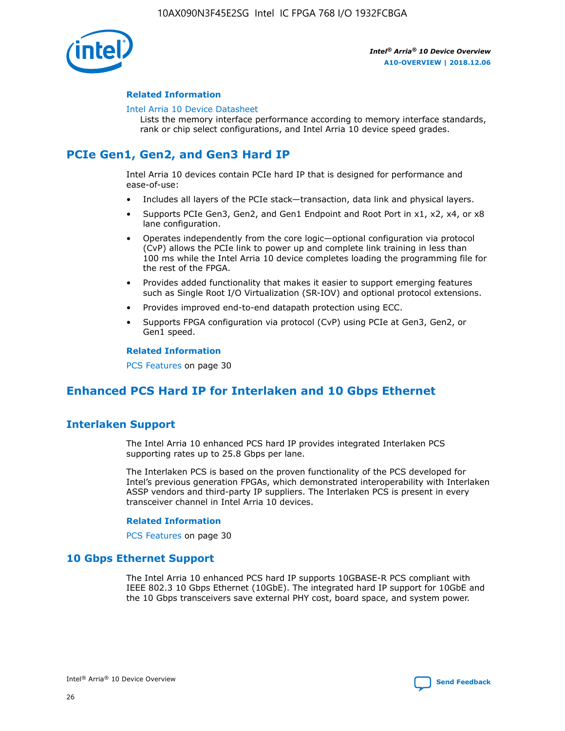### Related Information

Intel Arria 10 Device Datasheet

Lists the memory interface performance according to memory interface standards, rank or chip select configurations, and Intel Arria 10 device speed grades.

## PCIe Gen1, Gen2, and Gen3 Hard IP

Intel Arria 10 devices contain PCIe hard IP that is designed for performance and ease-of-use:

- Includes all layers of the PCIe stack—transaction, data link and physical layers.
- Supports PCIe Gen3, Gen2, and Gen1 Endpoint and Root Port in x1, x2, x4, or x8 lane configuration.
- Operates independently from the core logic—optional configuration via protocol (CvP) allows the PCIe link to power up and complete link training in less than 100 ms while the Intel Arria 10 device completes loading the programming file for the rest of the FPGA.
- Provides added functionality that makes it easier to support emerging features such as Single Root I/O Virtualization (SR-IOV) and optional protocol extensions.
- Provides improved end-to-end datapath protection using ECC.
- Supports FPGA configuration via protocol (CvP) using PCIe at Gen3, Gen2, or Gen1 speed.

### Related Information

PCS Features on page 30

## Enhanced PCS Hard IP for Interlaken and 10 Gbps Ethernet

## Interlaken Support

The Intel Arria 10 enhanced PCS hard IP provides integrated Interlaken PCS supporting rates up to 25.8 Gbps per lane.

The Interlaken PCS is based on the proven functionality of the PCS developed for Intel's previous generation FPGAs, which demonstrated interoperability with Interlaken ASSP vendors and third-party IP suppliers. The Interlaken PCS is present in every transceiver channel in Intel Arria 10 devices.

### Related Information

PCS Features on page 30

## 10 Gbps Ethernet Support

The Intel Arria 10 enhanced PCS hard IP supports 10GBASE-R PCS compliant with IEEE 802.3 10 Gbps Ethernet (10GbE). The integrated hard IP support for 10GbE and the 10 Gbps transceivers save external PHY cost, board space, and system power.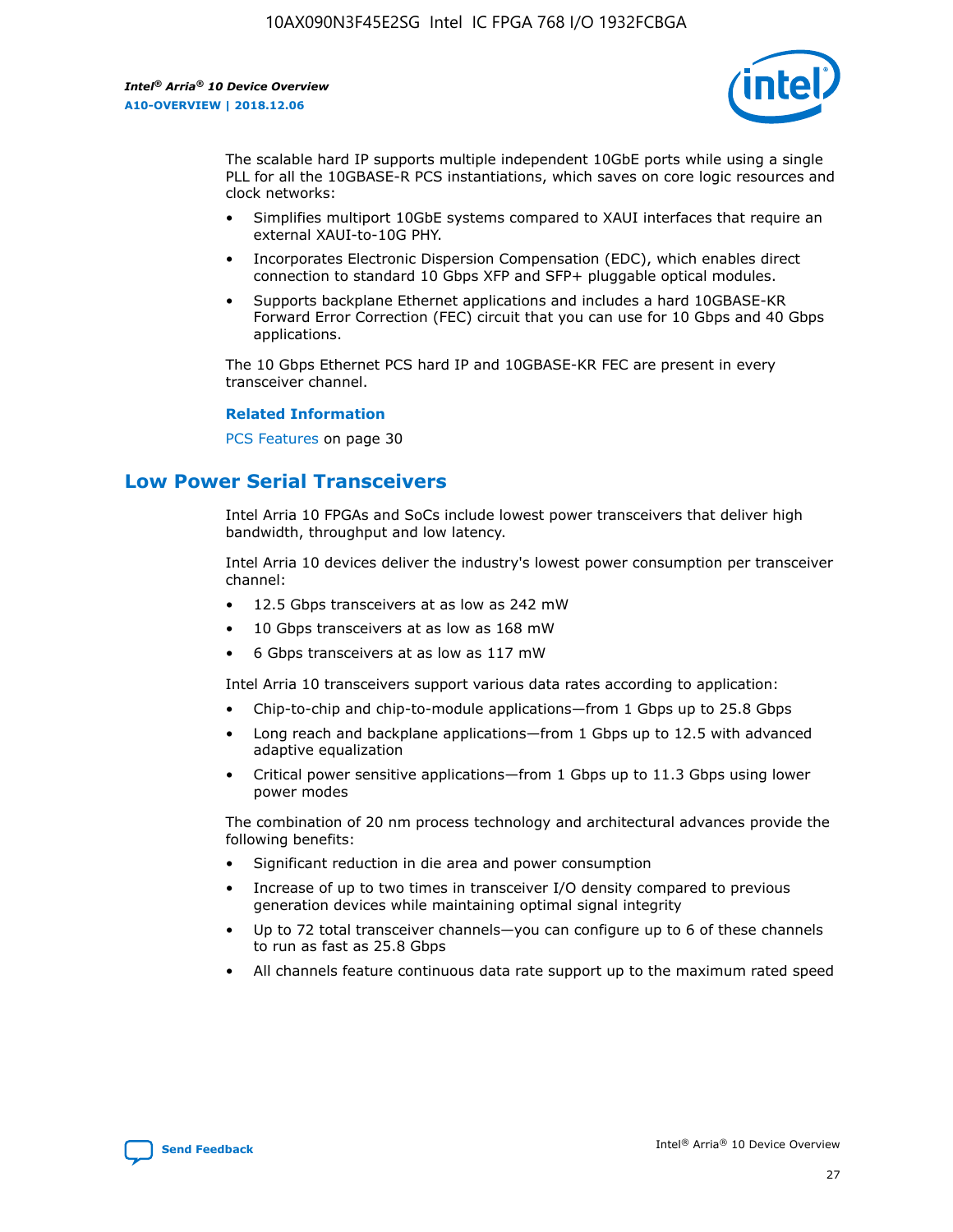The scalable hard IP supports multiple independent 10GbE ports while using a single PLL for all the 10GBASE-R PCS instantiations, which saves on core logic resources and clock networks:

- Simplifies multiport 10GbE systems compared to XAUI interfaces that require an external XAUI-to-10G PHY.
- Incorporates Electronic Dispersion Compensation (EDC), which enables direct connection to standard 10 Gbps XFP and SFP+ pluggable optical modules.
- Supports backplane Ethernet applications and includes a hard 10GBASE-KR Forward Error Correction (FEC) circuit that you can use for 10 Gbps and 40 Gbps applications.

The 10 Gbps Ethernet PCS hard IP and 10GBASE-KR FEC are present in every transceiver channel.

**Related Information**

PCS Features on page 30

## Low Power Serial Transceivers

Intel Arria 10 FPGAs and SoCs include lowest power transceivers that deliver high bandwidth, throughput and low latency.

Intel Arria 10 devices deliver the industry's lowest power consumption per transceiver channel:

- 12.5 Gbps transceivers at as low as 242 mW
- 10 Gbps transceivers at as low as 168 mW
- 6 Gbps transceivers at as low as 117 mW

Intel Arria 10 transceivers support various data rates according to application:

- Chip-to-chip and chip-to-module applications—from 1 Gbps up to 25.8 Gbps
- Long reach and backplane applications—from 1 Gbps up to 12.5 with advanced adaptive equalization
- Critical power sensitive applications—from 1 Gbps up to 11.3 Gbps using lower power modes

The combination of 20 nm process technology and architectural advances provide the following benefits:

- Significant reduction in die area and power consumption
- Increase of up to two times in transceiver I/O density compared to previous generation devices while maintaining optimal signal integrity
- Up to 72 total transceiver channels—you can configure up to 6 of these channels to run as fast as 25.8 Gbps
- All channels feature continuous data rate support up to the maximum rated speed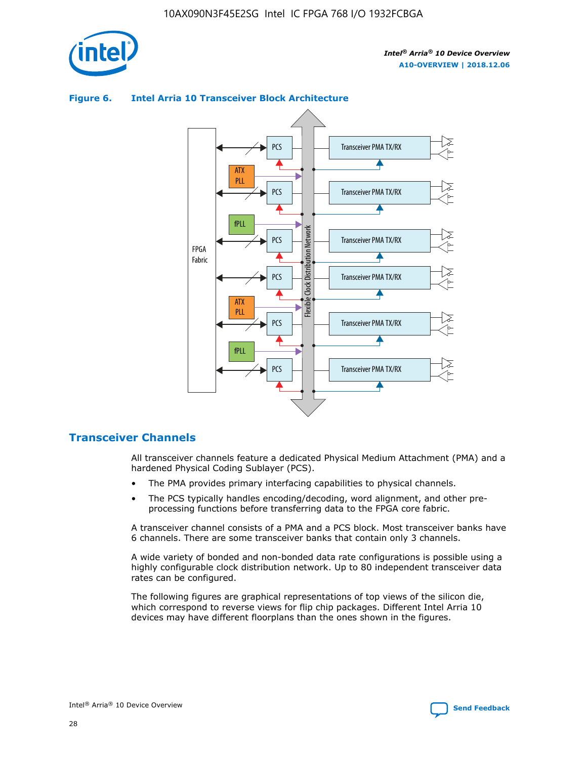**Figure 6. Intel Arria 10 Transceiver Block Architecture**

## Transceiver Channels

All transceiver channels feature a dedicated Physical Medium Attachment (PMA) and a hardened Physical Coding Sublayer (PCS).

- The PMA provides primary interfacing capabilities to physical channels.
- The PCS typically handles encoding/decoding, word alignment, and other pre-processing functions before transferring data to the FPGA core fabric.

A transceiver channel consists of a PMA and a PCS block. Most transceiver banks have 6 channels. There are some transceiver banks that contain only 3 channels.

A wide variety of bonded and non-bonded data rate configurations is possible using a highly configurable clock distribution network. Up to 80 independent transceiver data rates can be configured.

The following figures are graphical representations of top views of the silicon die, which correspond to reverse views for flip chip packages. Different Intel Arria 10 devices may have different floorplans than the ones shown in the figures.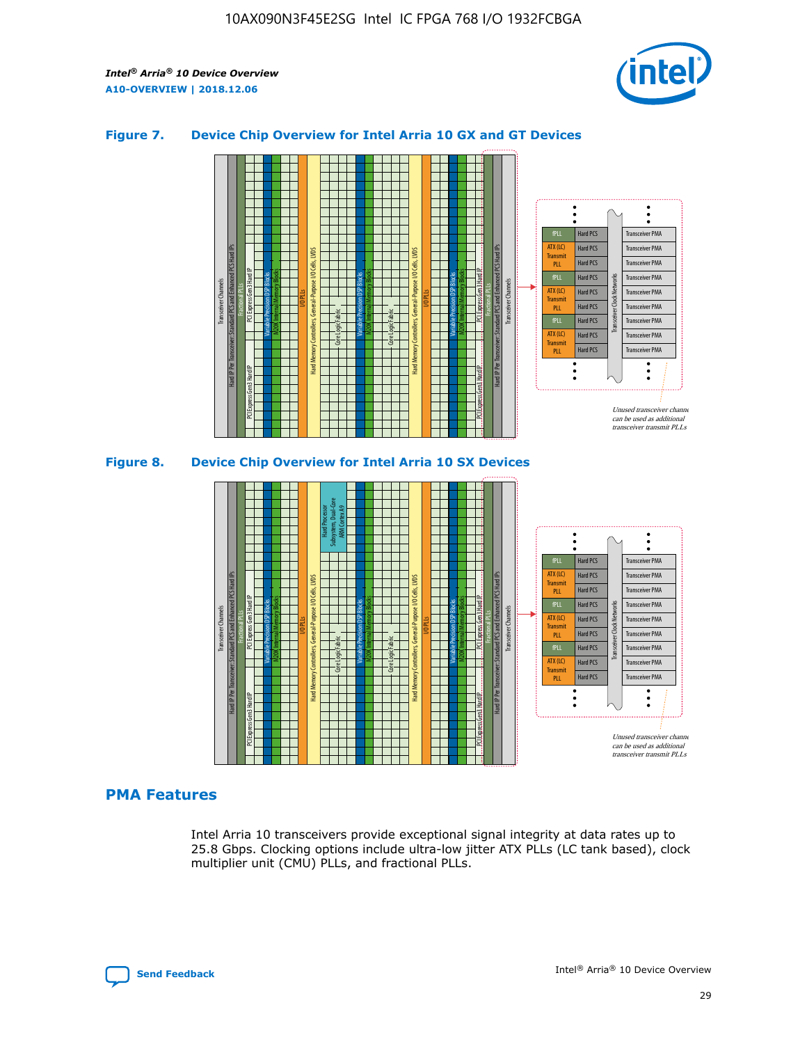### Figure 7. Device Chip Overview for Intel Arria 10 GX and GT Devices

Unused transceiver channels can be used as additional transceiver transmit PLLs

### Figure 8. Device Chip Overview for Intel Arria 10 SX Devices

Unused transceiver channels can be used as additional transceiver transmit PLLs

## PMA Features

Intel Arria 10 transceivers provide exceptional signal integrity at data rates up to 25.8 Gbps. Clocking options include ultra-low jitter ATX PLLs (LC tank based), clock multiplier unit (CMU) PLLs, and fractional PLLs.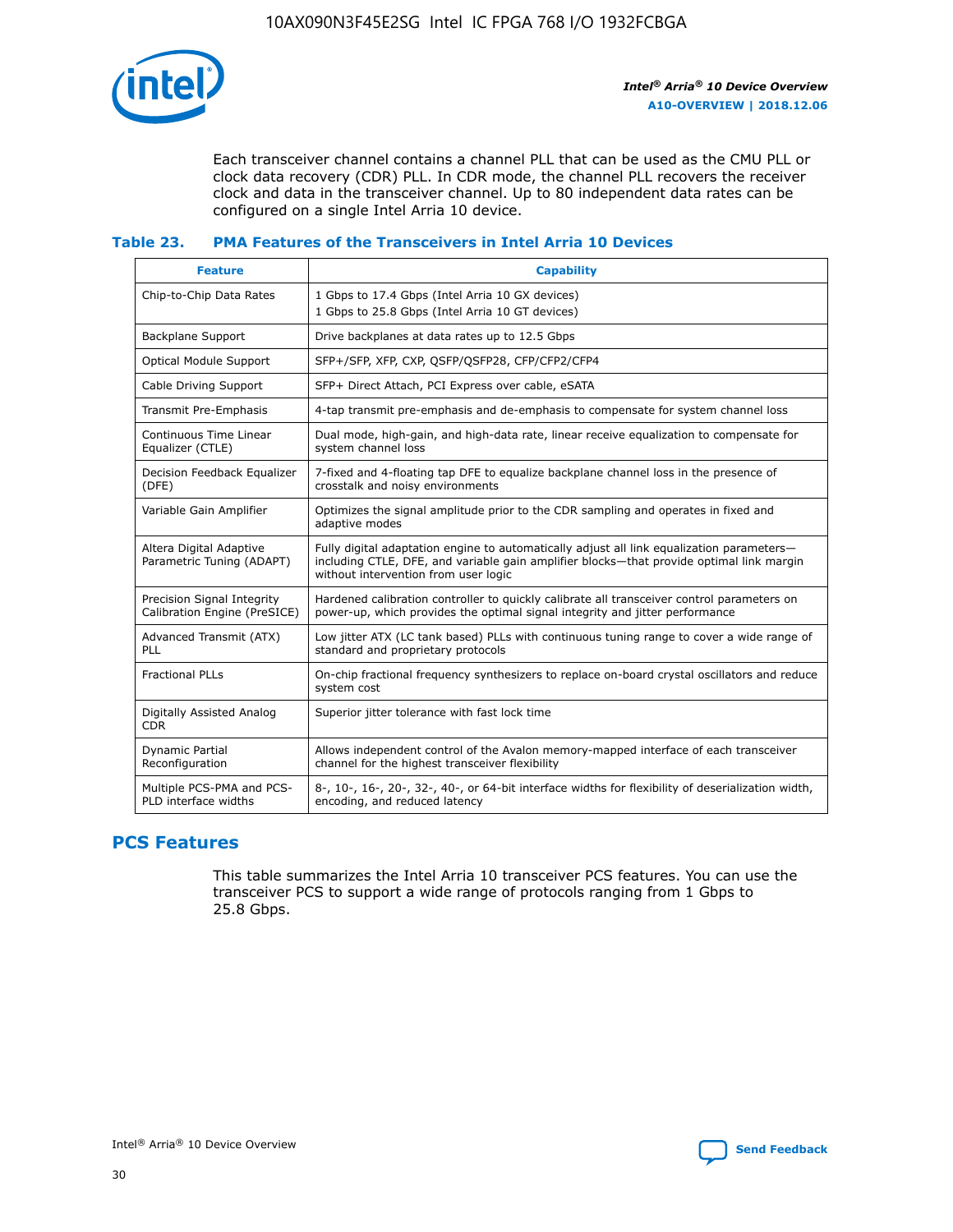Each transceiver channel contains a channel PLL that can be used as the CMU PLL or clock data recovery (CDR) PLL. In CDR mode, the channel PLL recovers the receiver clock and data in the transceiver channel. Up to 80 independent data rates can be configured on a single Intel Arria 10 device.

**Table 23. PMA Features of the Transceivers in Intel Arria 10 Devices**

| Feature | Capability |
| --- | --- |
| Chip-to-Chip Data Rates | 1 Gbps to 17.4 Gbps (Intel Arria 10 GX devices)<br>1 Gbps to 25.8 Gbps (Intel Arria 10 GT devices) |
| Backplane Support | Drive backplanes at data rates up to 12.5 Gbps |
| Optical Module Support | SFP+/SFP, XFP, CXP, QSFP/QSFP28, CFP/CFP2/CFP4 |
| Cable Driving Support | SFP+ Direct Attach, PCI Express over cable, eSATA |
| Transmit Pre-Emphasis | 4-tap transmit pre-emphasis and de-emphasis to compensate for system channel loss |
| Continuous Time Linear Equalizer (CTLE) | Dual mode, high-gain, and high-data rate, linear receive equalization to compensate for system channel loss |
| Decision Feedback Equalizer (DFE) | 7-fixed and 4-floating tap DFE to equalize backplane channel loss in the presence of crosstalk and noisy environments |
| Variable Gain Amplifier | Optimizes the signal amplitude prior to the CDR sampling and operates in fixed and adaptive modes |
| Altera Digital Adaptive Parametric Tuning (ADAPT) | Fully digital adaptation engine to automatically adjust all link equalization parameters—including CTLE, DFE, and variable gain amplifier blocks—that provide optimal link margin without intervention from user logic |
| Precision Signal Integrity Calibration Engine (PreSICE) | Hardened calibration controller to quickly calibrate all transceiver control parameters on power-up, which provides the optimal signal integrity and jitter performance |
| Advanced Transmit (ATX) PLL | Low jitter ATX (LC tank based) PLLs with continuous tuning range to cover a wide range of standard and proprietary protocols |
| Fractional PLLs | On-chip fractional frequency synthesizers to replace on-board crystal oscillators and reduce system cost |
| Digitally Assisted Analog CDR | Superior jitter tolerance with fast lock time |
| Dynamic Partial Reconfiguration | Allows independent control of the Avalon memory-mapped interface of each transceiver channel for the highest transceiver flexibility |
| Multiple PCS-PMA and PCS-PLD interface widths | 8-, 10-, 16-, 20-, 32-, 40-, or 64-bit interface widths for flexibility of deserialization width, encoding, and reduced latency |

## PCS Features

This table summarizes the Intel Arria 10 transceiver PCS features. You can use the transceiver PCS to support a wide range of protocols ranging from 1 Gbps to 25.8 Gbps.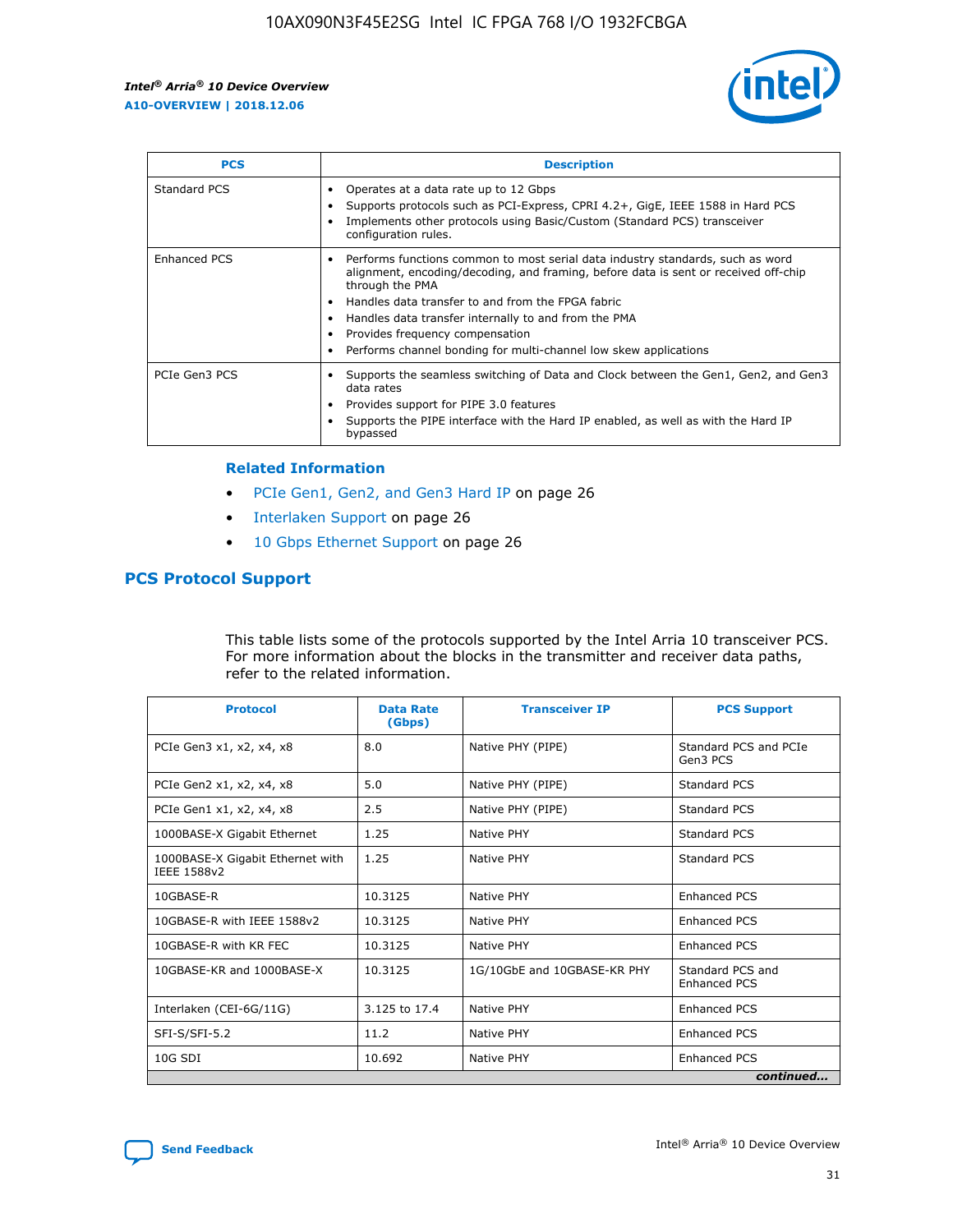| PCS | Description |
| --- | --- |
| Standard PCS | • Operates at a data rate up to 12 Gbps<br>• Supports protocols such as PCI-Express, CPRI 4.2+, GigE, IEEE 1588 in Hard PCS<br>• Implements other protocols using Basic/Custom (Standard PCS) transceiver configuration rules. |
| Enhanced PCS | • Performs functions common to most serial data industry standards, such as word alignment, encoding/decoding, and framing, before data is sent or received off-chip through the PMA<br>• Handles data transfer to and from the FPGA fabric<br>• Handles data transfer internally to and from the PMA<br>• Provides frequency compensation<br>• Performs channel bonding for multi-channel low skew applications |
| PCIe Gen3 PCS | • Supports the seamless switching of Data and Clock between the Gen1, Gen2, and Gen3 data rates<br>• Provides support for PIPE 3.0 features<br>• Supports the PIPE interface with the Hard IP enabled, as well as with the Hard IP bypassed |

### Related Information

- PCIe Gen1, Gen2, and Gen3 Hard IP on page 26
- Interlaken Support on page 26
- 10 Gbps Ethernet Support on page 26

## PCS Protocol Support

This table lists some of the protocols supported by the Intel Arria 10 transceiver PCS. For more information about the blocks in the transmitter and receiver data paths, refer to the related information.

| Protocol | Data Rate (Gbps) | Transceiver IP | PCS Support |
| --- | --- | --- | --- |
| PCIe Gen3 x1, x2, x4, x8 | 8.0 | Native PHY (PIPE) | Standard PCS and PCIe Gen3 PCS |
| PCIe Gen2 x1, x2, x4, x8 | 5.0 | Native PHY (PIPE) | Standard PCS |
| PCIe Gen1 x1, x2, x4, x8 | 2.5 | Native PHY (PIPE) | Standard PCS |
| 1000BASE-X Gigabit Ethernet | 1.25 | Native PHY | Standard PCS |
| 1000BASE-X Gigabit Ethernet with IEEE 1588v2 | 1.25 | Native PHY | Standard PCS |
| 10GBASE-R | 10.3125 | Native PHY | Enhanced PCS |
| 10GBASE-R with IEEE 1588v2 | 10.3125 | Native PHY | Enhanced PCS |
| 10GBASE-R with KR FEC | 10.3125 | Native PHY | Enhanced PCS |
| 10GBASE-KR and 1000BASE-X | 10.3125 | 1G/10GbE and 10GBASE-KR PHY | Standard PCS and Enhanced PCS |
| Interlaken (CEI-6G/11G) | 3.125 to 17.4 | Native PHY | Enhanced PCS |
| SFI-S/SFI-5.2 | 11.2 | Native PHY | Enhanced PCS |
| 10G SDI | 10.692 | Native PHY | Enhanced PCS |

*continued...*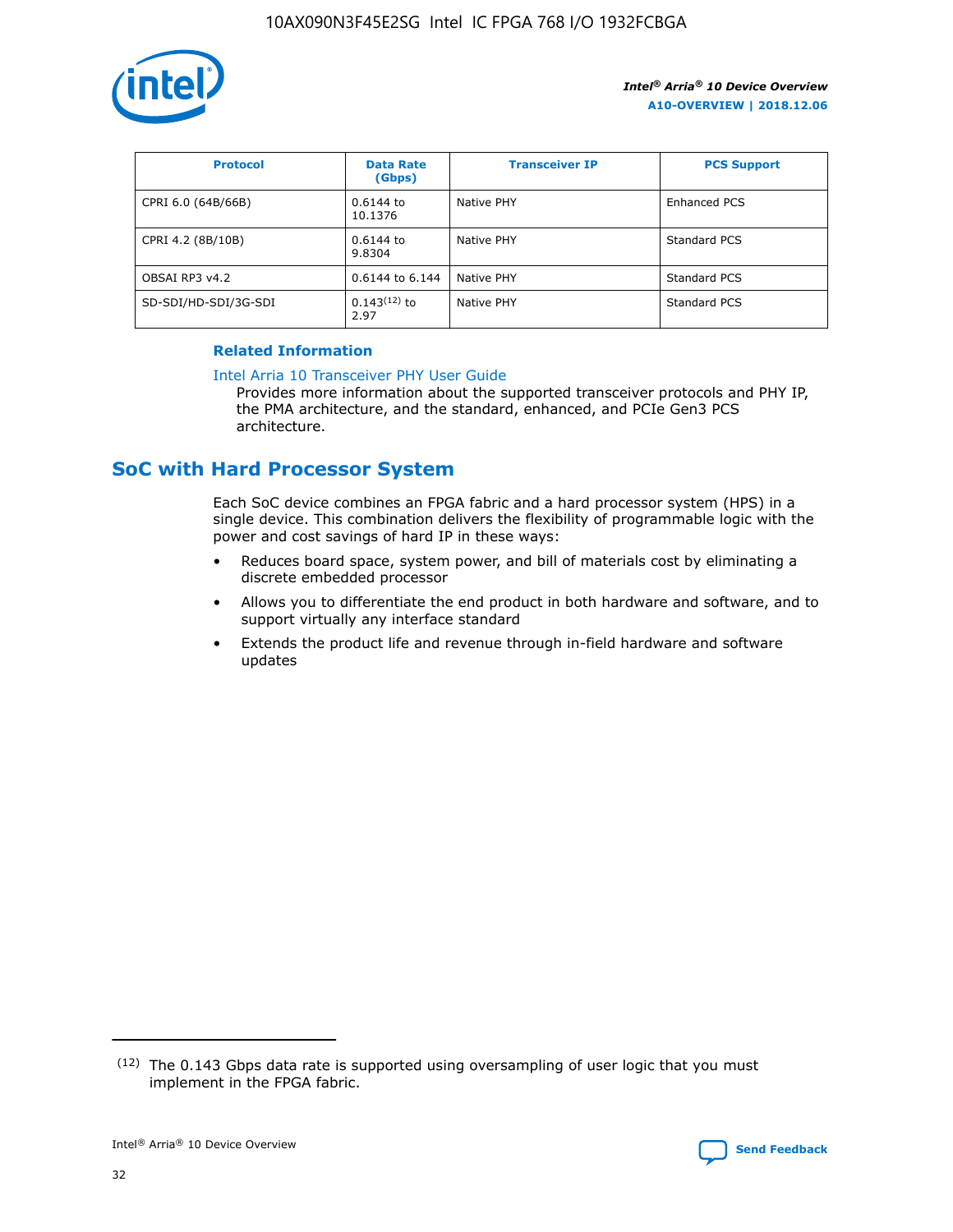| Protocol | Data Rate (Gbps) | Transceiver IP | PCS Support |
| --- | --- | --- | --- |
| CPRI 6.0 (64B/66B) | 0.6144 to 10.1376 | Native PHY | Enhanced PCS |
| CPRI 4.2 (8B/10B) | 0.6144 to 9.8304 | Native PHY | Standard PCS |
| OBSAI RP3 v4.2 | 0.6144 to 6.144 | Native PHY | Standard PCS |
| SD-SDI/HD-SDI/3G-SDI | 0.143[12] to 2.97 | Native PHY | Standard PCS |

**Related Information**

Intel Arria 10 Transceiver PHY User Guide
Provides more information about the supported transceiver protocols and PHY IP, the PMA architecture, and the standard, enhanced, and PCIe Gen3 PCS architecture.

## SoC with Hard Processor System

Each SoC device combines an FPGA fabric and a hard processor system (HPS) in a single device. This combination delivers the flexibility of programmable logic with the power and cost savings of hard IP in these ways:

- Reduces board space, system power, and bill of materials cost by eliminating a discrete embedded processor
- Allows you to differentiate the end product in both hardware and software, and to support virtually any interface standard
- Extends the product life and revenue through in-field hardware and software updates

(12) The 0.143 Gbps data rate is supported using oversampling of user logic that you must implement in the FPGA fabric.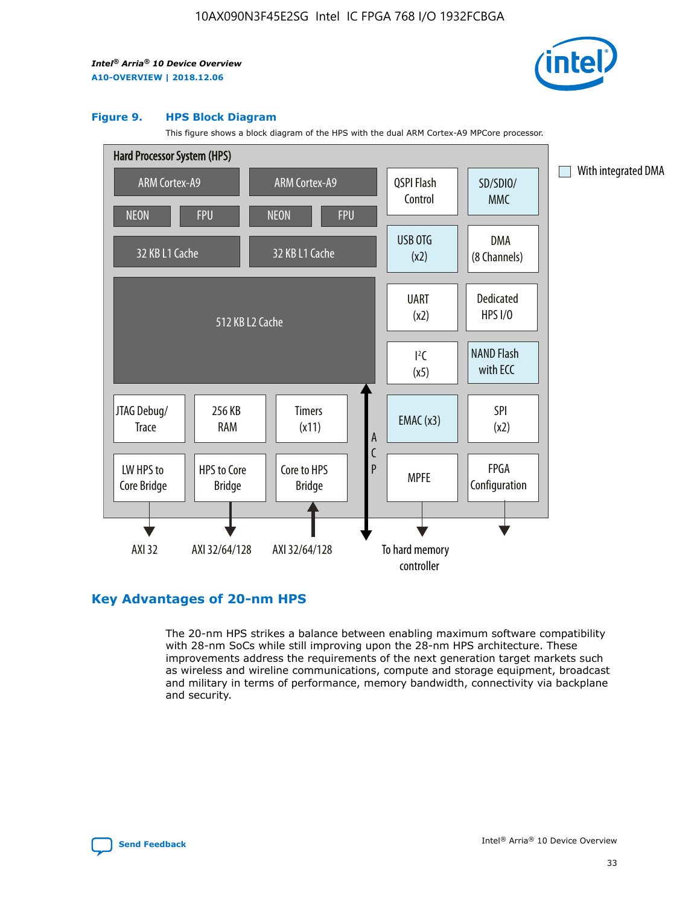**Figure 9. HPS Block Diagram**

This figure shows a block diagram of the HPS with the dual ARM Cortex-A9 MPCore processor.

Hard Processor System (HPS)

- ARM Cortex-A9 (NEON, FPU, 32 KB L1 Cache)
- ARM Cortex-A9 (NEON, FPU, 32 KB L1 Cache)
- 512 KB L2 Cache
- QSPI Flash Control
- SD/SDIO/MMC
- USB OTG (x2)
- DMA (8 Channels)
- UART (x2)
- Dedicated HPS I/O
- I²C (x5)
- NAND Flash with ECC
- JTAG Debug/Trace
- 256 KB RAM
- Timers (x11)
- EMAC (x3)
- SPI (x2)
- LW HPS to Core Bridge
- HPS to Core Bridge
- Core to HPS Bridge
- ACP
- MPFE
- FPGA Configuration

With integrated DMA

AXI 32 | AXI 32/64/128 | AXI 32/64/128 | To hard memory controller

## Key Advantages of 20-nm HPS

The 20-nm HPS strikes a balance between enabling maximum software compatibility with 28-nm SoCs while still improving upon the 28-nm HPS architecture. These improvements address the requirements of the next generation target markets such as wireless and wireline communications, compute and storage equipment, broadcast and military in terms of performance, memory bandwidth, connectivity via backplane and security.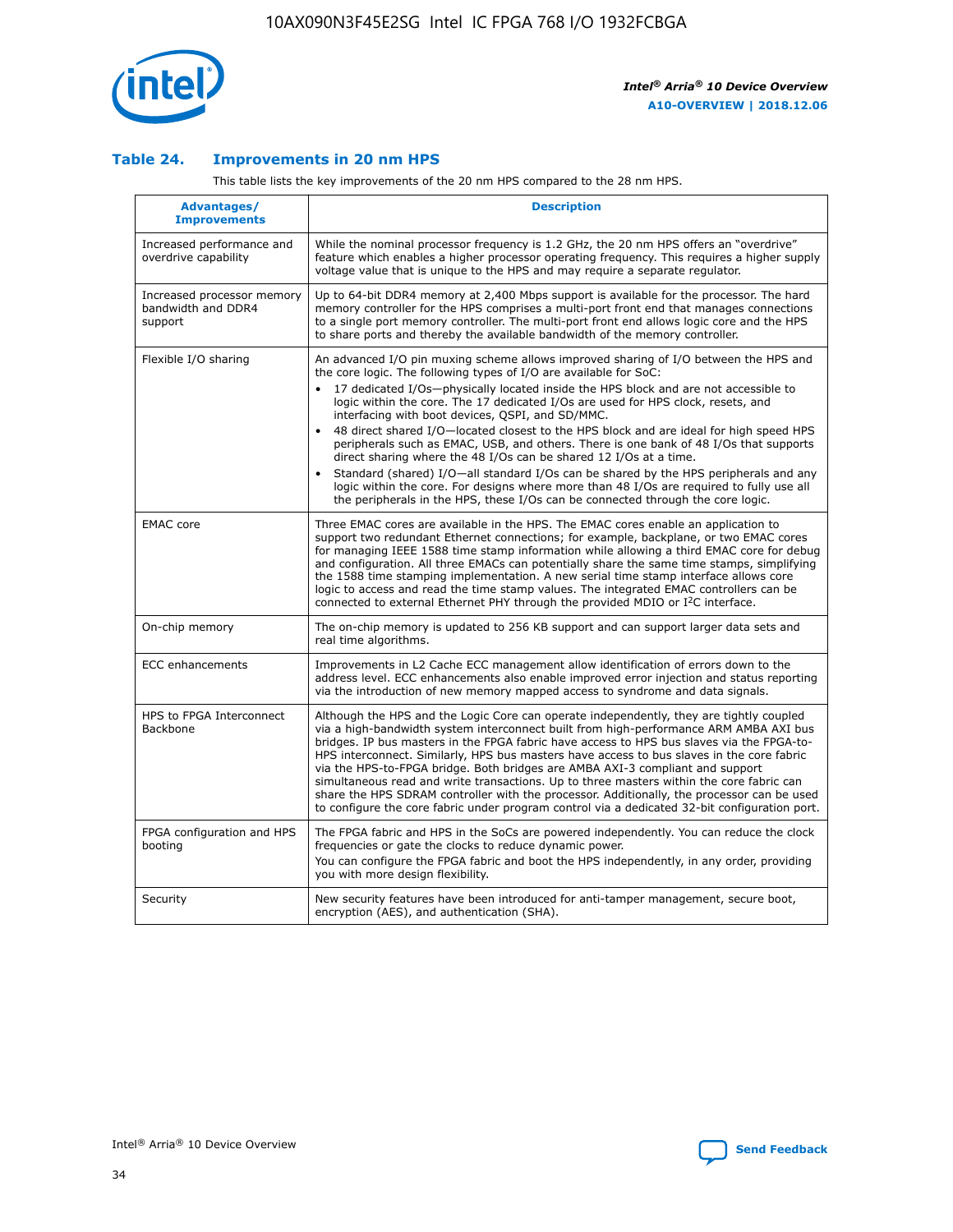### Table 24. Improvements in 20 nm HPS

This table lists the key improvements of the 20 nm HPS compared to the 28 nm HPS.

| Advantages/ Improvements | Description |
|---|---|
| Increased performance and overdrive capability | While the nominal processor frequency is 1.2 GHz, the 20 nm HPS offers an "overdrive" feature which enables a higher processor operating frequency. This requires a higher supply voltage value that is unique to the HPS and may require a separate regulator. |
| Increased processor memory bandwidth and DDR4 support | Up to 64-bit DDR4 memory at 2,400 Mbps support is available for the processor. The hard memory controller for the HPS comprises a multi-port front end that manages connections to a single port memory controller. The multi-port front end allows logic core and the HPS to share ports and thereby the available bandwidth of the memory controller. |
| Flexible I/O sharing | An advanced I/O pin muxing scheme allows improved sharing of I/O between the HPS and the core logic. The following types of I/O are available for SoC: • 17 dedicated I/Os—physically located inside the HPS block and are not accessible to logic within the core. The 17 dedicated I/Os are used for HPS clock, resets, and interfacing with boot devices, QSPI, and SD/MMC. • 48 direct shared I/O—located closest to the HPS block and are ideal for high speed HPS peripherals such as EMAC, USB, and others. There is one bank of 48 I/Os that supports direct sharing where the 48 I/Os can be shared 12 I/Os at a time. • Standard (shared) I/O—all standard I/Os can be shared by the HPS peripherals and any logic within the core. For designs where more than 48 I/Os are required to fully use all the peripherals in the HPS, these I/Os can be connected through the core logic. |
| EMAC core | Three EMAC cores are available in the HPS. The EMAC cores enable an application to support two redundant Ethernet connections; for example, backplane, or two EMAC cores for managing IEEE 1588 time stamp information while allowing a third EMAC core for debug and configuration. All three EMACs can potentially share the same time stamps, simplifying the 1588 time stamping implementation. A new serial time stamp interface allows core logic to access and read the time stamp values. The integrated EMAC controllers can be connected to external Ethernet PHY through the provided MDIO or I²C interface. |
| On-chip memory | The on-chip memory is updated to 256 KB support and can support larger data sets and real time algorithms. |
| ECC enhancements | Improvements in L2 Cache ECC management allow identification of errors down to the address level. ECC enhancements also enable improved error injection and status reporting via the introduction of new memory mapped access to syndrome and data signals. |
| HPS to FPGA Interconnect Backbone | Although the HPS and the Logic Core can operate independently, they are tightly coupled via a high-bandwidth system interconnect built from high-performance ARM AMBA AXI bus bridges. IP bus masters in the FPGA fabric have access to HPS bus slaves via the FPGA-to-HPS interconnect. Similarly, HPS bus masters have access to bus slaves in the core fabric via the HPS-to-FPGA bridge. Both bridges are AMBA AXI-3 compliant and support simultaneous read and write transactions. Up to three masters within the core fabric can share the HPS SDRAM controller with the processor. Additionally, the processor can be used to configure the core fabric under program control via a dedicated 32-bit configuration port. |
| FPGA configuration and HPS booting | The FPGA fabric and HPS in the SoCs are powered independently. You can reduce the clock frequencies or gate the clocks to reduce dynamic power. You can configure the FPGA fabric and boot the HPS independently, in any order, providing you with more design flexibility. |
| Security | New security features have been introduced for anti-tamper management, secure boot, encryption (AES), and authentication (SHA). |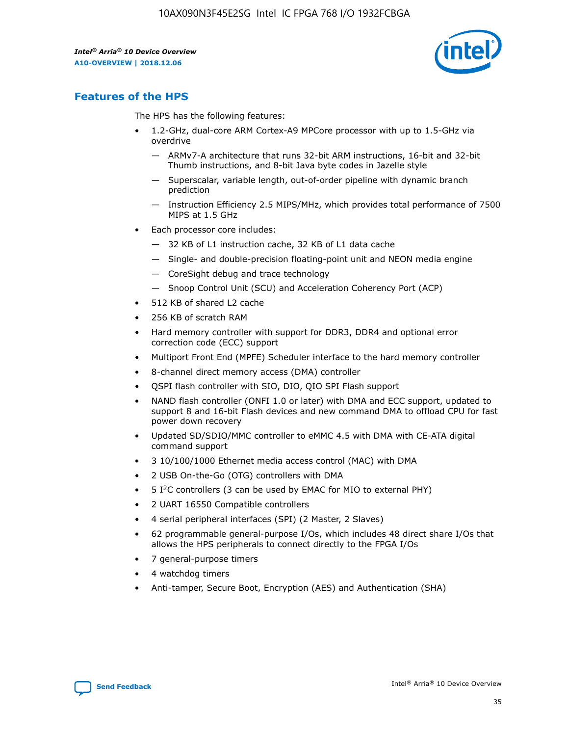## Features of the HPS

The HPS has the following features:

- 1.2-GHz, dual-core ARM Cortex-A9 MPCore processor with up to 1.5-GHz via overdrive
  - — ARMv7-A architecture that runs 32-bit ARM instructions, 16-bit and 32-bit Thumb instructions, and 8-bit Java byte codes in Jazelle style
  - — Superscalar, variable length, out-of-order pipeline with dynamic branch prediction
  - — Instruction Efficiency 2.5 MIPS/MHz, which provides total performance of 7500 MIPS at 1.5 GHz
- Each processor core includes:
  - — 32 KB of L1 instruction cache, 32 KB of L1 data cache
  - — Single- and double-precision floating-point unit and NEON media engine
  - — CoreSight debug and trace technology
  - — Snoop Control Unit (SCU) and Acceleration Coherency Port (ACP)
- 512 KB of shared L2 cache
- 256 KB of scratch RAM
- Hard memory controller with support for DDR3, DDR4 and optional error correction code (ECC) support
- Multiport Front End (MPFE) Scheduler interface to the hard memory controller
- 8-channel direct memory access (DMA) controller
- QSPI flash controller with SIO, DIO, QIO SPI Flash support
- NAND flash controller (ONFI 1.0 or later) with DMA and ECC support, updated to support 8 and 16-bit Flash devices and new command DMA to offload CPU for fast power down recovery
- Updated SD/SDIO/MMC controller to eMMC 4.5 with DMA with CE-ATA digital command support
- 3 10/100/1000 Ethernet media access control (MAC) with DMA
- 2 USB On-the-Go (OTG) controllers with DMA
- 5 I$^2$C controllers (3 can be used by EMAC for MIO to external PHY)
- 2 UART 16550 Compatible controllers
- 4 serial peripheral interfaces (SPI) (2 Master, 2 Slaves)
- 62 programmable general-purpose I/Os, which includes 48 direct share I/Os that allows the HPS peripherals to connect directly to the FPGA I/Os
- 7 general-purpose timers
- 4 watchdog timers
- Anti-tamper, Secure Boot, Encryption (AES) and Authentication (SHA)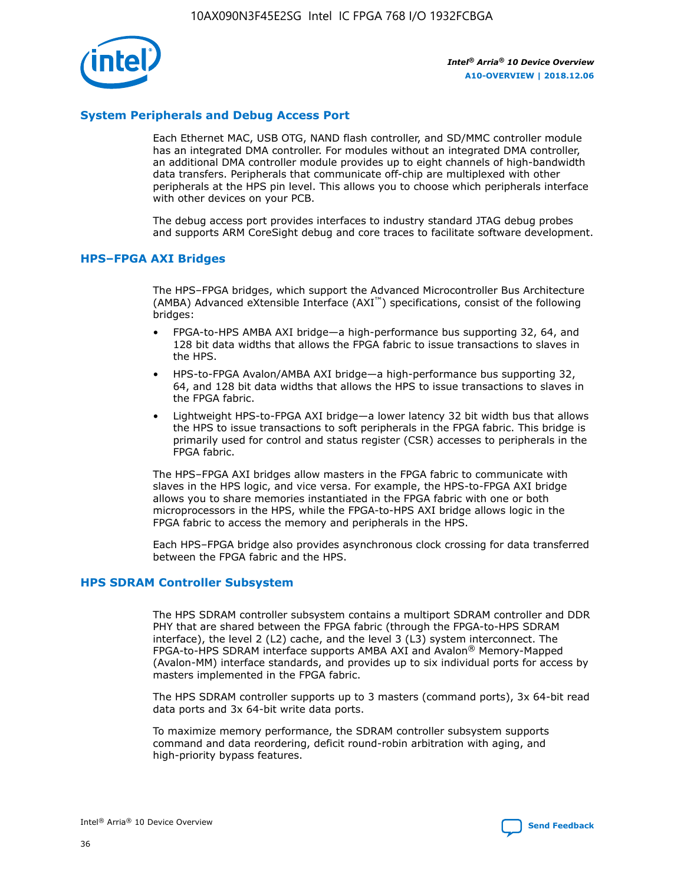## System Peripherals and Debug Access Port

Each Ethernet MAC, USB OTG, NAND flash controller, and SD/MMC controller module has an integrated DMA controller. For modules without an integrated DMA controller, an additional DMA controller module provides up to eight channels of high-bandwidth data transfers. Peripherals that communicate off-chip are multiplexed with other peripherals at the HPS pin level. This allows you to choose which peripherals interface with other devices on your PCB.

The debug access port provides interfaces to industry standard JTAG debug probes and supports ARM CoreSight debug and core traces to facilitate software development.

## HPS–FPGA AXI Bridges

The HPS–FPGA bridges, which support the Advanced Microcontroller Bus Architecture (AMBA) Advanced eXtensible Interface (AXI™) specifications, consist of the following bridges:

- FPGA-to-HPS AMBA AXI bridge—a high-performance bus supporting 32, 64, and 128 bit data widths that allows the FPGA fabric to issue transactions to slaves in the HPS.
- HPS-to-FPGA Avalon/AMBA AXI bridge—a high-performance bus supporting 32, 64, and 128 bit data widths that allows the HPS to issue transactions to slaves in the FPGA fabric.
- Lightweight HPS-to-FPGA AXI bridge—a lower latency 32 bit width bus that allows the HPS to issue transactions to soft peripherals in the FPGA fabric. This bridge is primarily used for control and status register (CSR) accesses to peripherals in the FPGA fabric.

The HPS–FPGA AXI bridges allow masters in the FPGA fabric to communicate with slaves in the HPS logic, and vice versa. For example, the HPS-to-FPGA AXI bridge allows you to share memories instantiated in the FPGA fabric with one or both microprocessors in the HPS, while the FPGA-to-HPS AXI bridge allows logic in the FPGA fabric to access the memory and peripherals in the HPS.

Each HPS–FPGA bridge also provides asynchronous clock crossing for data transferred between the FPGA fabric and the HPS.

## HPS SDRAM Controller Subsystem

The HPS SDRAM controller subsystem contains a multiport SDRAM controller and DDR PHY that are shared between the FPGA fabric (through the FPGA-to-HPS SDRAM interface), the level 2 (L2) cache, and the level 3 (L3) system interconnect. The FPGA-to-HPS SDRAM interface supports AMBA AXI and Avalon® Memory-Mapped (Avalon-MM) interface standards, and provides up to six individual ports for access by masters implemented in the FPGA fabric.

The HPS SDRAM controller supports up to 3 masters (command ports), 3x 64-bit read data ports and 3x 64-bit write data ports.

To maximize memory performance, the SDRAM controller subsystem supports command and data reordering, deficit round-robin arbitration with aging, and high-priority bypass features.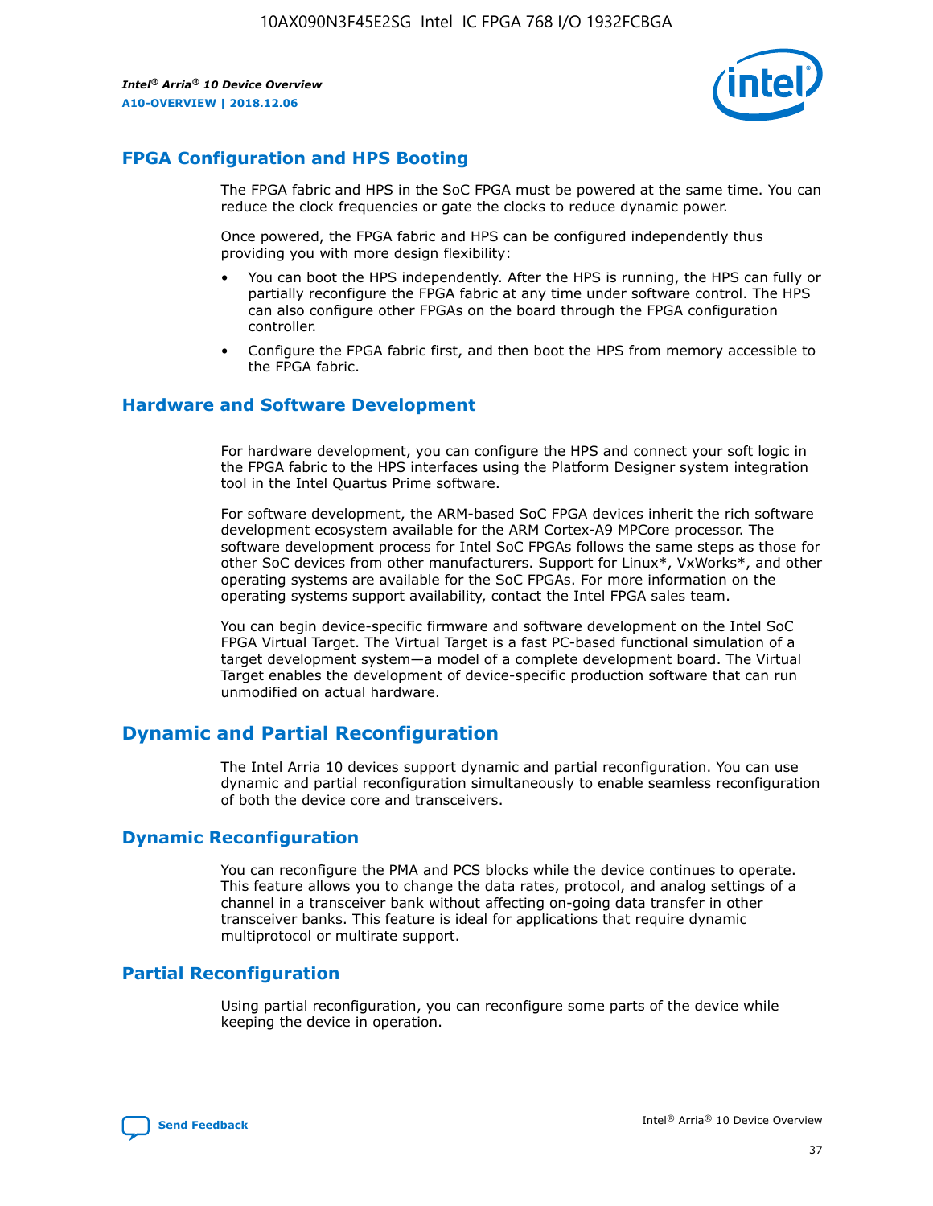## FPGA Configuration and HPS Booting

The FPGA fabric and HPS in the SoC FPGA must be powered at the same time. You can reduce the clock frequencies or gate the clocks to reduce dynamic power.

Once powered, the FPGA fabric and HPS can be configured independently thus providing you with more design flexibility:

- You can boot the HPS independently. After the HPS is running, the HPS can fully or partially reconfigure the FPGA fabric at any time under software control. The HPS can also configure other FPGAs on the board through the FPGA configuration controller.
- Configure the FPGA fabric first, and then boot the HPS from memory accessible to the FPGA fabric.

## Hardware and Software Development

For hardware development, you can configure the HPS and connect your soft logic in the FPGA fabric to the HPS interfaces using the Platform Designer system integration tool in the Intel Quartus Prime software.

For software development, the ARM-based SoC FPGA devices inherit the rich software development ecosystem available for the ARM Cortex-A9 MPCore processor. The software development process for Intel SoC FPGAs follows the same steps as those for other SoC devices from other manufacturers. Support for Linux*, VxWorks*, and other operating systems are available for the SoC FPGAs. For more information on the operating systems support availability, contact the Intel FPGA sales team.

You can begin device-specific firmware and software development on the Intel SoC FPGA Virtual Target. The Virtual Target is a fast PC-based functional simulation of a target development system—a model of a complete development board. The Virtual Target enables the development of device-specific production software that can run unmodified on actual hardware.

# Dynamic and Partial Reconfiguration

The Intel Arria 10 devices support dynamic and partial reconfiguration. You can use dynamic and partial reconfiguration simultaneously to enable seamless reconfiguration of both the device core and transceivers.

## Dynamic Reconfiguration

You can reconfigure the PMA and PCS blocks while the device continues to operate. This feature allows you to change the data rates, protocol, and analog settings of a channel in a transceiver bank without affecting on-going data transfer in other transceiver banks. This feature is ideal for applications that require dynamic multiprotocol or multirate support.

## Partial Reconfiguration

Using partial reconfiguration, you can reconfigure some parts of the device while keeping the device in operation.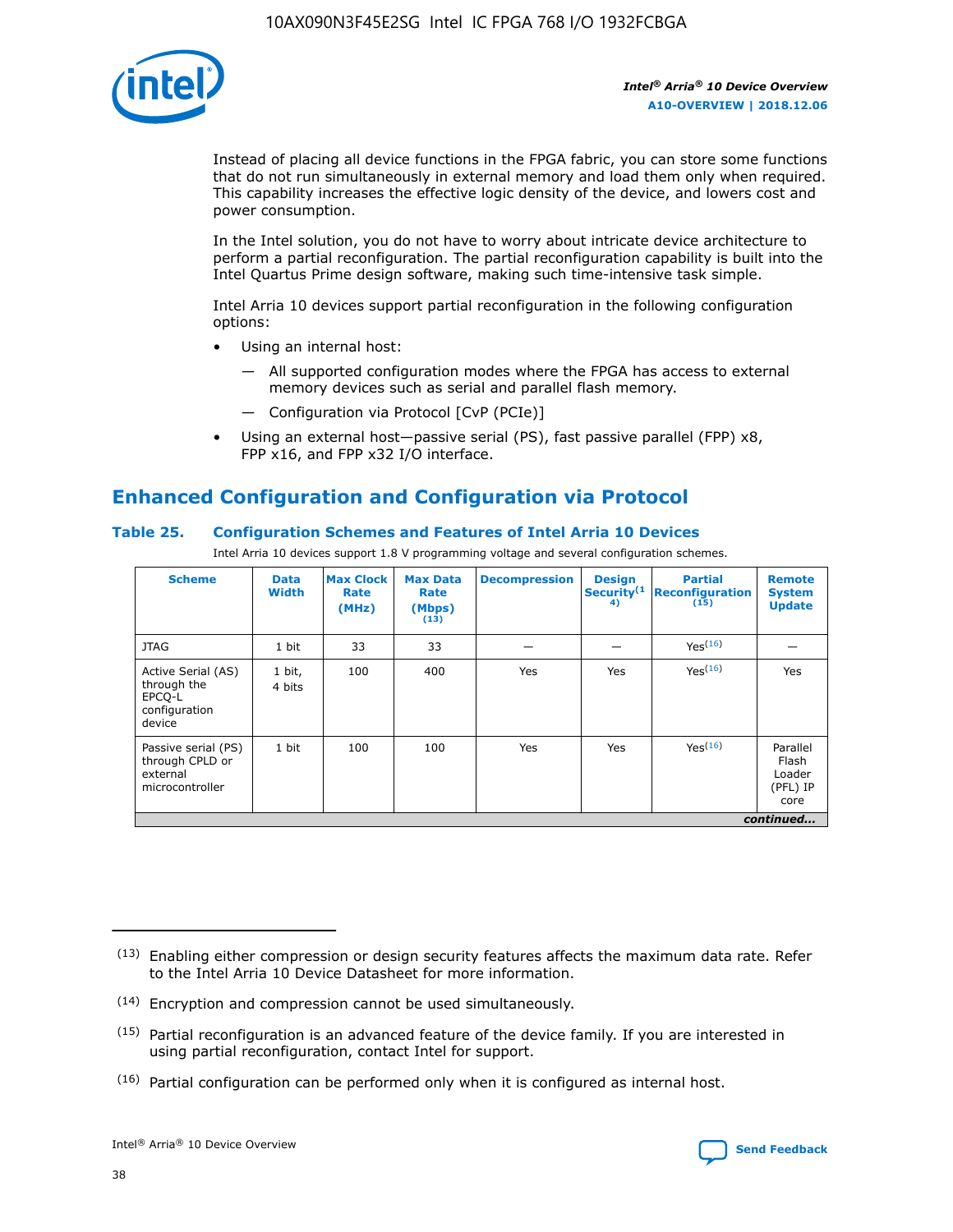Instead of placing all device functions in the FPGA fabric, you can store some functions that do not run simultaneously in external memory and load them only when required. This capability increases the effective logic density of the device, and lowers cost and power consumption.

In the Intel solution, you do not have to worry about intricate device architecture to perform a partial reconfiguration. The partial reconfiguration capability is built into the Intel Quartus Prime design software, making such time-intensive task simple.

Intel Arria 10 devices support partial reconfiguration in the following configuration options:

- Using an internal host:
  - All supported configuration modes where the FPGA has access to external memory devices such as serial and parallel flash memory.
  - Configuration via Protocol [CvP (PCIe)]
- Using an external host—passive serial (PS), fast passive parallel (FPP) x8, FPP x16, and FPP x32 I/O interface.

## Enhanced Configuration and Configuration via Protocol

**Table 25. Configuration Schemes and Features of Intel Arria 10 Devices**

Intel Arria 10 devices support 1.8 V programming voltage and several configuration schemes.

| Scheme | Data Width | Max Clock Rate (MHz) | Max Data Rate (Mbps) (13) | Decompression | Design Security (14) | Partial Reconfiguration (15) | Remote System Update |
|---|---|---|---|---|---|---|---|
| JTAG | 1 bit | 33 | 33 | — | — | Yes (16) | — |
| Active Serial (AS) through the EPCQ-L configuration device | 1 bit, 4 bits | 100 | 400 | Yes | Yes | Yes (16) | Yes |
| Passive serial (PS) through CPLD or external microcontroller | 1 bit | 100 | 100 | Yes | Yes | Yes (16) | Parallel Flash Loader (PFL) IP core |

*continued...*

(13) Enabling either compression or design security features affects the maximum data rate. Refer to the Intel Arria 10 Device Datasheet for more information.

(14) Encryption and compression cannot be used simultaneously.

(15) Partial reconfiguration is an advanced feature of the device family. If you are interested in using partial reconfiguration, contact Intel for support.

(16) Partial configuration can be performed only when it is configured as internal host.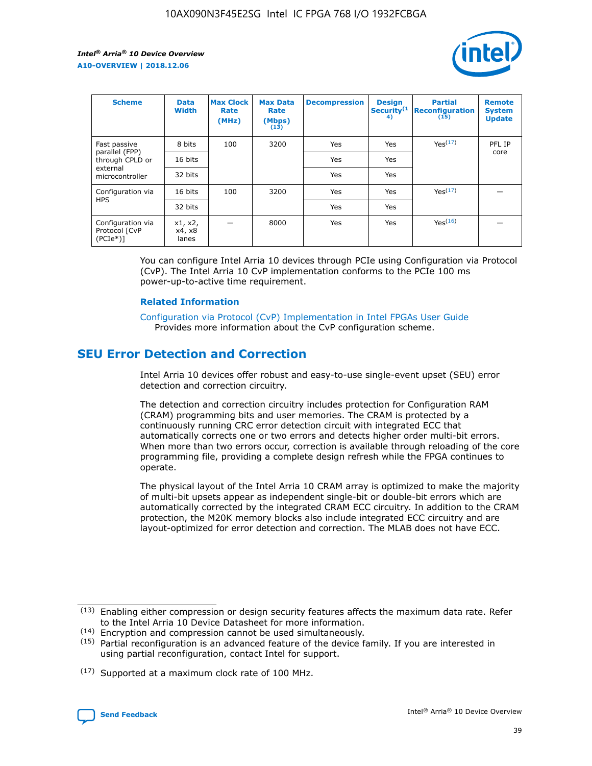| Scheme | Data Width | Max Clock Rate (MHz) | Max Data Rate (Mbps) (13) | Decompression | Design Security(14) | Partial Reconfiguration (15) | Remote System Update |
| --- | --- | --- | --- | --- | --- | --- | --- |
| Fast passive parallel (FPP) through CPLD or external microcontroller | 8 bits | 100 | 3200 | Yes | Yes | Yes(17) | PFL IP core |
| | 16 bits | | | Yes | Yes | | |
| | 32 bits | | | Yes | Yes | | |
| Configuration via HPS | 16 bits | 100 | 3200 | Yes | Yes | Yes(17) | — |
| | 32 bits | | | Yes | Yes | | |
| Configuration via Protocol [CvP (PCIe*)] | x1, x2, x4, x8 lanes | — | 8000 | Yes | Yes | Yes(16) | — |

You can configure Intel Arria 10 devices through PCIe using Configuration via Protocol (CvP). The Intel Arria 10 CvP implementation conforms to the PCIe 100 ms power-up-to-active time requirement.

### Related Information

Configuration via Protocol (CvP) Implementation in Intel FPGAs User Guide
Provides more information about the CvP configuration scheme.

## SEU Error Detection and Correction

Intel Arria 10 devices offer robust and easy-to-use single-event upset (SEU) error detection and correction circuitry.

The detection and correction circuitry includes protection for Configuration RAM (CRAM) programming bits and user memories. The CRAM is protected by a continuously running CRC error detection circuit with integrated ECC that automatically corrects one or two errors and detects higher order multi-bit errors. When more than two errors occur, correction is available through reloading of the core programming file, providing a complete design refresh while the FPGA continues to operate.

The physical layout of the Intel Arria 10 CRAM array is optimized to make the majority of multi-bit upsets appear as independent single-bit or double-bit errors which are automatically corrected by the integrated CRAM ECC circuitry. In addition to the CRAM protection, the M20K memory blocks also include integrated ECC circuitry and are layout-optimized for error detection and correction. The MLAB does not have ECC.

(13) Enabling either compression or design security features affects the maximum data rate. Refer to the Intel Arria 10 Device Datasheet for more information.

(14) Encryption and compression cannot be used simultaneously.

(15) Partial reconfiguration is an advanced feature of the device family. If you are interested in using partial reconfiguration, contact Intel for support.

(17) Supported at a maximum clock rate of 100 MHz.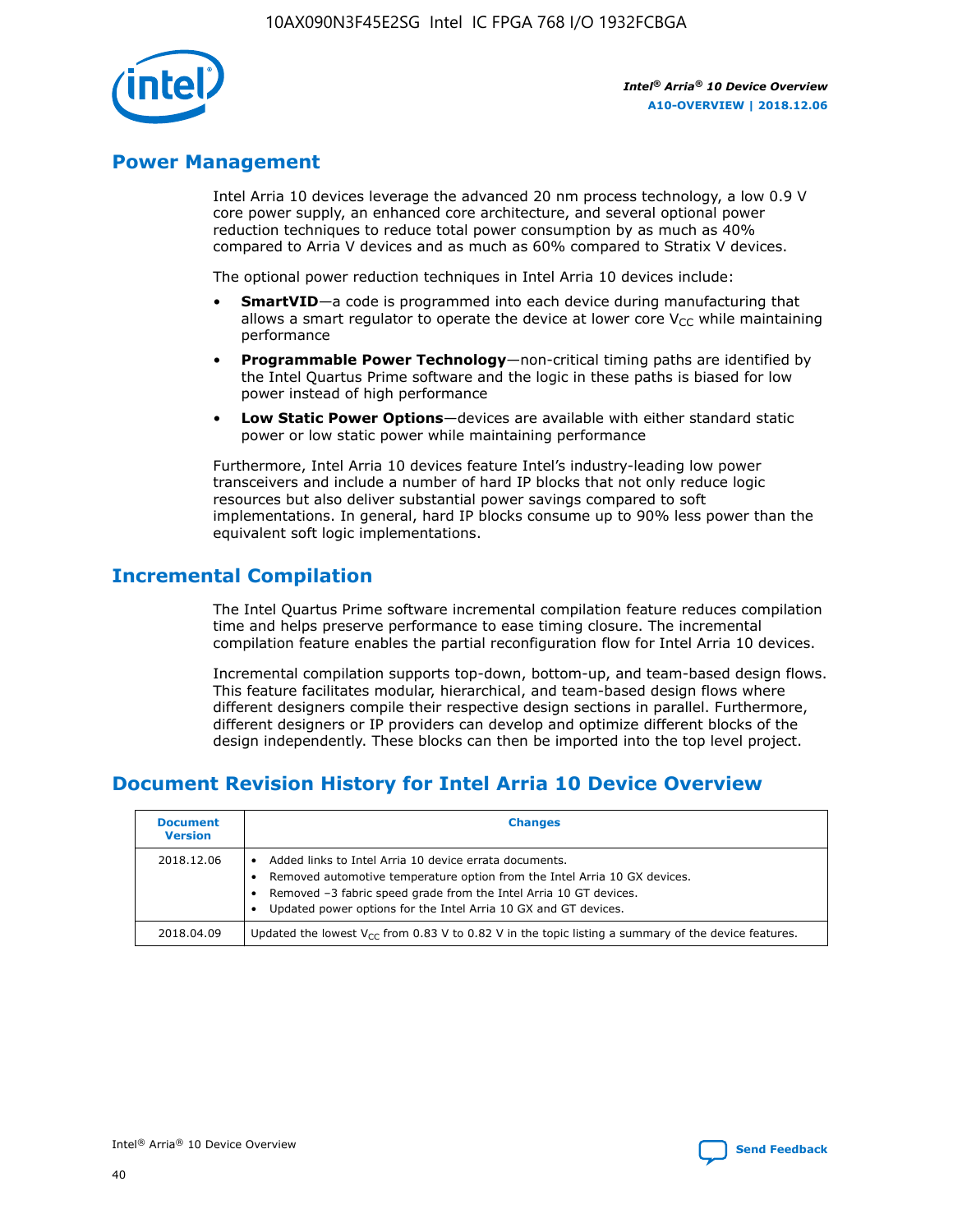## Power Management

Intel Arria 10 devices leverage the advanced 20 nm process technology, a low 0.9 V core power supply, an enhanced core architecture, and several optional power reduction techniques to reduce total power consumption by as much as 40% compared to Arria V devices and as much as 60% compared to Stratix V devices.

The optional power reduction techniques in Intel Arria 10 devices include:

- **SmartVID**—a code is programmed into each device during manufacturing that allows a smart regulator to operate the device at lower core $V_{CC}$ while maintaining performance
- **Programmable Power Technology**—non-critical timing paths are identified by the Intel Quartus Prime software and the logic in these paths is biased for low power instead of high performance
- **Low Static Power Options**—devices are available with either standard static power or low static power while maintaining performance

Furthermore, Intel Arria 10 devices feature Intel's industry-leading low power transceivers and include a number of hard IP blocks that not only reduce logic resources but also deliver substantial power savings compared to soft implementations. In general, hard IP blocks consume up to 90% less power than the equivalent soft logic implementations.

## Incremental Compilation

The Intel Quartus Prime software incremental compilation feature reduces compilation time and helps preserve performance to ease timing closure. The incremental compilation feature enables the partial reconfiguration flow for Intel Arria 10 devices.

Incremental compilation supports top-down, bottom-up, and team-based design flows. This feature facilitates modular, hierarchical, and team-based design flows where different designers compile their respective design sections in parallel. Furthermore, different designers or IP providers can develop and optimize different blocks of the design independently. These blocks can then be imported into the top level project.

## Document Revision History for Intel Arria 10 Device Overview

| Document Version | Changes |
|---|---|
| 2018.12.06 | • Added links to Intel Arria 10 device errata documents.<br>• Removed automotive temperature option from the Intel Arria 10 GX devices.<br>• Removed –3 fabric speed grade from the Intel Arria 10 GT devices.<br>• Updated power options for the Intel Arria 10 GX and GT devices. |
| 2018.04.09 | Updated the lowest $V_{CC}$ from 0.83 V to 0.82 V in the topic listing a summary of the device features. |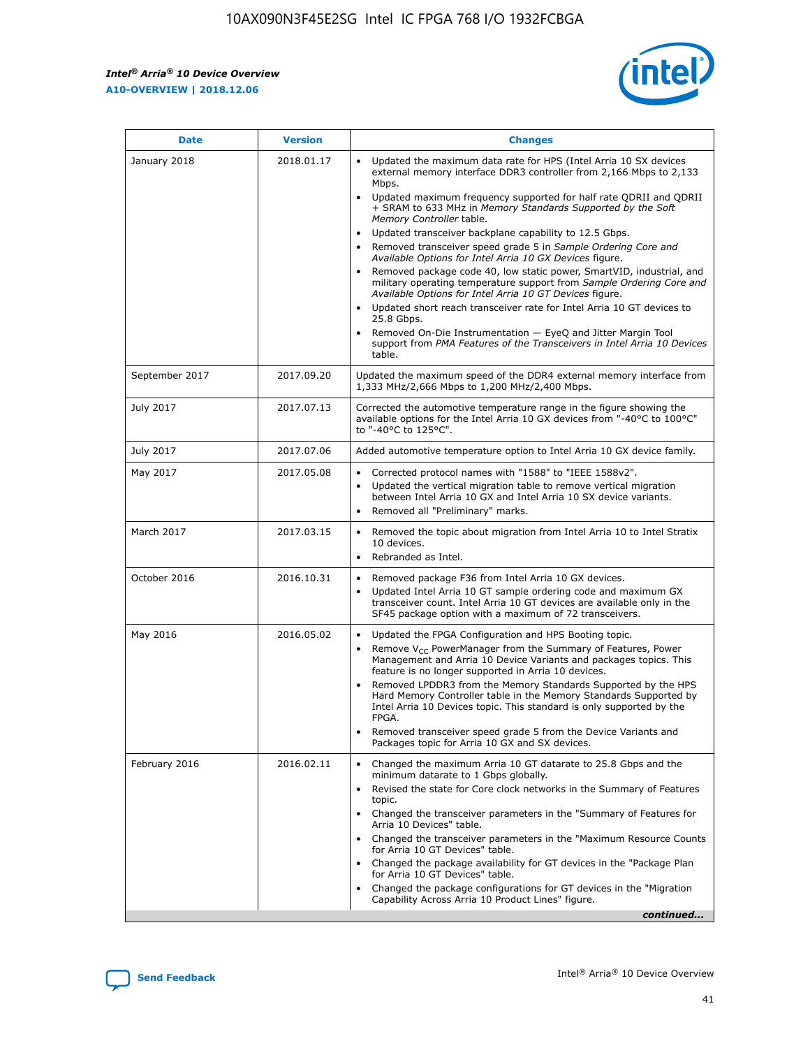| Date | Version | Changes |
| --- | --- | --- |
| January 2018 | 2018.01.17 | • Updated the maximum data rate for HPS (Intel Arria 10 SX devices external memory interface DDR3 controller from 2,166 Mbps to 2,133 Mbps.<br>• Updated maximum frequency supported for half rate QDRII and QDRII + SRAM to 633 MHz in *Memory Standards Supported by the Soft Memory Controller* table.<br>• Updated transceiver backplane capability to 12.5 Gbps.<br>• Removed transceiver speed grade 5 in *Sample Ordering Core and Available Options for Intel Arria 10 GX Devices* figure.<br>• Removed package code 40, low static power, SmartVID, industrial, and military operating temperature support from *Sample Ordering Core and Available Options for Intel Arria 10 GT Devices* figure.<br>• Updated short reach transceiver rate for Intel Arria 10 GT devices to 25.8 Gbps.<br>• Removed On-Die Instrumentation — EyeQ and Jitter Margin Tool support from *PMA Features of the Transceivers in Intel Arria 10 Devices* table. |
| September 2017 | 2017.09.20 | Updated the maximum speed of the DDR4 external memory interface from 1,333 MHz/2,666 Mbps to 1,200 MHz/2,400 Mbps. |
| July 2017 | 2017.07.13 | Corrected the automotive temperature range in the figure showing the available options for the Intel Arria 10 GX devices from "-40°C to 100°C" to "-40°C to 125°C". |
| July 2017 | 2017.07.06 | Added automotive temperature option to Intel Arria 10 GX device family. |
| May 2017 | 2017.05.08 | • Corrected protocol names with "1588" to "IEEE 1588v2".<br>• Updated the vertical migration table to remove vertical migration between Intel Arria 10 GX and Intel Arria 10 SX device variants.<br>• Removed all "Preliminary" marks. |
| March 2017 | 2017.03.15 | • Removed the topic about migration from Intel Arria 10 to Intel Stratix 10 devices.<br>• Rebranded as Intel. |
| October 2016 | 2016.10.31 | • Removed package F36 from Intel Arria 10 GX devices.<br>• Updated Intel Arria 10 GT sample ordering code and maximum GX transceiver count. Intel Arria 10 GT devices are available only in the SF45 package option with a maximum of 72 transceivers. |
| May 2016 | 2016.05.02 | • Updated the FPGA Configuration and HPS Booting topic.<br>• Remove $V_{CC}$ PowerManager from the Summary of Features, Power Management and Arria 10 Device Variants and packages topics. This feature is no longer supported in Arria 10 devices.<br>• Removed LPDDR3 from the Memory Standards Supported by the HPS Hard Memory Controller table in the Memory Standards Supported by Intel Arria 10 Devices topic. This standard is only supported by the FPGA.<br>• Removed transceiver speed grade 5 from the Device Variants and Packages topic for Arria 10 GX and SX devices. |
| February 2016 | 2016.02.11 | • Changed the maximum Arria 10 GT datarate to 25.8 Gbps and the minimum datarate to 1 Gbps globally.<br>• Revised the state for Core clock networks in the Summary of Features topic.<br>• Changed the transceiver parameters in the "Summary of Features for Arria 10 Devices" table.<br>• Changed the transceiver parameters in the "Maximum Resource Counts for Arria 10 GT Devices" table.<br>• Changed the package availability for GT devices in the "Package Plan for Arria 10 GT Devices" table.<br>• Changed the package configurations for GT devices in the "Migration Capability Across Arria 10 Product Lines" figure. |

*continued...*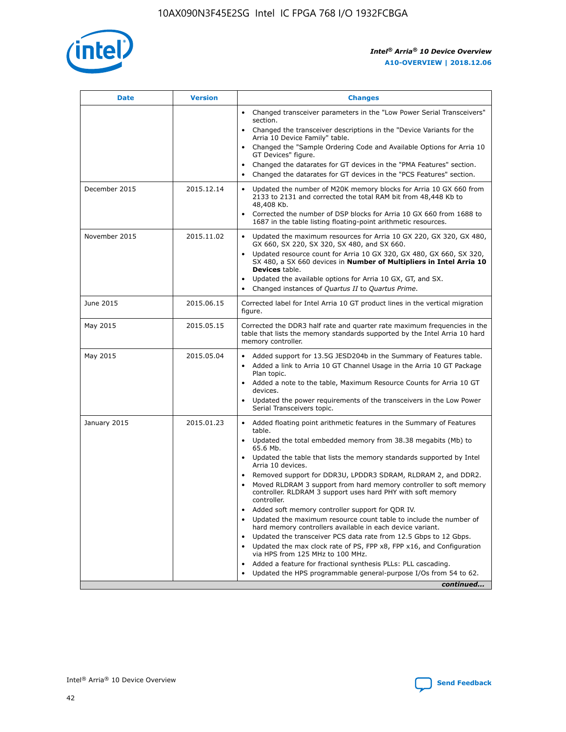| Date | Version | Changes |
| --- | --- | --- |
| | | • Changed transceiver parameters in the "Low Power Serial Transceivers" section.<br>• Changed the transceiver descriptions in the "Device Variants for the Arria 10 Device Family" table.<br>• Changed the "Sample Ordering Code and Available Options for Arria 10 GT Devices" figure.<br>• Changed the datarates for GT devices in the "PMA Features" section.<br>• Changed the datarates for GT devices in the "PCS Features" section. |
| December 2015 | 2015.12.14 | • Updated the number of M20K memory blocks for Arria 10 GX 660 from 2133 to 2131 and corrected the total RAM bit from 48,448 Kb to 48,408 Kb.<br>• Corrected the number of DSP blocks for Arria 10 GX 660 from 1688 to 1687 in the table listing floating-point arithmetic resources. |
| November 2015 | 2015.11.02 | • Updated the maximum resources for Arria 10 GX 220, GX 320, GX 480, GX 660, SX 220, SX 320, SX 480, and SX 660.<br>• Updated resource count for Arria 10 GX 320, GX 480, GX 660, SX 320, SX 480, a SX 660 devices in **Number of Multipliers in Intel Arria 10 Devices** table.<br>• Updated the available options for Arria 10 GX, GT, and SX.<br>• Changed instances of *Quartus II* to *Quartus Prime*. |
| June 2015 | 2015.06.15 | Corrected label for Intel Arria 10 GT product lines in the vertical migration figure. |
| May 2015 | 2015.05.15 | Corrected the DDR3 half rate and quarter rate maximum frequencies in the table that lists the memory standards supported by the Intel Arria 10 hard memory controller. |
| May 2015 | 2015.05.04 | • Added support for 13.5G JESD204b in the Summary of Features table.<br>• Added a link to Arria 10 GT Channel Usage in the Arria 10 GT Package Plan topic.<br>• Added a note to the table, Maximum Resource Counts for Arria 10 GT devices.<br>• Updated the power requirements of the transceivers in the Low Power Serial Transceivers topic. |
| January 2015 | 2015.01.23 | • Added floating point arithmetic features in the Summary of Features table.<br>• Updated the total embedded memory from 38.38 megabits (Mb) to 65.6 Mb.<br>• Updated the table that lists the memory standards supported by Intel Arria 10 devices.<br>• Removed support for DDR3U, LPDDR3 SDRAM, RLDRAM 2, and DDR2.<br>• Moved RLDRAM 3 support from hard memory controller to soft memory controller. RLDRAM 3 support uses hard PHY with soft memory controller.<br>• Added soft memory controller support for QDR IV.<br>• Updated the maximum resource count table to include the number of hard memory controllers available in each device variant.<br>• Updated the transceiver PCS data rate from 12.5 Gbps to 12 Gbps.<br>• Updated the max clock rate of PS, FPP x8, FPP x16, and Configuration via HPS from 125 MHz to 100 MHz.<br>• Added a feature for fractional synthesis PLLs: PLL cascading.<br>• Updated the HPS programmable general-purpose I/Os from 54 to 62. |

*continued...*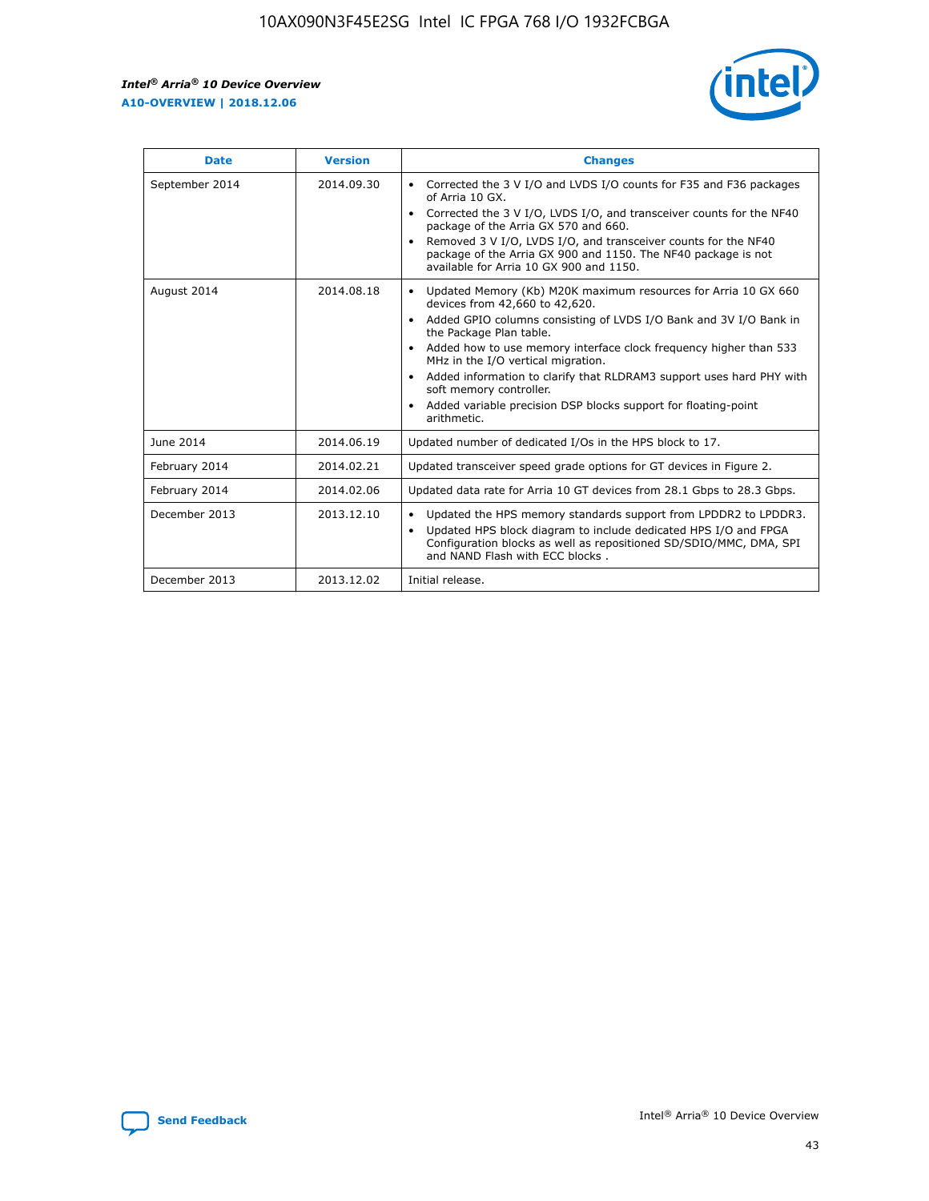| Date | Version | Changes |
| --- | --- | --- |
| September 2014 | 2014.09.30 | • Corrected the 3 V I/O and LVDS I/O counts for F35 and F36 packages of Arria 10 GX.<br>• Corrected the 3 V I/O, LVDS I/O, and transceiver counts for the NF40 package of the Arria GX 570 and 660.<br>• Removed 3 V I/O, LVDS I/O, and transceiver counts for the NF40 package of the Arria GX 900 and 1150. The NF40 package is not available for Arria 10 GX 900 and 1150. |
| August 2014 | 2014.08.18 | • Updated Memory (Kb) M20K maximum resources for Arria 10 GX 660 devices from 42,660 to 42,620.<br>• Added GPIO columns consisting of LVDS I/O Bank and 3V I/O Bank in the Package Plan table.<br>• Added how to use memory interface clock frequency higher than 533 MHz in the I/O vertical migration.<br>• Added information to clarify that RLDRAM3 support uses hard PHY with soft memory controller.<br>• Added variable precision DSP blocks support for floating-point arithmetic. |
| June 2014 | 2014.06.19 | Updated number of dedicated I/Os in the HPS block to 17. |
| February 2014 | 2014.02.21 | Updated transceiver speed grade options for GT devices in Figure 2. |
| February 2014 | 2014.02.06 | Updated data rate for Arria 10 GT devices from 28.1 Gbps to 28.3 Gbps. |
| December 2013 | 2013.12.10 | • Updated the HPS memory standards support from LPDDR2 to LPDDR3.<br>• Updated HPS block diagram to include dedicated HPS I/O and FPGA Configuration blocks as well as repositioned SD/SDIO/MMC, DMA, SPI and NAND Flash with ECC blocks . |
| December 2013 | 2013.12.02 | Initial release. |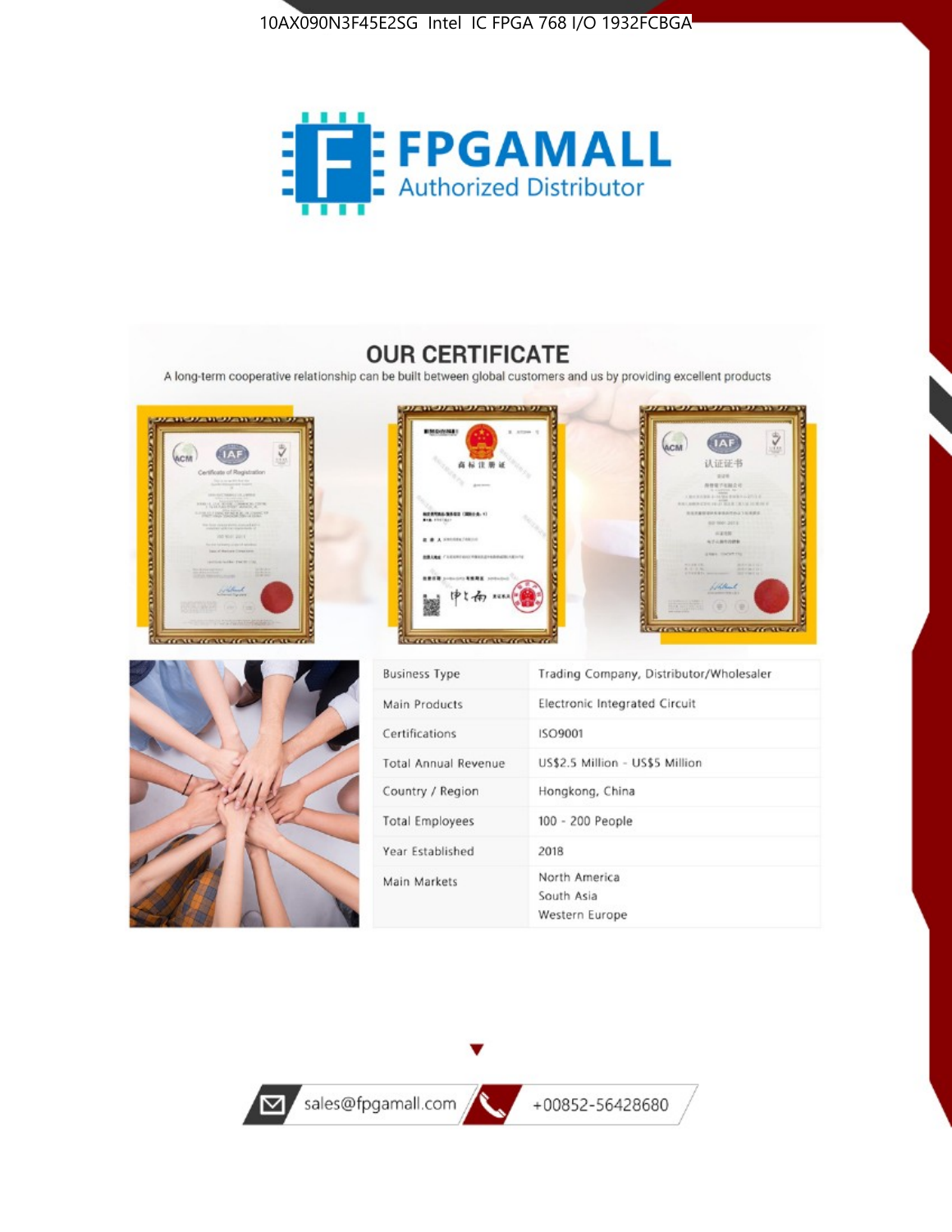FPGAMALL
Authorized Distributor

## OUR CERTIFICATE

A long-term cooperative relationship can be built between global customers and us by providing excellent products

| | |
|---|---|
| Business Type | Trading Company, Distributor/Wholesaler |
| Main Products | Electronic Integrated Circuit |
| Certifications | ISO9001 |
| Total Annual Revenue | US$2.5 Million - US$5 Million |
| Country / Region | Hongkong, China |
| Total Employees | 100 - 200 People |
| Year Established | 2018 |
| Main Markets | North America<br>South Asia<br>Western Europe |

sales@fpgamall.com

+00852-56428680